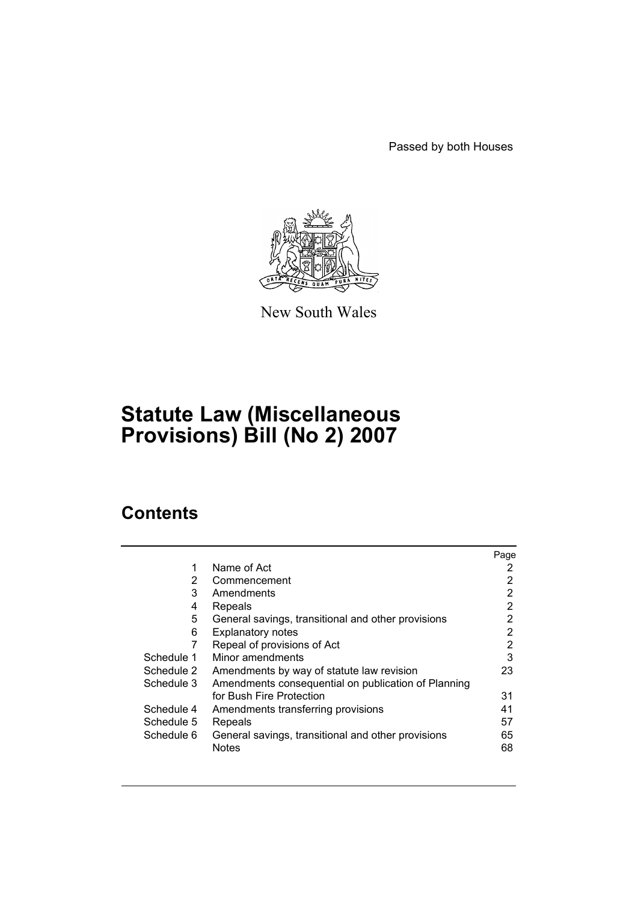Passed by both Houses

New South Wales

# Statute Law (Miscellaneous Provisions) Bill (No 2) 2007

## Contents

| | | Page |
|---|---|---|
| 1 | Name of Act | 2 |
| 2 | Commencement | 2 |
| 3 | Amendments | 2 |
| 4 | Repeals | 2 |
| 5 | General savings, transitional and other provisions | 2 |
| 6 | Explanatory notes | 2 |
| 7 | Repeal of provisions of Act | 2 |
| Schedule 1 | Minor amendments | 3 |
| Schedule 2 | Amendments by way of statute law revision | 23 |
| Schedule 3 | Amendments consequential on publication of Planning for Bush Fire Protection | 31 |
| Schedule 4 | Amendments transferring provisions | 41 |
| Schedule 5 | Repeals | 57 |
| Schedule 6 | General savings, transitional and other provisions | 65 |
| | Notes | 68 |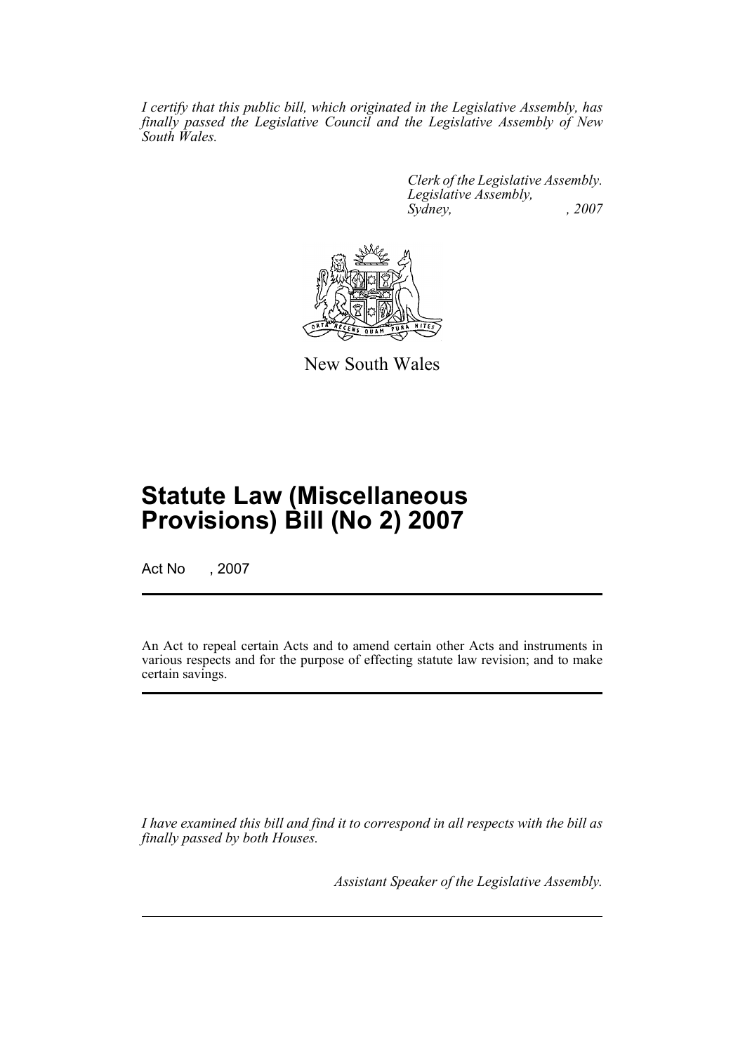*I certify that this public bill, which originated in the Legislative Assembly, has finally passed the Legislative Council and the Legislative Assembly of New South Wales.*

*Clerk of the Legislative Assembly.*
*Legislative Assembly,*
*Sydney, , 2007*

New South Wales

# Statute Law (Miscellaneous Provisions) Bill (No 2) 2007

Act No , 2007

An Act to repeal certain Acts and to amend certain other Acts and instruments in various respects and for the purpose of effecting statute law revision; and to make certain savings.

*I have examined this bill and find it to correspond in all respects with the bill as finally passed by both Houses.*

*Assistant Speaker of the Legislative Assembly.*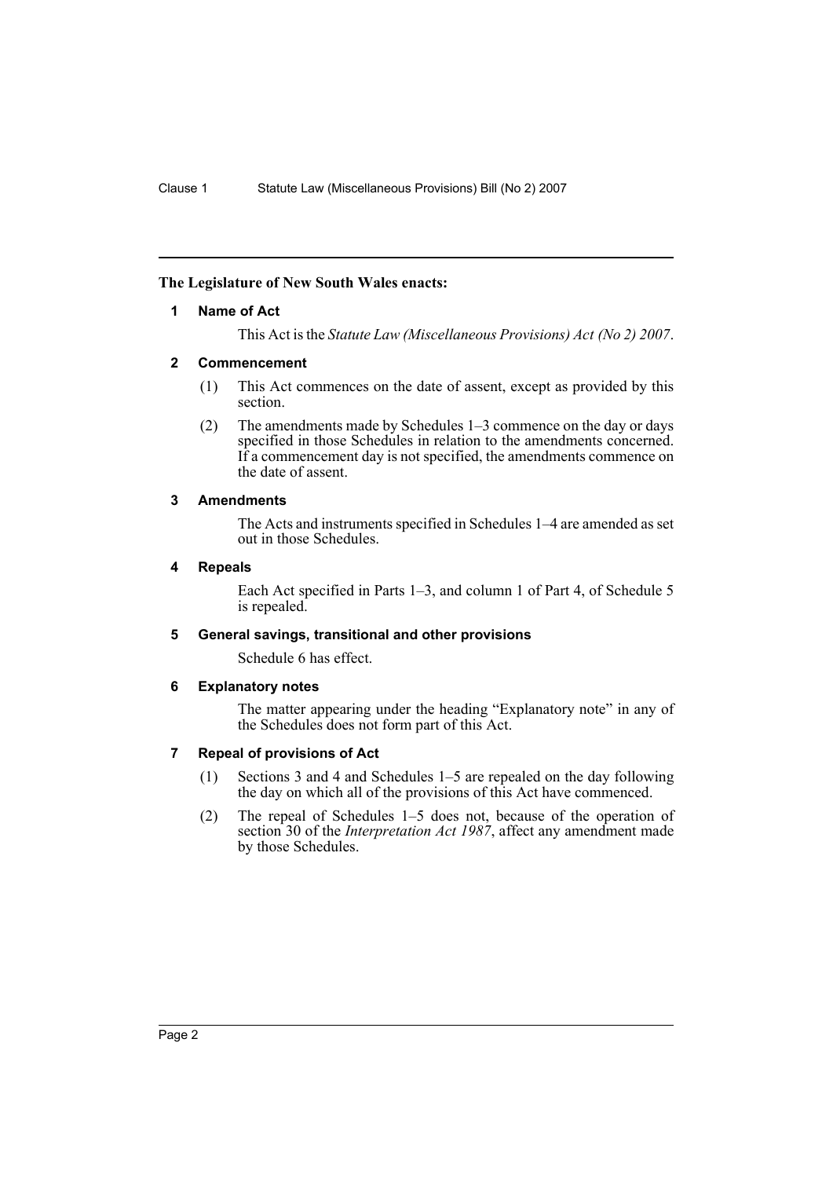**The Legislature of New South Wales enacts:**

## 1 Name of Act

This Act is the *Statute Law (Miscellaneous Provisions) Act (No 2) 2007*.

## 2 Commencement

(1) This Act commences on the date of assent, except as provided by this section.

(2) The amendments made by Schedules 1–3 commence on the day or days specified in those Schedules in relation to the amendments concerned. If a commencement day is not specified, the amendments commence on the date of assent.

## 3 Amendments

The Acts and instruments specified in Schedules 1–4 are amended as set out in those Schedules.

## 4 Repeals

Each Act specified in Parts 1–3, and column 1 of Part 4, of Schedule 5 is repealed.

## 5 General savings, transitional and other provisions

Schedule 6 has effect.

## 6 Explanatory notes

The matter appearing under the heading "Explanatory note" in any of the Schedules does not form part of this Act.

## 7 Repeal of provisions of Act

(1) Sections 3 and 4 and Schedules 1–5 are repealed on the day following the day on which all of the provisions of this Act have commenced.

(2) The repeal of Schedules 1–5 does not, because of the operation of section 30 of the *Interpretation Act 1987*, affect any amendment made by those Schedules.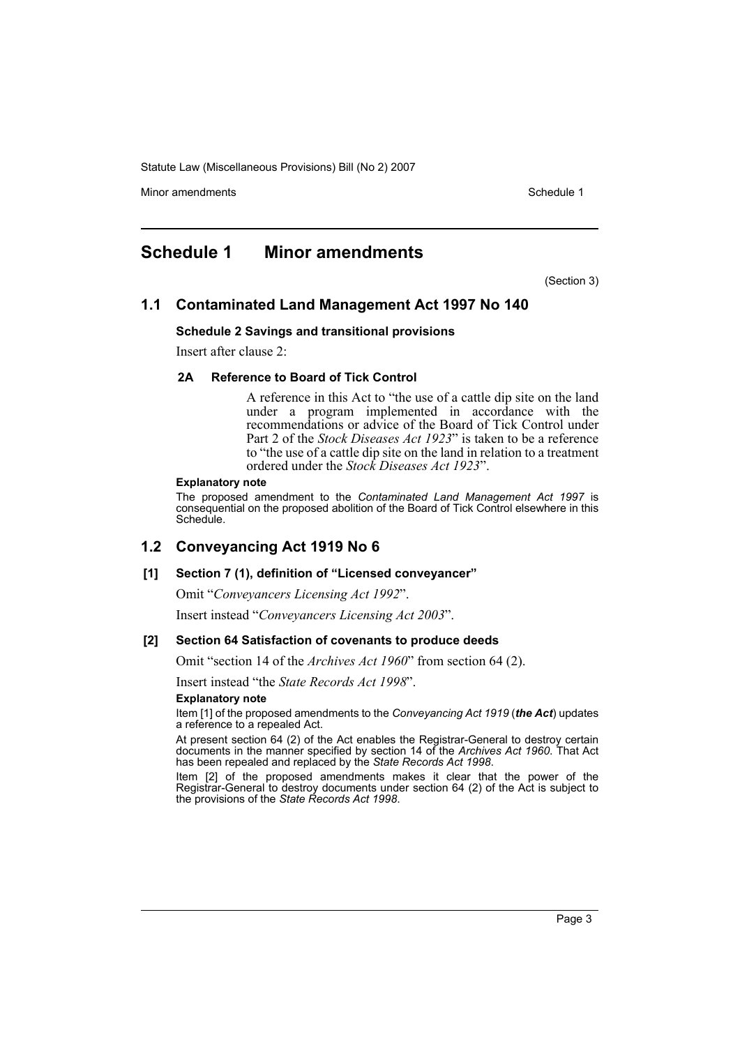# Schedule 1 Minor amendments

(Section 3)

## 1.1 Contaminated Land Management Act 1997 No 140

### Schedule 2 Savings and transitional provisions

Insert after clause 2:

#### 2A Reference to Board of Tick Control

A reference in this Act to "the use of a cattle dip site on the land under a program implemented in accordance with the recommendations or advice of the Board of Tick Control under Part 2 of the *Stock Diseases Act 1923*" is taken to be a reference to "the use of a cattle dip site on the land in relation to a treatment ordered under the *Stock Diseases Act 1923*".

**Explanatory note**

The proposed amendment to the *Contaminated Land Management Act 1997* is consequential on the proposed abolition of the Board of Tick Control elsewhere in this Schedule.

## 1.2 Conveyancing Act 1919 No 6

### [1] Section 7 (1), definition of "Licensed conveyancer"

Omit "*Conveyancers Licensing Act 1992*".

Insert instead "*Conveyancers Licensing Act 2003*".

### [2] Section 64 Satisfaction of covenants to produce deeds

Omit "section 14 of the *Archives Act 1960*" from section 64 (2).

Insert instead "the *State Records Act 1998*".

**Explanatory note**

Item [1] of the proposed amendments to the *Conveyancing Act 1919* (***the Act***) updates a reference to a repealed Act.

At present section 64 (2) of the Act enables the Registrar-General to destroy certain documents in the manner specified by section 14 of the *Archives Act 1960*. That Act has been repealed and replaced by the *State Records Act 1998*.

Item [2] of the proposed amendments makes it clear that the power of the Registrar-General to destroy documents under section 64 (2) of the Act is subject to the provisions of the *State Records Act 1998*.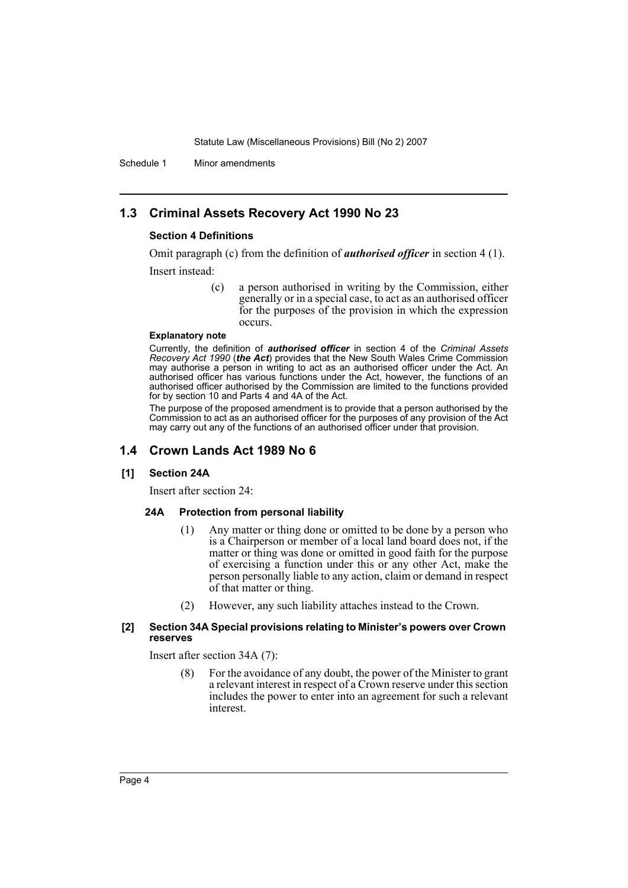## 1.3 Criminal Assets Recovery Act 1990 No 23

### Section 4 Definitions

Omit paragraph (c) from the definition of ***authorised officer*** in section 4 (1).

Insert instead:

> (c) a person authorised in writing by the Commission, either generally or in a special case, to act as an authorised officer for the purposes of the provision in which the expression occurs.

#### Explanatory note

Currently, the definition of ***authorised officer*** in section 4 of the *Criminal Assets Recovery Act 1990* (***the Act***) provides that the New South Wales Crime Commission may authorise a person in writing to act as an authorised officer under the Act. An authorised officer has various functions under the Act, however, the functions of an authorised officer authorised by the Commission are limited to the functions provided for by section 10 and Parts 4 and 4A of the Act.

The purpose of the proposed amendment is to provide that a person authorised by the Commission to act as an authorised officer for the purposes of any provision of the Act may carry out any of the functions of an authorised officer under that provision.

## 1.4 Crown Lands Act 1989 No 6

### [1] Section 24A

Insert after section 24:

#### 24A Protection from personal liability

(1) Any matter or thing done or omitted to be done by a person who is a Chairperson or member of a local land board does not, if the matter or thing was done or omitted in good faith for the purpose of exercising a function under this or any other Act, make the person personally liable to any action, claim or demand in respect of that matter or thing.

(2) However, any such liability attaches instead to the Crown.

### [2] Section 34A Special provisions relating to Minister's powers over Crown reserves

Insert after section 34A (7):

> (8) For the avoidance of any doubt, the power of the Minister to grant a relevant interest in respect of a Crown reserve under this section includes the power to enter into an agreement for such a relevant interest.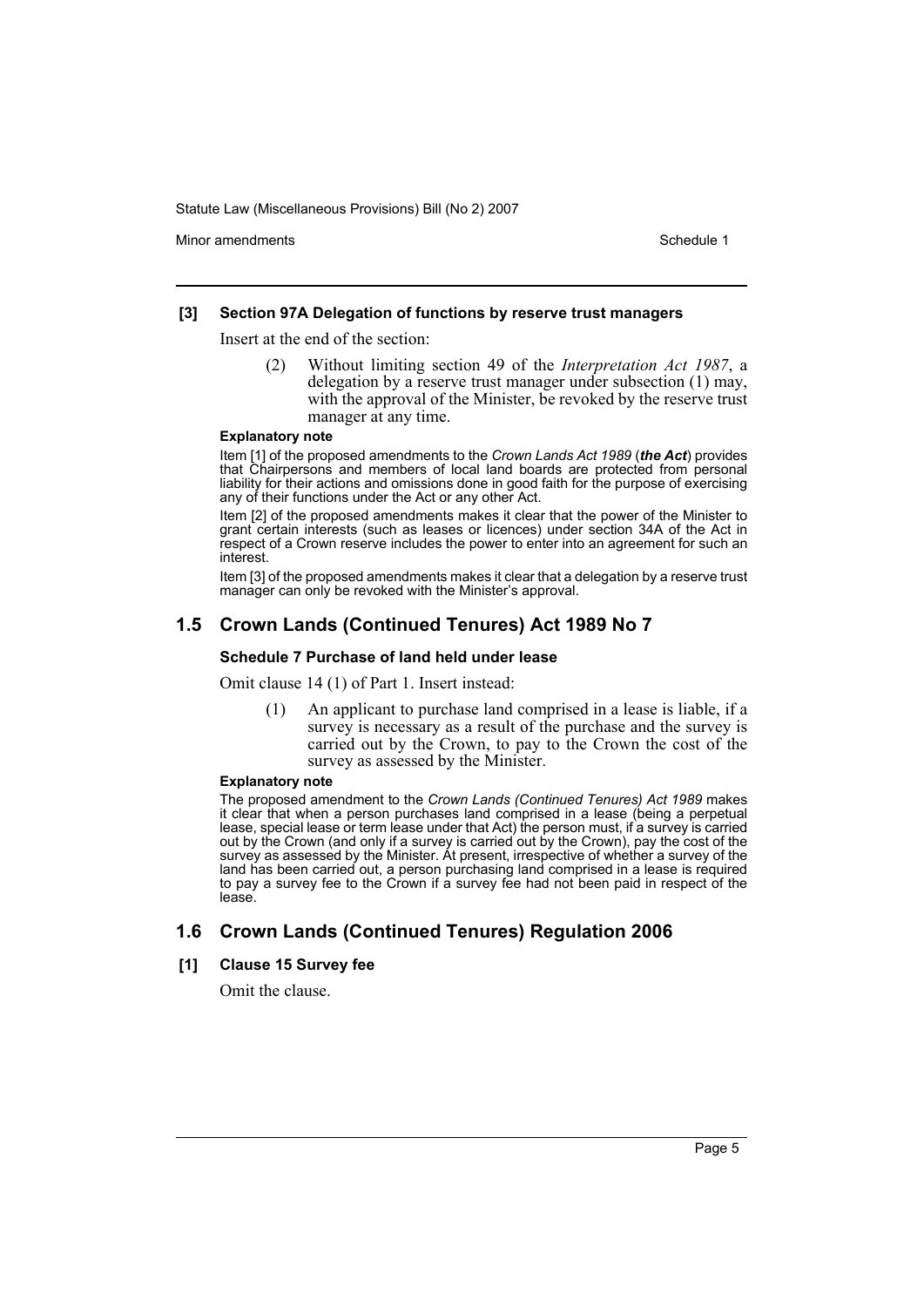#### [3] Section 97A Delegation of functions by reserve trust managers

Insert at the end of the section:

> (2) Without limiting section 49 of the *Interpretation Act 1987*, a delegation by a reserve trust manager under subsection (1) may, with the approval of the Minister, be revoked by the reserve trust manager at any time.

**Explanatory note**

Item [1] of the proposed amendments to the *Crown Lands Act 1989* (***the Act***) provides that Chairpersons and members of local land boards are protected from personal liability for their actions and omissions done in good faith for the purpose of exercising any of their functions under the Act or any other Act.

Item [2] of the proposed amendments makes it clear that the power of the Minister to grant certain interests (such as leases or licences) under section 34A of the Act in respect of a Crown reserve includes the power to enter into an agreement for such an interest.

Item [3] of the proposed amendments makes it clear that a delegation by a reserve trust manager can only be revoked with the Minister's approval.

## 1.5 Crown Lands (Continued Tenures) Act 1989 No 7

#### Schedule 7 Purchase of land held under lease

Omit clause 14 (1) of Part 1. Insert instead:

> (1) An applicant to purchase land comprised in a lease is liable, if a survey is necessary as a result of the purchase and the survey is carried out by the Crown, to pay to the Crown the cost of the survey as assessed by the Minister.

**Explanatory note**

The proposed amendment to the *Crown Lands (Continued Tenures) Act 1989* makes it clear that when a person purchases land comprised in a lease (being a perpetual lease, special lease or term lease under that Act) the person must, if a survey is carried out by the Crown (and only if a survey is carried out by the Crown), pay the cost of the survey as assessed by the Minister. At present, irrespective of whether a survey of the land has been carried out, a person purchasing land comprised in a lease is required to pay a survey fee to the Crown if a survey fee had not been paid in respect of the lease.

## 1.6 Crown Lands (Continued Tenures) Regulation 2006

#### [1] Clause 15 Survey fee

Omit the clause.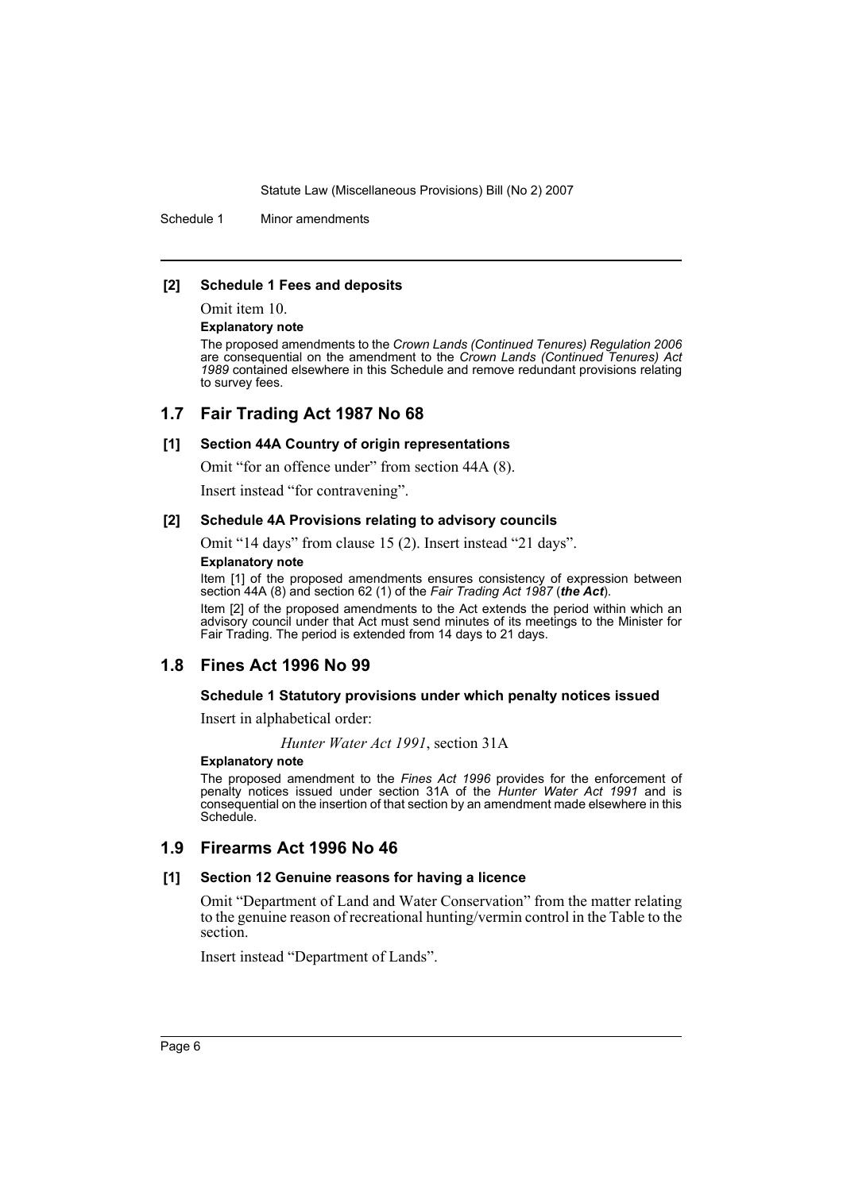**[2] Schedule 1 Fees and deposits**

Omit item 10.

**Explanatory note**

The proposed amendments to the *Crown Lands (Continued Tenures) Regulation 2006* are consequential on the amendment to the *Crown Lands (Continued Tenures) Act 1989* contained elsewhere in this Schedule and remove redundant provisions relating to survey fees.

## 1.7 Fair Trading Act 1987 No 68

**[1] Section 44A Country of origin representations**

Omit "for an offence under" from section 44A (8).

Insert instead "for contravening".

**[2] Schedule 4A Provisions relating to advisory councils**

Omit "14 days" from clause 15 (2). Insert instead "21 days".

**Explanatory note**

Item [1] of the proposed amendments ensures consistency of expression between section 44A (8) and section 62 (1) of the *Fair Trading Act 1987* (***the Act***).

Item [2] of the proposed amendments to the Act extends the period within which an advisory council under that Act must send minutes of its meetings to the Minister for Fair Trading. The period is extended from 14 days to 21 days.

## 1.8 Fines Act 1996 No 99

**Schedule 1 Statutory provisions under which penalty notices issued**

Insert in alphabetical order:

*Hunter Water Act 1991*, section 31A

**Explanatory note**

The proposed amendment to the *Fines Act 1996* provides for the enforcement of penalty notices issued under section 31A of the *Hunter Water Act 1991* and is consequential on the insertion of that section by an amendment made elsewhere in this Schedule.

## 1.9 Firearms Act 1996 No 46

**[1] Section 12 Genuine reasons for having a licence**

Omit "Department of Land and Water Conservation" from the matter relating to the genuine reason of recreational hunting/vermin control in the Table to the section.

Insert instead "Department of Lands".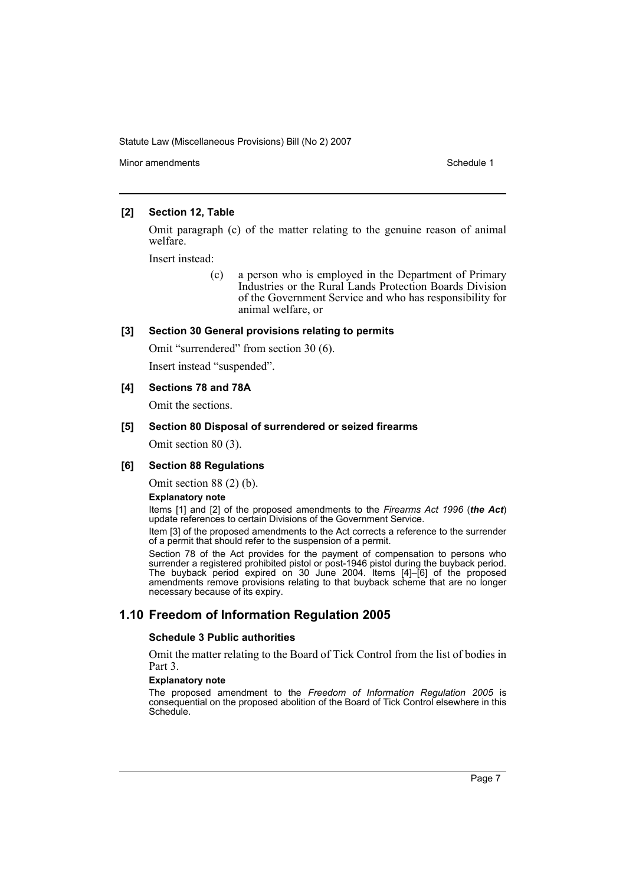**[2] Section 12, Table**

Omit paragraph (c) of the matter relating to the genuine reason of animal welfare.

Insert instead:

> (c) a person who is employed in the Department of Primary Industries or the Rural Lands Protection Boards Division of the Government Service and who has responsibility for animal welfare, or

**[3] Section 30 General provisions relating to permits**

Omit "surrendered" from section 30 (6).

Insert instead "suspended".

**[4] Sections 78 and 78A**

Omit the sections.

**[5] Section 80 Disposal of surrendered or seized firearms**

Omit section 80 (3).

**[6] Section 88 Regulations**

Omit section 88 (2) (b).

**Explanatory note**

Items [1] and [2] of the proposed amendments to the *Firearms Act 1996* (***the Act***) update references to certain Divisions of the Government Service.

Item [3] of the proposed amendments to the Act corrects a reference to the surrender of a permit that should refer to the suspension of a permit.

Section 78 of the Act provides for the payment of compensation to persons who surrender a registered prohibited pistol or post-1946 pistol during the buyback period. The buyback period expired on 30 June 2004. Items [4]–[6] of the proposed amendments remove provisions relating to that buyback scheme that are no longer necessary because of its expiry.

## 1.10 Freedom of Information Regulation 2005

**Schedule 3 Public authorities**

Omit the matter relating to the Board of Tick Control from the list of bodies in Part 3.

**Explanatory note**

The proposed amendment to the *Freedom of Information Regulation 2005* is consequential on the proposed abolition of the Board of Tick Control elsewhere in this Schedule.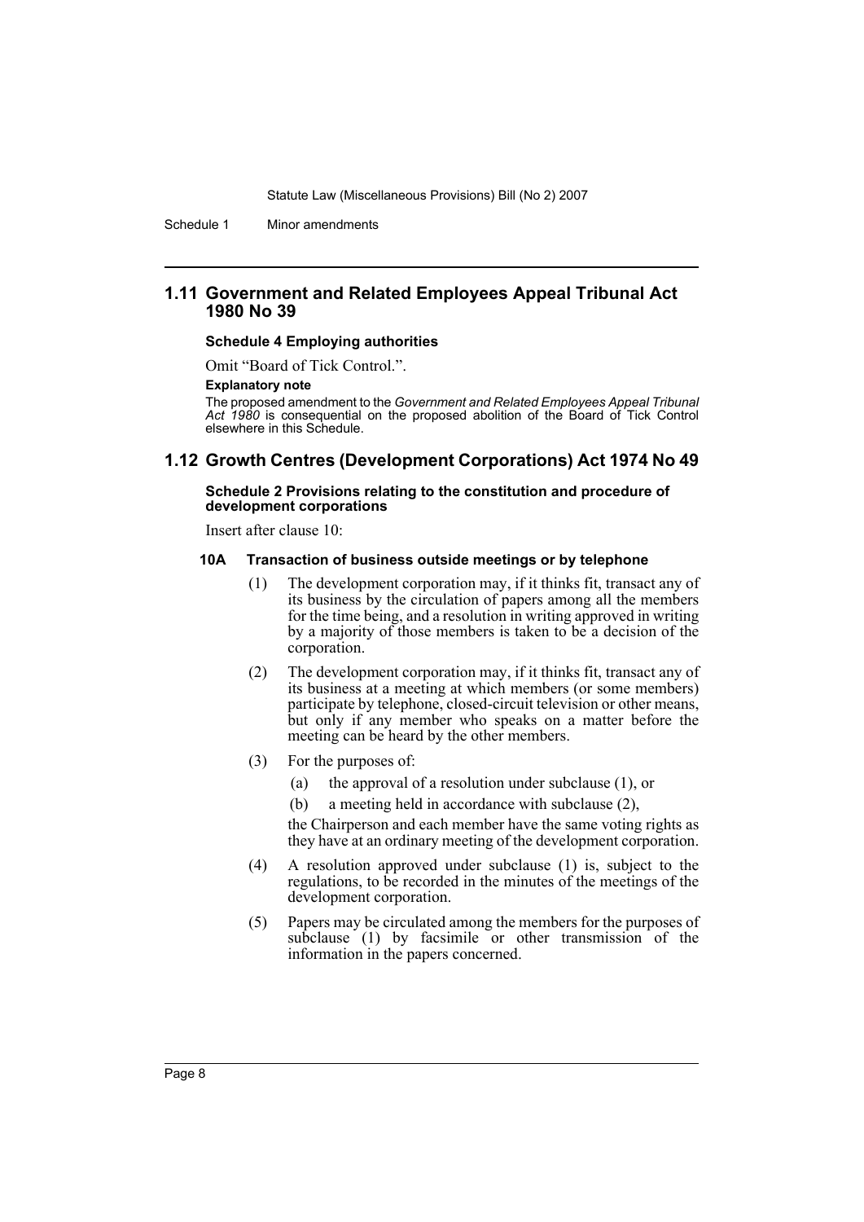## 1.11 Government and Related Employees Appeal Tribunal Act 1980 No 39

**Schedule 4 Employing authorities**

Omit "Board of Tick Control.".

**Explanatory note**

The proposed amendment to the *Government and Related Employees Appeal Tribunal Act 1980* is consequential on the proposed abolition of the Board of Tick Control elsewhere in this Schedule.

## 1.12 Growth Centres (Development Corporations) Act 1974 No 49

**Schedule 2 Provisions relating to the constitution and procedure of development corporations**

Insert after clause 10:

**10A Transaction of business outside meetings or by telephone**

(1) The development corporation may, if it thinks fit, transact any of its business by the circulation of papers among all the members for the time being, and a resolution in writing approved in writing by a majority of those members is taken to be a decision of the corporation.

(2) The development corporation may, if it thinks fit, transact any of its business at a meeting at which members (or some members) participate by telephone, closed-circuit television or other means, but only if any member who speaks on a matter before the meeting can be heard by the other members.

(3) For the purposes of:

(a) the approval of a resolution under subclause (1), or

(b) a meeting held in accordance with subclause (2),

the Chairperson and each member have the same voting rights as they have at an ordinary meeting of the development corporation.

(4) A resolution approved under subclause (1) is, subject to the regulations, to be recorded in the minutes of the meetings of the development corporation.

(5) Papers may be circulated among the members for the purposes of subclause (1) by facsimile or other transmission of the information in the papers concerned.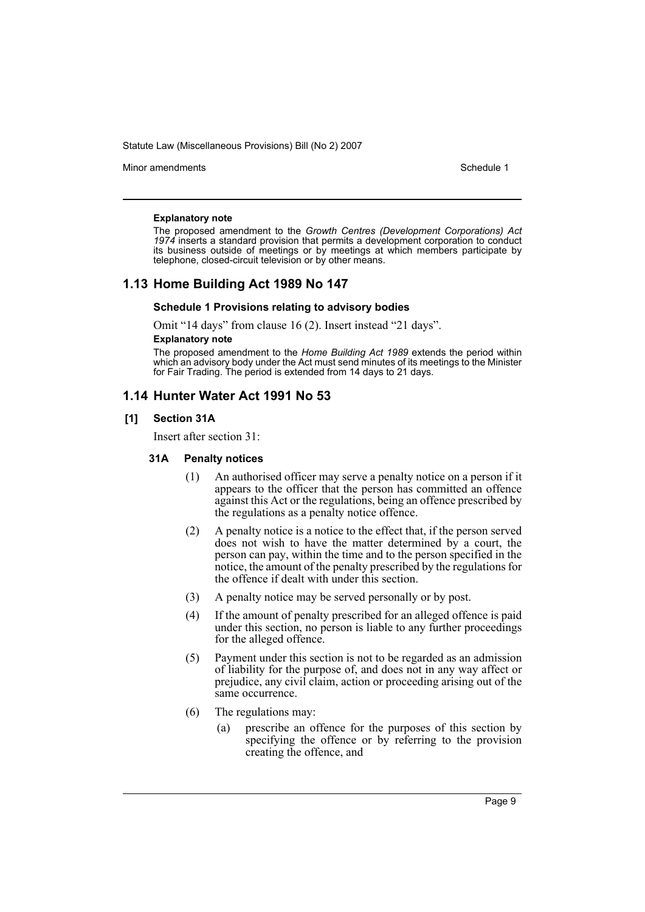**Explanatory note**

The proposed amendment to the *Growth Centres (Development Corporations) Act 1974* inserts a standard provision that permits a development corporation to conduct its business outside of meetings or by meetings at which members participate by telephone, closed-circuit television or by other means.

## 1.13 Home Building Act 1989 No 147

**Schedule 1 Provisions relating to advisory bodies**

Omit "14 days" from clause 16 (2). Insert instead "21 days".

**Explanatory note**

The proposed amendment to the *Home Building Act 1989* extends the period within which an advisory body under the Act must send minutes of its meetings to the Minister for Fair Trading. The period is extended from 14 days to 21 days.

## 1.14 Hunter Water Act 1991 No 53

**[1] Section 31A**

Insert after section 31:

**31A Penalty notices**

(1) An authorised officer may serve a penalty notice on a person if it appears to the officer that the person has committed an offence against this Act or the regulations, being an offence prescribed by the regulations as a penalty notice offence.

(2) A penalty notice is a notice to the effect that, if the person served does not wish to have the matter determined by a court, the person can pay, within the time and to the person specified in the notice, the amount of the penalty prescribed by the regulations for the offence if dealt with under this section.

(3) A penalty notice may be served personally or by post.

(4) If the amount of penalty prescribed for an alleged offence is paid under this section, no person is liable to any further proceedings for the alleged offence.

(5) Payment under this section is not to be regarded as an admission of liability for the purpose of, and does not in any way affect or prejudice, any civil claim, action or proceeding arising out of the same occurrence.

(6) The regulations may:

(a) prescribe an offence for the purposes of this section by specifying the offence or by referring to the provision creating the offence, and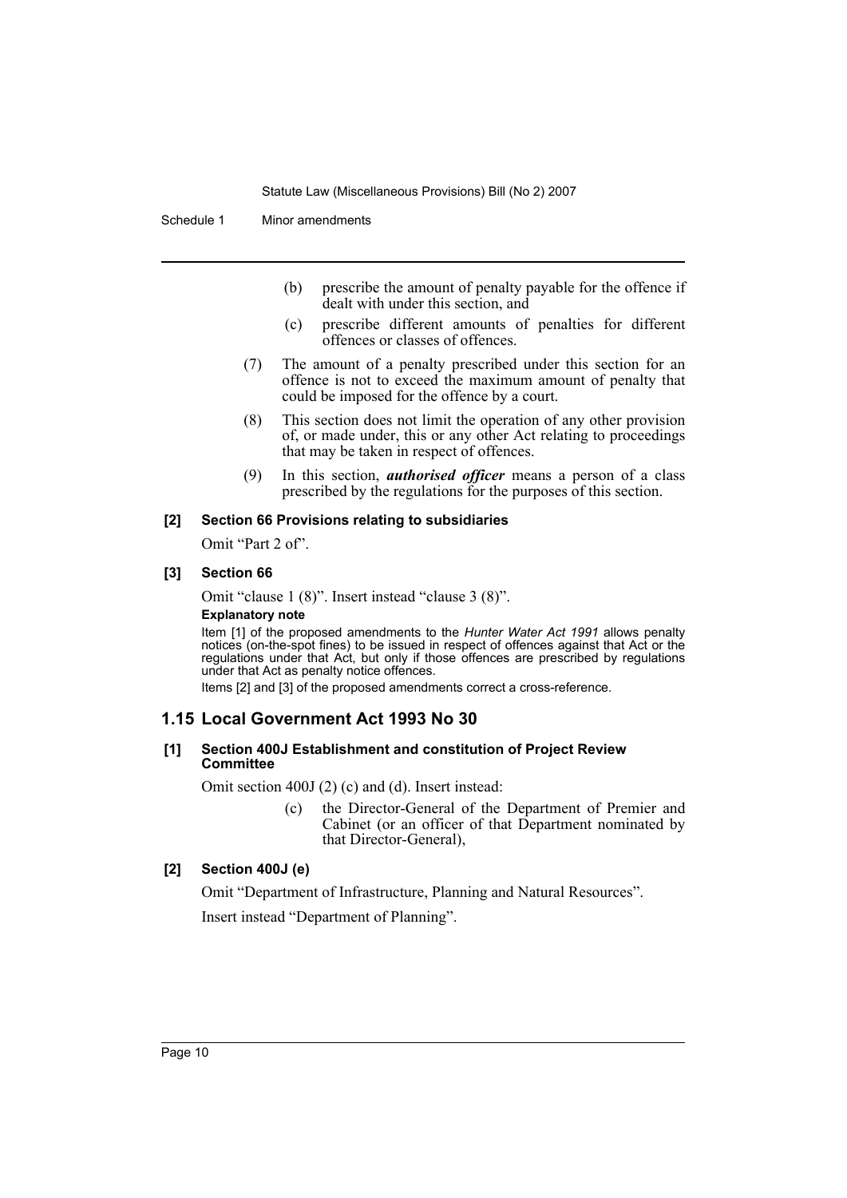(b) prescribe the amount of penalty payable for the offence if dealt with under this section, and

(c) prescribe different amounts of penalties for different offences or classes of offences.

(7) The amount of a penalty prescribed under this section for an offence is not to exceed the maximum amount of penalty that could be imposed for the offence by a court.

(8) This section does not limit the operation of any other provision of, or made under, this or any other Act relating to proceedings that may be taken in respect of offences.

(9) In this section, ***authorised officer*** means a person of a class prescribed by the regulations for the purposes of this section.

**[2] Section 66 Provisions relating to subsidiaries**

Omit "Part 2 of".

**[3] Section 66**

Omit "clause 1 (8)". Insert instead "clause 3 (8)".

**Explanatory note**

Item [1] of the proposed amendments to the *Hunter Water Act 1991* allows penalty notices (on-the-spot fines) to be issued in respect of offences against that Act or the regulations under that Act, but only if those offences are prescribed by regulations under that Act as penalty notice offences.

Items [2] and [3] of the proposed amendments correct a cross-reference.

## 1.15 Local Government Act 1993 No 30

**[1] Section 400J Establishment and constitution of Project Review Committee**

Omit section 400J (2) (c) and (d). Insert instead:

(c) the Director-General of the Department of Premier and Cabinet (or an officer of that Department nominated by that Director-General),

**[2] Section 400J (e)**

Omit "Department of Infrastructure, Planning and Natural Resources".

Insert instead "Department of Planning".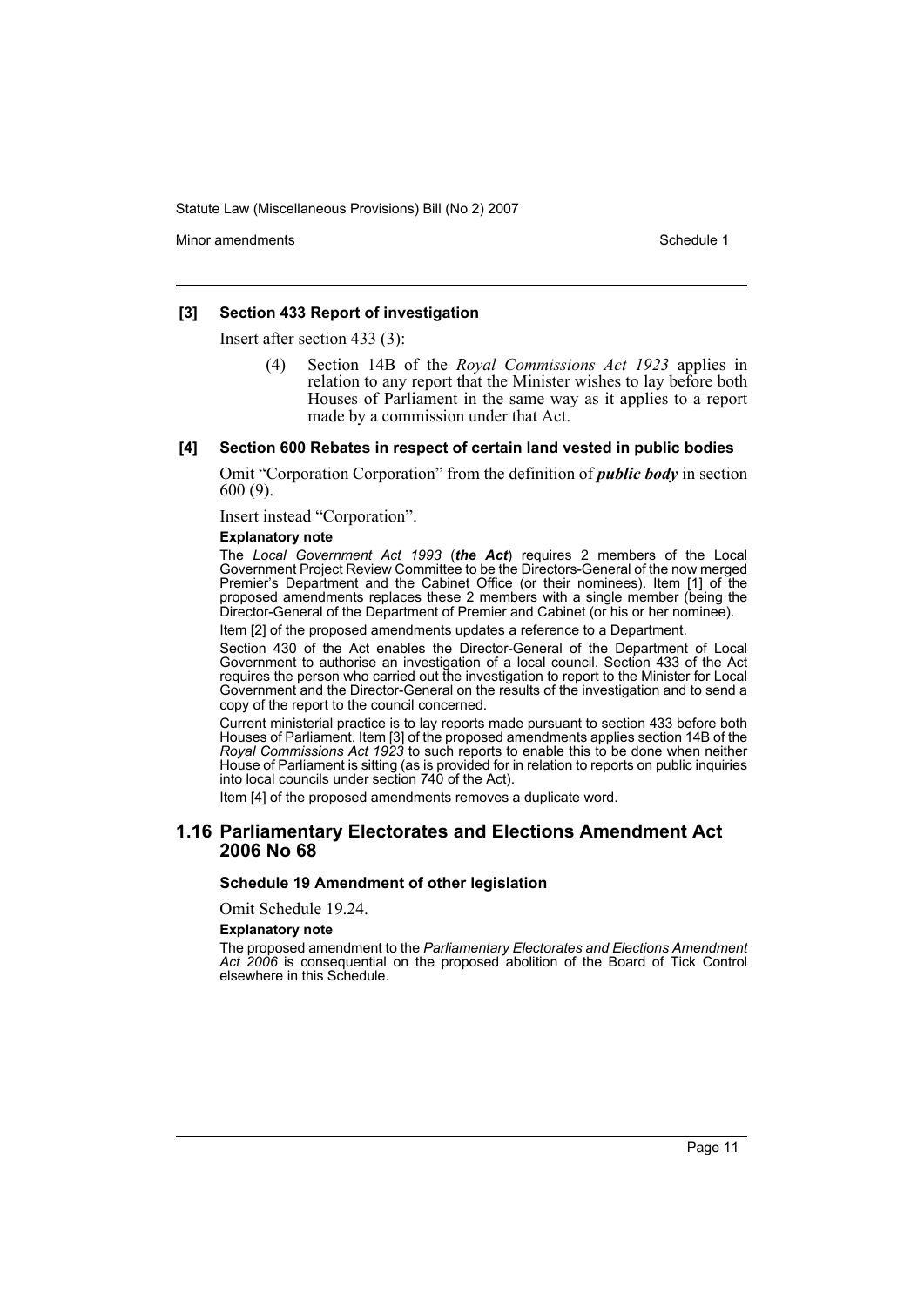**[3] Section 433 Report of investigation**

Insert after section 433 (3):

> (4) Section 14B of the *Royal Commissions Act 1923* applies in relation to any report that the Minister wishes to lay before both Houses of Parliament in the same way as it applies to a report made by a commission under that Act.

**[4] Section 600 Rebates in respect of certain land vested in public bodies**

Omit "Corporation Corporation" from the definition of ***public body*** in section 600 (9).

Insert instead "Corporation".

**Explanatory note**

The *Local Government Act 1993* (***the Act***) requires 2 members of the Local Government Project Review Committee to be the Directors-General of the now merged Premier's Department and the Cabinet Office (or their nominees). Item [1] of the proposed amendments replaces these 2 members with a single member (being the Director-General of the Department of Premier and Cabinet (or his or her nominee).

Item [2] of the proposed amendments updates a reference to a Department.

Section 430 of the Act enables the Director-General of the Department of Local Government to authorise an investigation of a local council. Section 433 of the Act requires the person who carried out the investigation to report to the Minister for Local Government and the Director-General on the results of the investigation and to send a copy of the report to the council concerned.

Current ministerial practice is to lay reports made pursuant to section 433 before both Houses of Parliament. Item [3] of the proposed amendments applies section 14B of the *Royal Commissions Act 1923* to such reports to enable this to be done when neither House of Parliament is sitting (as is provided for in relation to reports on public inquiries into local councils under section 740 of the Act).

Item [4] of the proposed amendments removes a duplicate word.

## 1.16 Parliamentary Electorates and Elections Amendment Act 2006 No 68

**Schedule 19 Amendment of other legislation**

Omit Schedule 19.24.

**Explanatory note**

The proposed amendment to the *Parliamentary Electorates and Elections Amendment Act 2006* is consequential on the proposed abolition of the Board of Tick Control elsewhere in this Schedule.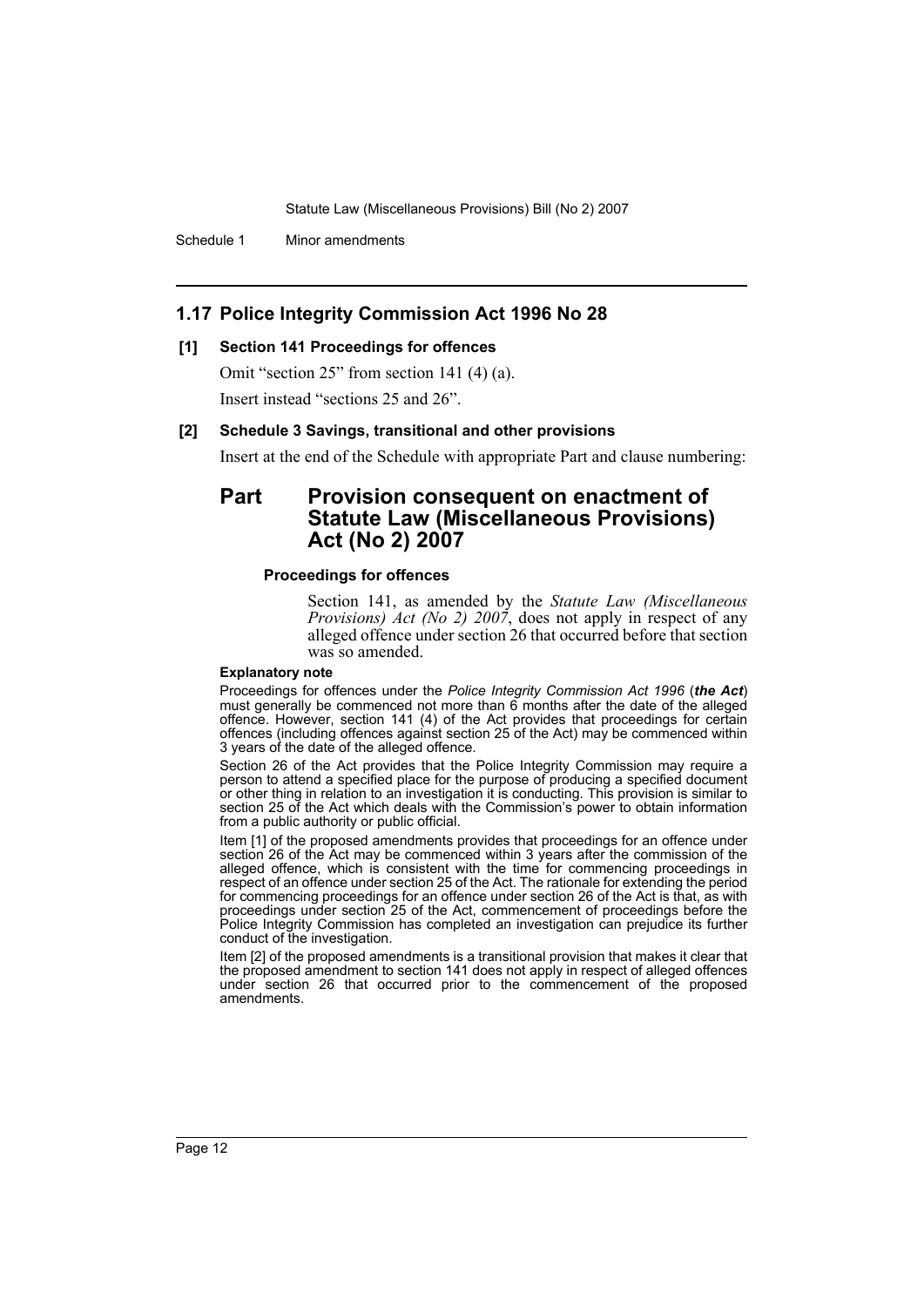## 1.17 Police Integrity Commission Act 1996 No 28

### [1] Section 141 Proceedings for offences

Omit "section 25" from section 141 (4) (a).

Insert instead "sections 25 and 26".

### [2] Schedule 3 Savings, transitional and other provisions

Insert at the end of the Schedule with appropriate Part and clause numbering:

## Part Provision consequent on enactment of Statute Law (Miscellaneous Provisions) Act (No 2) 2007

#### Proceedings for offences

Section 141, as amended by the *Statute Law (Miscellaneous Provisions) Act (No 2) 2007*, does not apply in respect of any alleged offence under section 26 that occurred before that section was so amended.

**Explanatory note**

Proceedings for offences under the *Police Integrity Commission Act 1996* (***the Act***) must generally be commenced not more than 6 months after the date of the alleged offence. However, section 141 (4) of the Act provides that proceedings for certain offences (including offences against section 25 of the Act) may be commenced within 3 years of the date of the alleged offence.

Section 26 of the Act provides that the Police Integrity Commission may require a person to attend a specified place for the purpose of producing a specified document or other thing in relation to an investigation it is conducting. This provision is similar to section 25 of the Act which deals with the Commission's power to obtain information from a public authority or public official.

Item [1] of the proposed amendments provides that proceedings for an offence under section 26 of the Act may be commenced within 3 years after the commission of the alleged offence, which is consistent with the time for commencing proceedings in respect of an offence under section 25 of the Act. The rationale for extending the period for commencing proceedings for an offence under section 26 of the Act is that, as with proceedings under section 25 of the Act, commencement of proceedings before the Police Integrity Commission has completed an investigation can prejudice its further conduct of the investigation.

Item [2] of the proposed amendments is a transitional provision that makes it clear that the proposed amendment to section 141 does not apply in respect of alleged offences under section 26 that occurred prior to the commencement of the proposed amendments.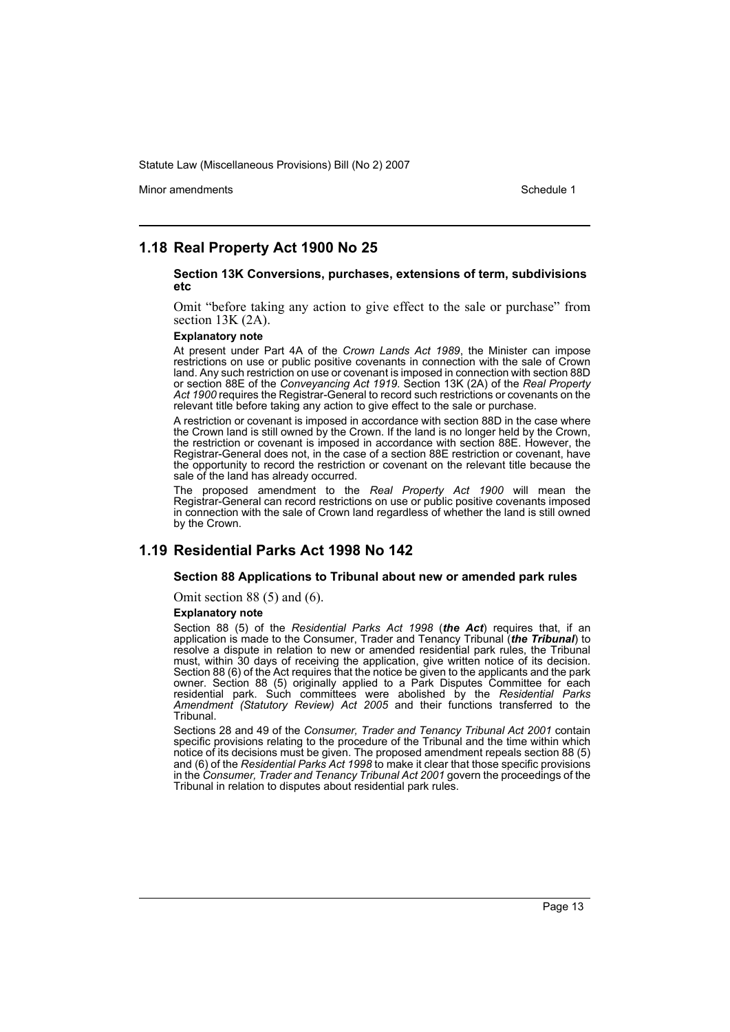## 1.18 Real Property Act 1900 No 25

**Section 13K Conversions, purchases, extensions of term, subdivisions etc**

Omit "before taking any action to give effect to the sale or purchase" from section 13K (2A).

**Explanatory note**

At present under Part 4A of the *Crown Lands Act 1989*, the Minister can impose restrictions on use or public positive covenants in connection with the sale of Crown land. Any such restriction on use or covenant is imposed in connection with section 88D or section 88E of the *Conveyancing Act 1919*. Section 13K (2A) of the *Real Property Act 1900* requires the Registrar-General to record such restrictions or covenants on the relevant title before taking any action to give effect to the sale or purchase.

A restriction or covenant is imposed in accordance with section 88D in the case where the Crown land is still owned by the Crown. If the land is no longer held by the Crown, the restriction or covenant is imposed in accordance with section 88E. However, the Registrar-General does not, in the case of a section 88E restriction or covenant, have the opportunity to record the restriction or covenant on the relevant title because the sale of the land has already occurred.

The proposed amendment to the *Real Property Act 1900* will mean the Registrar-General can record restrictions on use or public positive covenants imposed in connection with the sale of Crown land regardless of whether the land is still owned by the Crown.

## 1.19 Residential Parks Act 1998 No 142

**Section 88 Applications to Tribunal about new or amended park rules**

Omit section 88 (5) and (6).

**Explanatory note**

Section 88 (5) of the *Residential Parks Act 1998* (***the Act***) requires that, if an application is made to the Consumer, Trader and Tenancy Tribunal (***the Tribunal***) to resolve a dispute in relation to new or amended residential park rules, the Tribunal must, within 30 days of receiving the application, give written notice of its decision. Section 88 (6) of the Act requires that the notice be given to the applicants and the park owner. Section 88 (5) originally applied to a Park Disputes Committee for each residential park. Such committees were abolished by the *Residential Parks Amendment (Statutory Review) Act 2005* and their functions transferred to the Tribunal.

Sections 28 and 49 of the *Consumer, Trader and Tenancy Tribunal Act 2001* contain specific provisions relating to the procedure of the Tribunal and the time within which notice of its decisions must be given. The proposed amendment repeals section 88 (5) and (6) of the *Residential Parks Act 1998* to make it clear that those specific provisions in the *Consumer, Trader and Tenancy Tribunal Act 2001* govern the proceedings of the Tribunal in relation to disputes about residential park rules.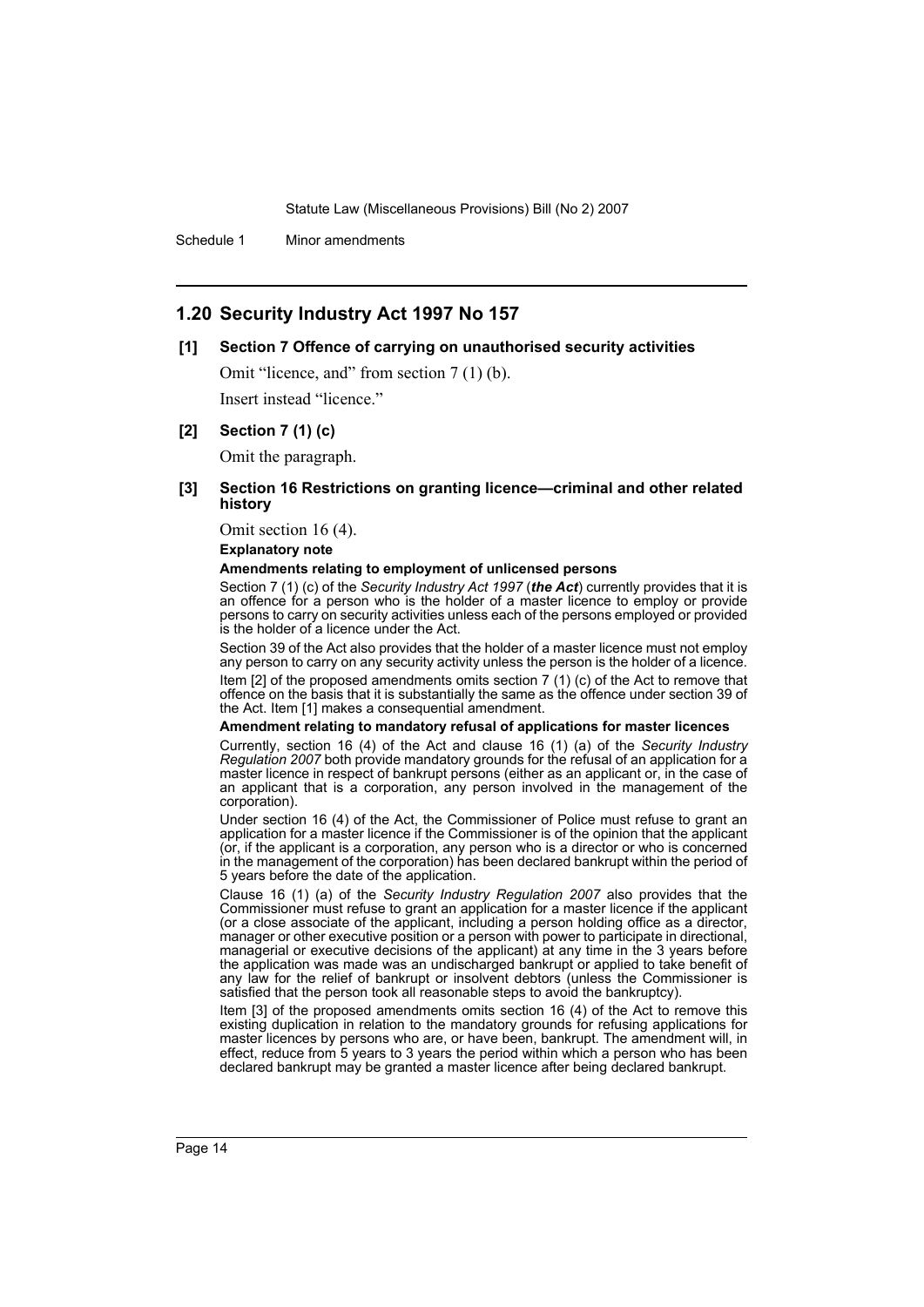## 1.20 Security Industry Act 1997 No 157

### [1] Section 7 Offence of carrying on unauthorised security activities

Omit "licence, and" from section 7 (1) (b).

Insert instead "licence."

### [2] Section 7 (1) (c)

Omit the paragraph.

### [3] Section 16 Restrictions on granting licence—criminal and other related history

Omit section 16 (4).

**Explanatory note**

**Amendments relating to employment of unlicensed persons**

Section 7 (1) (c) of the *Security Industry Act 1997* (***the Act***) currently provides that it is an offence for a person who is the holder of a master licence to employ or provide persons to carry on security activities unless each of the persons employed or provided is the holder of a licence under the Act.

Section 39 of the Act also provides that the holder of a master licence must not employ any person to carry on any security activity unless the person is the holder of a licence.

Item [2] of the proposed amendments omits section 7 (1) (c) of the Act to remove that offence on the basis that it is substantially the same as the offence under section 39 of the Act. Item [1] makes a consequential amendment.

**Amendment relating to mandatory refusal of applications for master licences**

Currently, section 16 (4) of the Act and clause 16 (1) (a) of the *Security Industry Regulation 2007* both provide mandatory grounds for the refusal of an application for a master licence in respect of bankrupt persons (either as an applicant or, in the case of an applicant that is a corporation, any person involved in the management of the corporation).

Under section 16 (4) of the Act, the Commissioner of Police must refuse to grant an application for a master licence if the Commissioner is of the opinion that the applicant (or, if the applicant is a corporation, any person who is a director or who is concerned in the management of the corporation) has been declared bankrupt within the period of 5 years before the date of the application.

Clause 16 (1) (a) of the *Security Industry Regulation 2007* also provides that the Commissioner must refuse to grant an application for a master licence if the applicant (or a close associate of the applicant, including a person holding office as a director, manager or other executive position or a person with power to participate in directional, managerial or executive decisions of the applicant) at any time in the 3 years before the application was made was an undischarged bankrupt or applied to take benefit of any law for the relief of bankrupt or insolvent debtors (unless the Commissioner is satisfied that the person took all reasonable steps to avoid the bankruptcy).

Item [3] of the proposed amendments omits section 16 (4) of the Act to remove this existing duplication in relation to the mandatory grounds for refusing applications for master licences by persons who are, or have been, bankrupt. The amendment will, in effect, reduce from 5 years to 3 years the period within which a person who has been declared bankrupt may be granted a master licence after being declared bankrupt.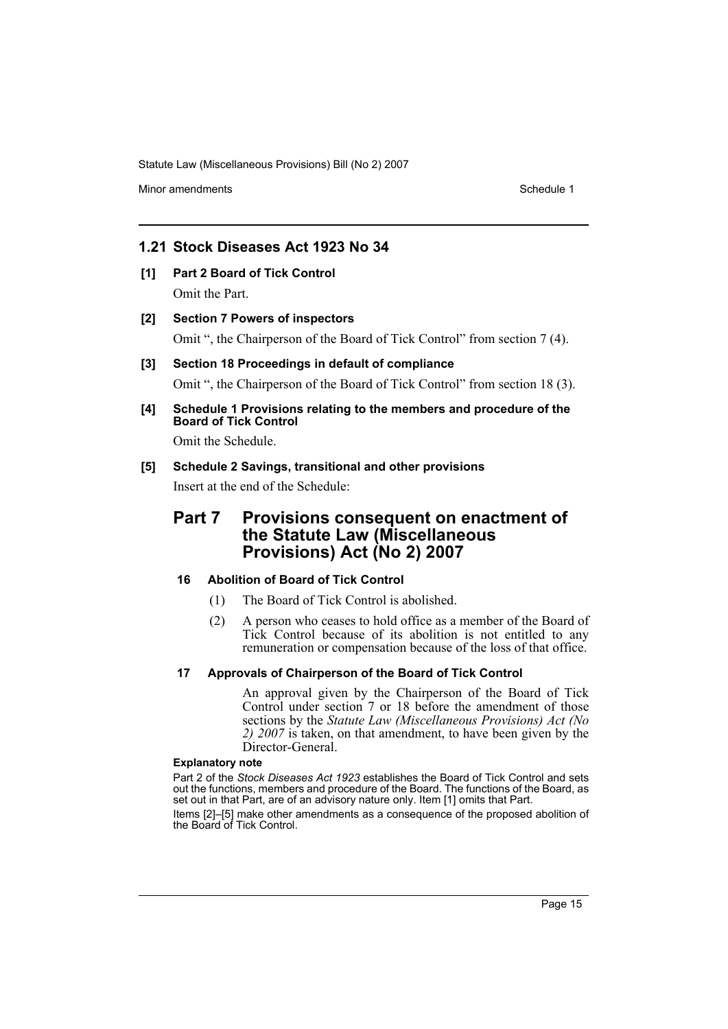## 1.21 Stock Diseases Act 1923 No 34

**[1] Part 2 Board of Tick Control**

Omit the Part.

**[2] Section 7 Powers of inspectors**

Omit ", the Chairperson of the Board of Tick Control" from section 7 (4).

**[3] Section 18 Proceedings in default of compliance**

Omit ", the Chairperson of the Board of Tick Control" from section 18 (3).

**[4] Schedule 1 Provisions relating to the members and procedure of the Board of Tick Control**

Omit the Schedule.

**[5] Schedule 2 Savings, transitional and other provisions**

Insert at the end of the Schedule:

# Part 7 Provisions consequent on enactment of the Statute Law (Miscellaneous Provisions) Act (No 2) 2007

**16 Abolition of Board of Tick Control**

(1) The Board of Tick Control is abolished.

(2) A person who ceases to hold office as a member of the Board of Tick Control because of its abolition is not entitled to any remuneration or compensation because of the loss of that office.

**17 Approvals of Chairperson of the Board of Tick Control**

An approval given by the Chairperson of the Board of Tick Control under section 7 or 18 before the amendment of those sections by the *Statute Law (Miscellaneous Provisions) Act (No 2) 2007* is taken, on that amendment, to have been given by the Director-General.

**Explanatory note**

Part 2 of the *Stock Diseases Act 1923* establishes the Board of Tick Control and sets out the functions, members and procedure of the Board. The functions of the Board, as set out in that Part, are of an advisory nature only. Item [1] omits that Part.

Items [2]–[5] make other amendments as a consequence of the proposed abolition of the Board of Tick Control.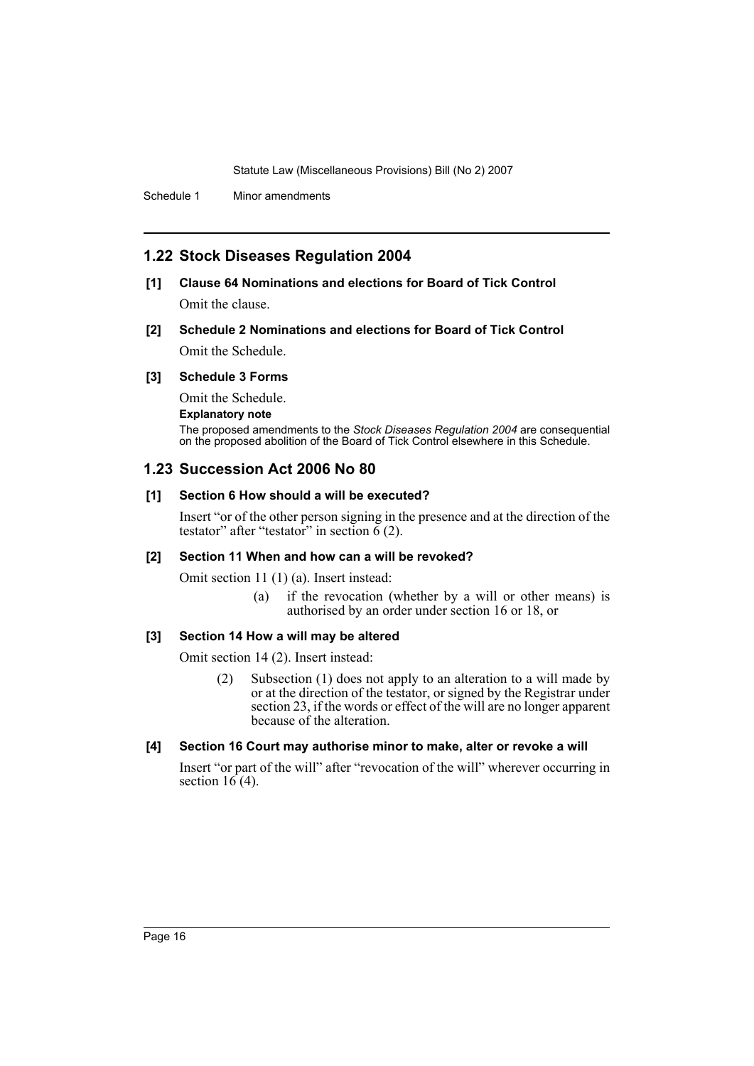## 1.22 Stock Diseases Regulation 2004

**[1] Clause 64 Nominations and elections for Board of Tick Control**

Omit the clause.

**[2] Schedule 2 Nominations and elections for Board of Tick Control**

Omit the Schedule.

**[3] Schedule 3 Forms**

Omit the Schedule.

**Explanatory note**

The proposed amendments to the *Stock Diseases Regulation 2004* are consequential on the proposed abolition of the Board of Tick Control elsewhere in this Schedule.

## 1.23 Succession Act 2006 No 80

**[1] Section 6 How should a will be executed?**

Insert "or of the other person signing in the presence and at the direction of the testator" after "testator" in section 6 (2).

**[2] Section 11 When and how can a will be revoked?**

Omit section 11 (1) (a). Insert instead:

> (a) if the revocation (whether by a will or other means) is authorised by an order under section 16 or 18, or

**[3] Section 14 How a will may be altered**

Omit section 14 (2). Insert instead:

> (2) Subsection (1) does not apply to an alteration to a will made by or at the direction of the testator, or signed by the Registrar under section 23, if the words or effect of the will are no longer apparent because of the alteration.

**[4] Section 16 Court may authorise minor to make, alter or revoke a will**

Insert "or part of the will" after "revocation of the will" wherever occurring in section 16 (4).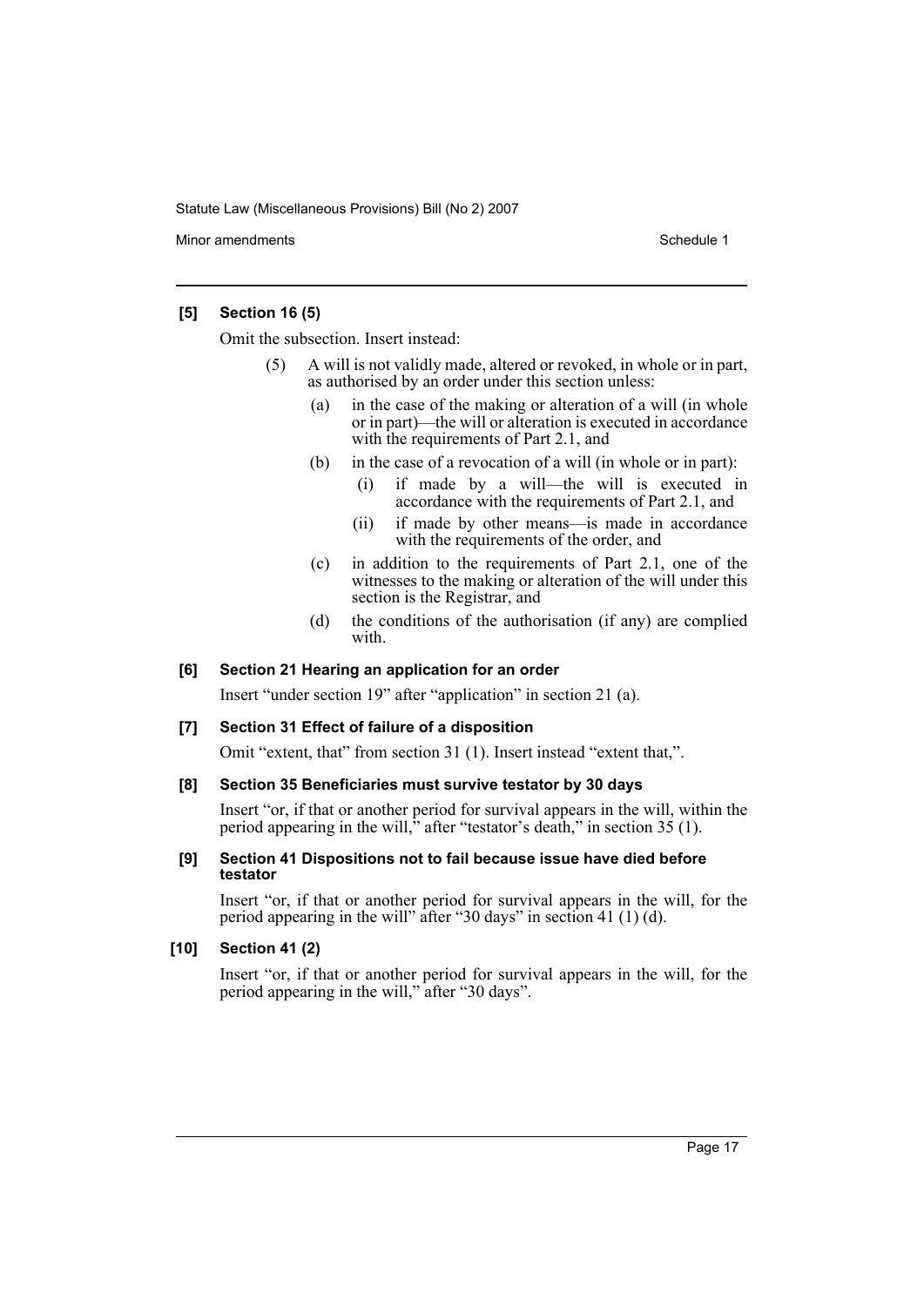### [5] Section 16 (5)

Omit the subsection. Insert instead:

(5) A will is not validly made, altered or revoked, in whole or in part, as authorised by an order under this section unless:

- (a) in the case of the making or alteration of a will (in whole or in part)—the will or alteration is executed in accordance with the requirements of Part 2.1, and
- (b) in the case of a revocation of a will (in whole or in part):
  - (i) if made by a will—the will is executed in accordance with the requirements of Part 2.1, and
  - (ii) if made by other means—is made in accordance with the requirements of the order, and
- (c) in addition to the requirements of Part 2.1, one of the witnesses to the making or alteration of the will under this section is the Registrar, and
- (d) the conditions of the authorisation (if any) are complied with.

### [6] Section 21 Hearing an application for an order

Insert "under section 19" after "application" in section 21 (a).

### [7] Section 31 Effect of failure of a disposition

Omit "extent, that" from section 31 (1). Insert instead "extent that,".

### [8] Section 35 Beneficiaries must survive testator by 30 days

Insert "or, if that or another period for survival appears in the will, within the period appearing in the will," after "testator's death," in section 35 (1).

### [9] Section 41 Dispositions not to fail because issue have died before testator

Insert "or, if that or another period for survival appears in the will, for the period appearing in the will" after "30 days" in section 41 (1) (d).

### [10] Section 41 (2)

Insert "or, if that or another period for survival appears in the will, for the period appearing in the will," after "30 days".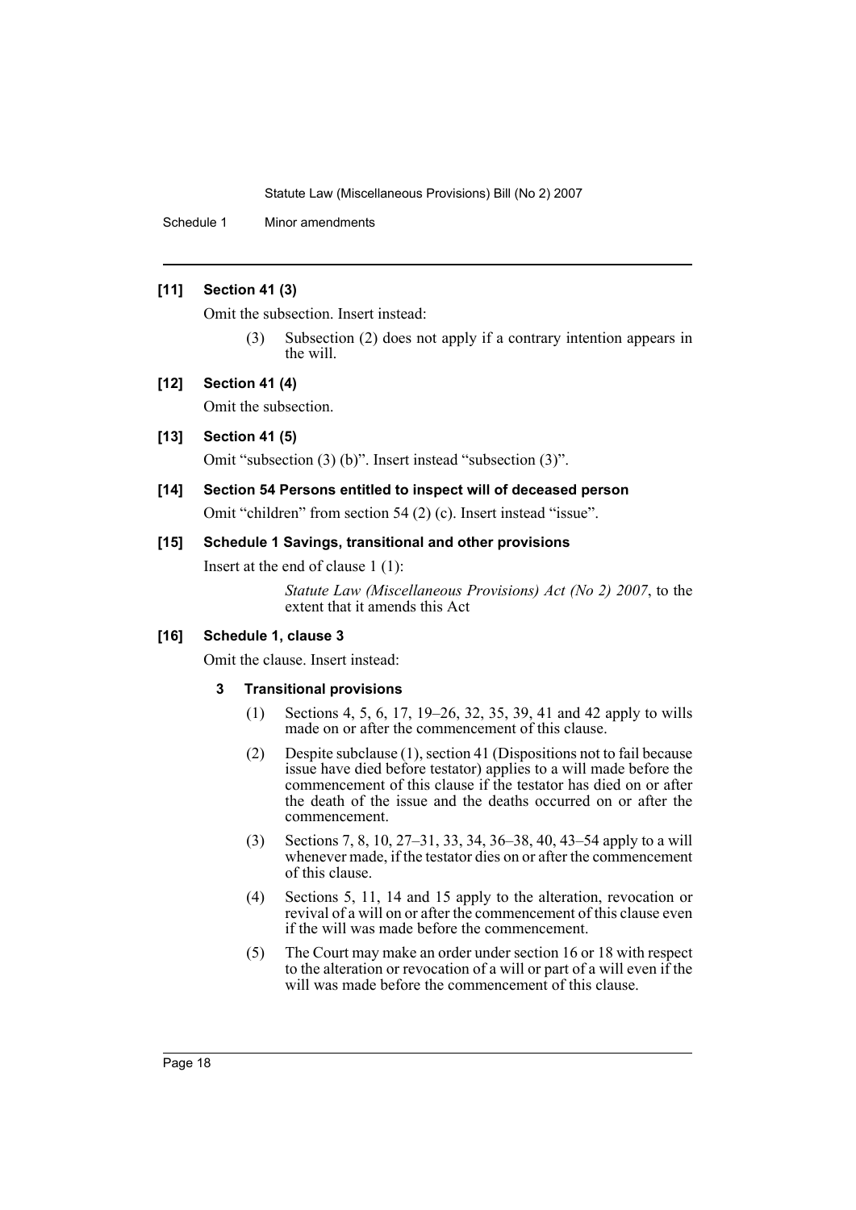### [11] Section 41 (3)

Omit the subsection. Insert instead:

> (3) Subsection (2) does not apply if a contrary intention appears in the will.

### [12] Section 41 (4)

Omit the subsection.

### [13] Section 41 (5)

Omit "subsection (3) (b)". Insert instead "subsection (3)".

### [14] Section 54 Persons entitled to inspect will of deceased person

Omit "children" from section 54 (2) (c). Insert instead "issue".

### [15] Schedule 1 Savings, transitional and other provisions

Insert at the end of clause 1 (1):

> *Statute Law (Miscellaneous Provisions) Act (No 2) 2007*, to the extent that it amends this Act

### [16] Schedule 1, clause 3

Omit the clause. Insert instead:

> **3 Transitional provisions**
>
> (1) Sections 4, 5, 6, 17, 19–26, 32, 35, 39, 41 and 42 apply to wills made on or after the commencement of this clause.
>
> (2) Despite subclause (1), section 41 (Dispositions not to fail because issue have died before testator) applies to a will made before the commencement of this clause if the testator has died on or after the death of the issue and the deaths occurred on or after the commencement.
>
> (3) Sections 7, 8, 10, 27–31, 33, 34, 36–38, 40, 43–54 apply to a will whenever made, if the testator dies on or after the commencement of this clause.
>
> (4) Sections 5, 11, 14 and 15 apply to the alteration, revocation or revival of a will on or after the commencement of this clause even if the will was made before the commencement.
>
> (5) The Court may make an order under section 16 or 18 with respect to the alteration or revocation of a will or part of a will even if the will was made before the commencement of this clause.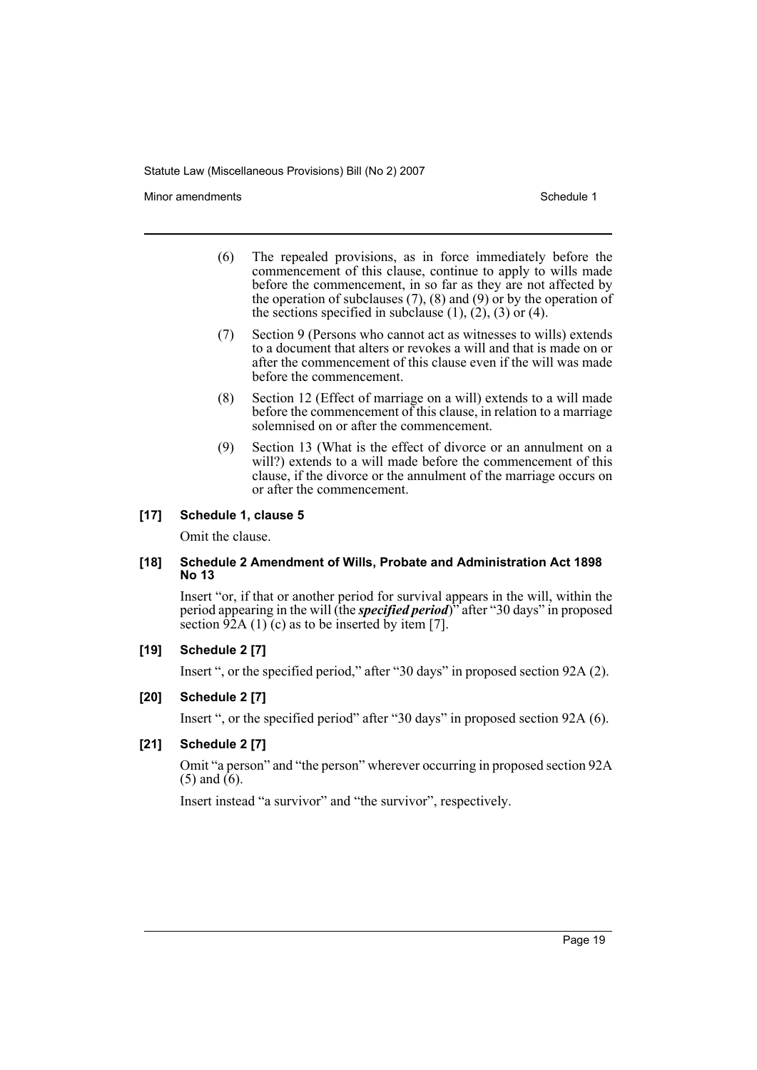(6) The repealed provisions, as in force immediately before the commencement of this clause, continue to apply to wills made before the commencement, in so far as they are not affected by the operation of subclauses (7), (8) and (9) or by the operation of the sections specified in subclause (1), (2), (3) or (4).

(7) Section 9 (Persons who cannot act as witnesses to wills) extends to a document that alters or revokes a will and that is made on or after the commencement of this clause even if the will was made before the commencement.

(8) Section 12 (Effect of marriage on a will) extends to a will made before the commencement of this clause, in relation to a marriage solemnised on or after the commencement.

(9) Section 13 (What is the effect of divorce or an annulment on a will?) extends to a will made before the commencement of this clause, if the divorce or the annulment of the marriage occurs on or after the commencement.

#### [17] Schedule 1, clause 5

Omit the clause.

#### [18] Schedule 2 Amendment of Wills, Probate and Administration Act 1898 No 13

Insert "or, if that or another period for survival appears in the will, within the period appearing in the will (the ***specified period***)" after "30 days" in proposed section 92A (1) (c) as to be inserted by item [7].

#### [19] Schedule 2 [7]

Insert ", or the specified period," after "30 days" in proposed section 92A (2).

#### [20] Schedule 2 [7]

Insert ", or the specified period" after "30 days" in proposed section 92A (6).

#### [21] Schedule 2 [7]

Omit "a person" and "the person" wherever occurring in proposed section 92A (5) and (6).

Insert instead "a survivor" and "the survivor", respectively.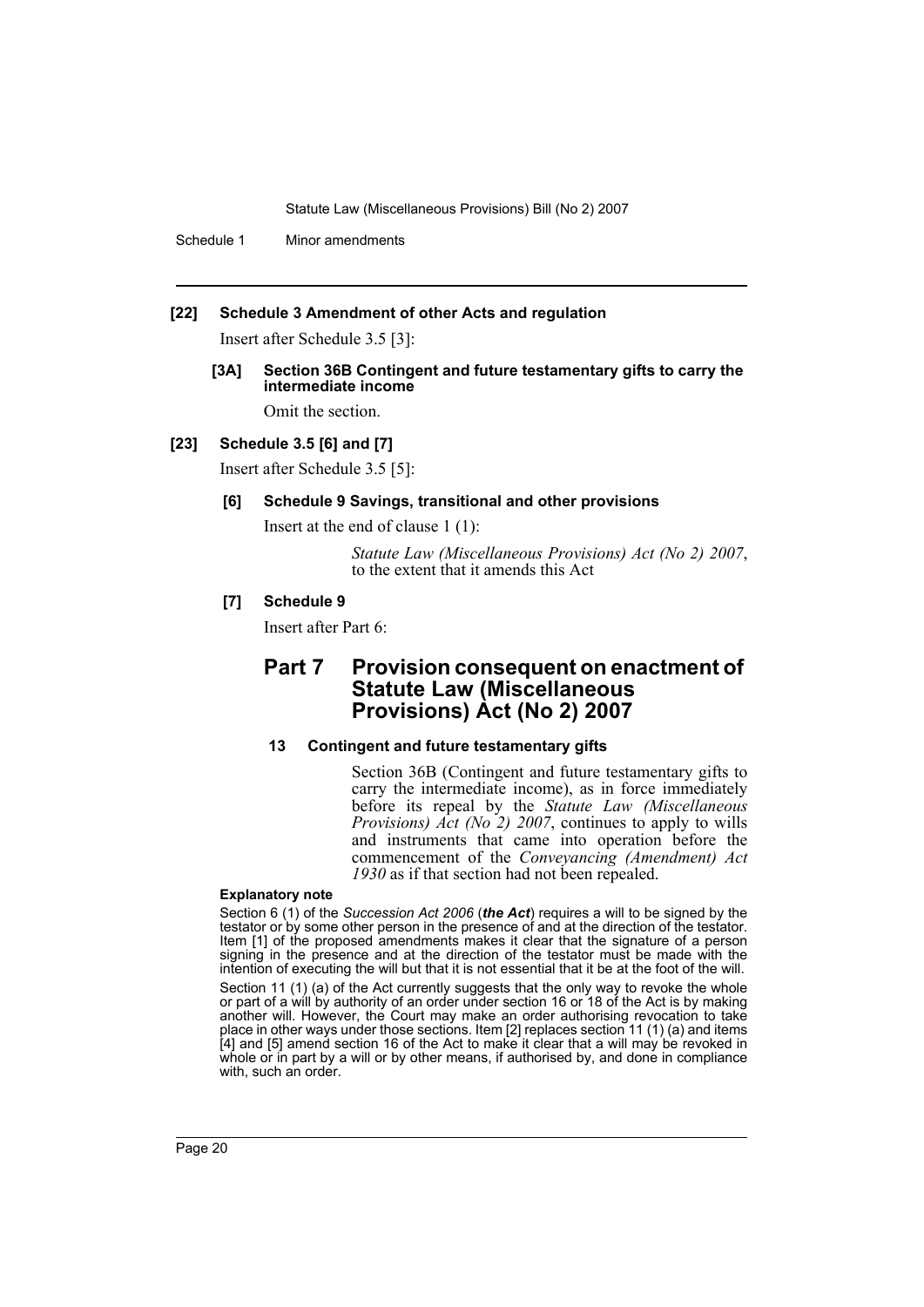**[22] Schedule 3 Amendment of other Acts and regulation**

Insert after Schedule 3.5 [3]:

**[3A] Section 36B Contingent and future testamentary gifts to carry the intermediate income**

Omit the section.

**[23] Schedule 3.5 [6] and [7]**

Insert after Schedule 3.5 [5]:

**[6] Schedule 9 Savings, transitional and other provisions**

Insert at the end of clause 1 (1):

*Statute Law (Miscellaneous Provisions) Act (No 2) 2007*, to the extent that it amends this Act

**[7] Schedule 9**

Insert after Part 6:

## Part 7 Provision consequent on enactment of Statute Law (Miscellaneous Provisions) Act (No 2) 2007

**13 Contingent and future testamentary gifts**

Section 36B (Contingent and future testamentary gifts to carry the intermediate income), as in force immediately before its repeal by the *Statute Law (Miscellaneous Provisions) Act (No 2) 2007*, continues to apply to wills and instruments that came into operation before the commencement of the *Conveyancing (Amendment) Act 1930* as if that section had not been repealed.

**Explanatory note**

Section 6 (1) of the *Succession Act 2006* (***the Act***) requires a will to be signed by the testator or by some other person in the presence of and at the direction of the testator. Item [1] of the proposed amendments makes it clear that the signature of a person signing in the presence and at the direction of the testator must be made with the intention of executing the will but that it is not essential that it be at the foot of the will.

Section 11 (1) (a) of the Act currently suggests that the only way to revoke the whole or part of a will by authority of an order under section 16 or 18 of the Act is by making another will. However, the Court may make an order authorising revocation to take place in other ways under those sections. Item [2] replaces section 11 (1) (a) and items [4] and [5] amend section 16 of the Act to make it clear that a will may be revoked in whole or in part by a will or by other means, if authorised by, and done in compliance with, such an order.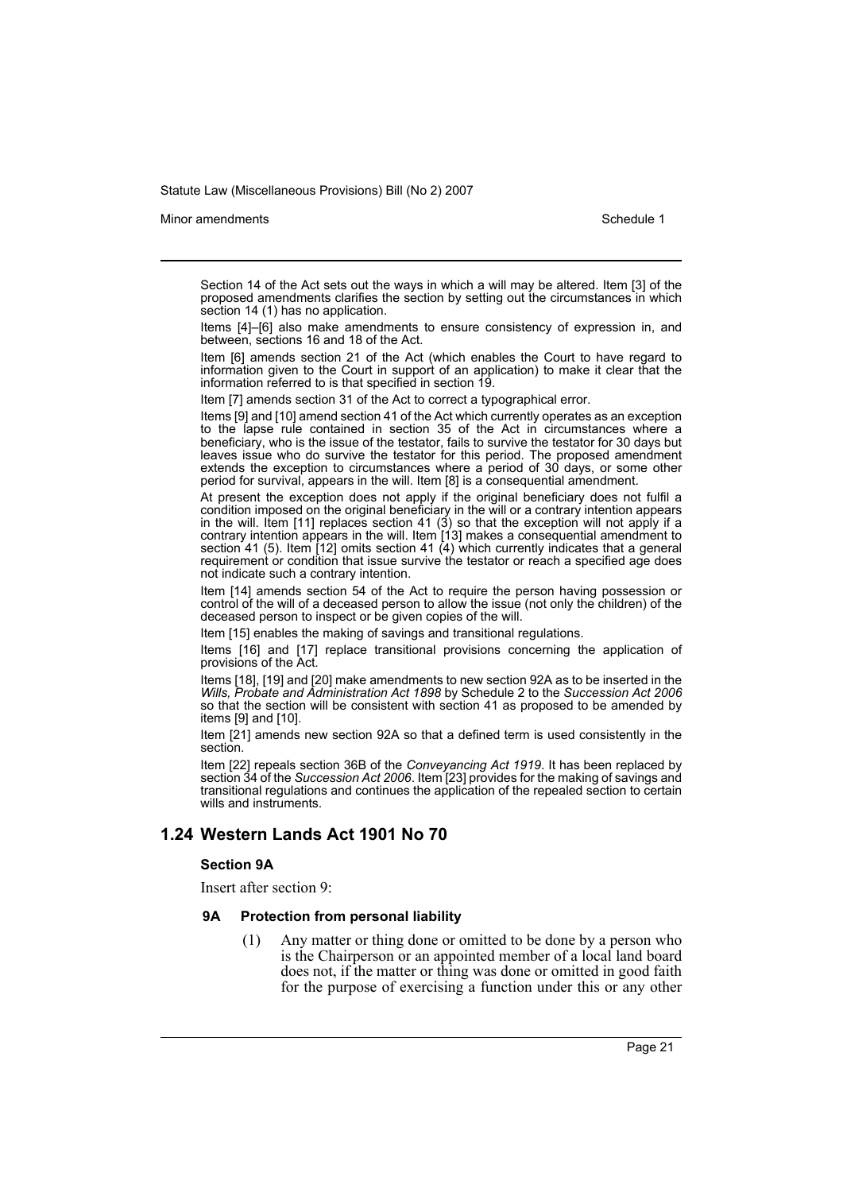Section 14 of the Act sets out the ways in which a will may be altered. Item [3] of the proposed amendments clarifies the section by setting out the circumstances in which section 14 (1) has no application.

Items [4]–[6] also make amendments to ensure consistency of expression in, and between, sections 16 and 18 of the Act.

Item [6] amends section 21 of the Act (which enables the Court to have regard to information given to the Court in support of an application) to make it clear that the information referred to is that specified in section 19.

Item [7] amends section 31 of the Act to correct a typographical error.

Items [9] and [10] amend section 41 of the Act which currently operates as an exception to the lapse rule contained in section 35 of the Act in circumstances where a beneficiary, who is the issue of the testator, fails to survive the testator for 30 days but leaves issue who do survive the testator for this period. The proposed amendment extends the exception to circumstances where a period of 30 days, or some other period for survival, appears in the will. Item [8] is a consequential amendment.

At present the exception does not apply if the original beneficiary does not fulfil a condition imposed on the original beneficiary in the will or a contrary intention appears in the will. Item [11] replaces section 41 (3) so that the exception will not apply if a contrary intention appears in the will. Item [13] makes a consequential amendment to section 41 (5). Item [12] omits section 41 (4) which currently indicates that a general requirement or condition that issue survive the testator or reach a specified age does not indicate such a contrary intention.

Item [14] amends section 54 of the Act to require the person having possession or control of the will of a deceased person to allow the issue (not only the children) of the deceased person to inspect or be given copies of the will.

Item [15] enables the making of savings and transitional regulations.

Items [16] and [17] replace transitional provisions concerning the application of provisions of the Act.

Items [18], [19] and [20] make amendments to new section 92A as to be inserted in the *Wills, Probate and Administration Act 1898* by Schedule 2 to the *Succession Act 2006* so that the section will be consistent with section 41 as proposed to be amended by items [9] and [10].

Item [21] amends new section 92A so that a defined term is used consistently in the section.

Item [22] repeals section 36B of the *Conveyancing Act 1919*. It has been replaced by section 34 of the *Succession Act 2006*. Item [23] provides for the making of savings and transitional regulations and continues the application of the repealed section to certain wills and instruments.

## 1.24 Western Lands Act 1901 No 70

### Section 9A

Insert after section 9:

#### 9A Protection from personal liability

(1) Any matter or thing done or omitted to be done by a person who is the Chairperson or an appointed member of a local land board does not, if the matter or thing was done or omitted in good faith for the purpose of exercising a function under this or any other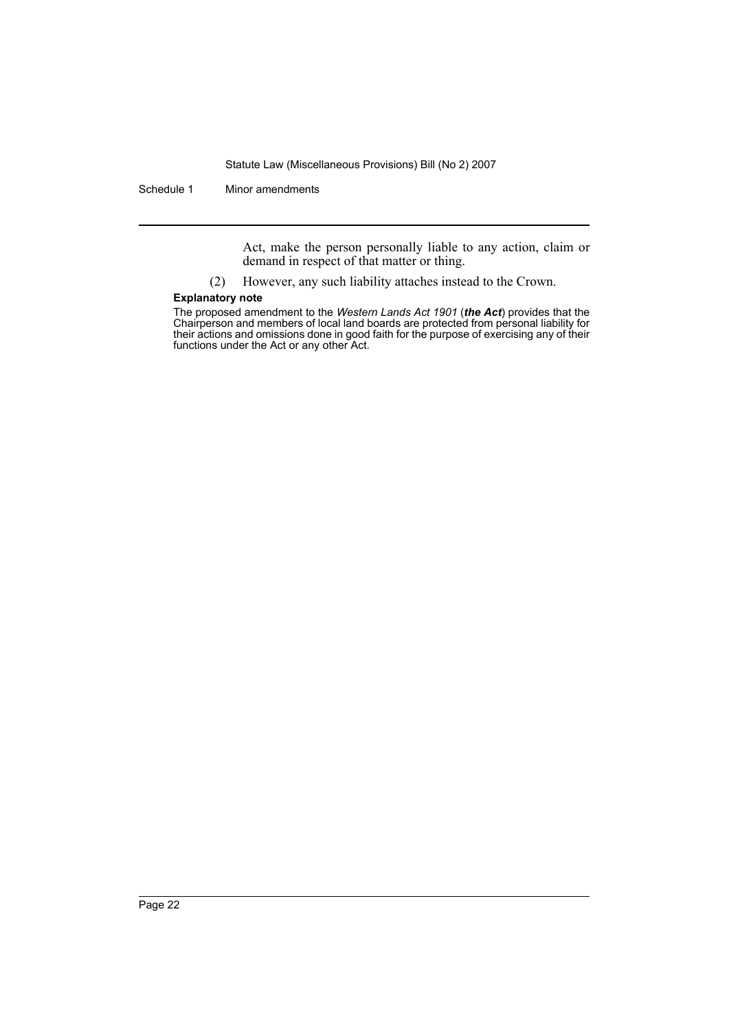Act, make the person personally liable to any action, claim or demand in respect of that matter or thing.

(2) However, any such liability attaches instead to the Crown.

**Explanatory note**

The proposed amendment to the *Western Lands Act 1901* (***the Act***) provides that the Chairperson and members of local land boards are protected from personal liability for their actions and omissions done in good faith for the purpose of exercising any of their functions under the Act or any other Act.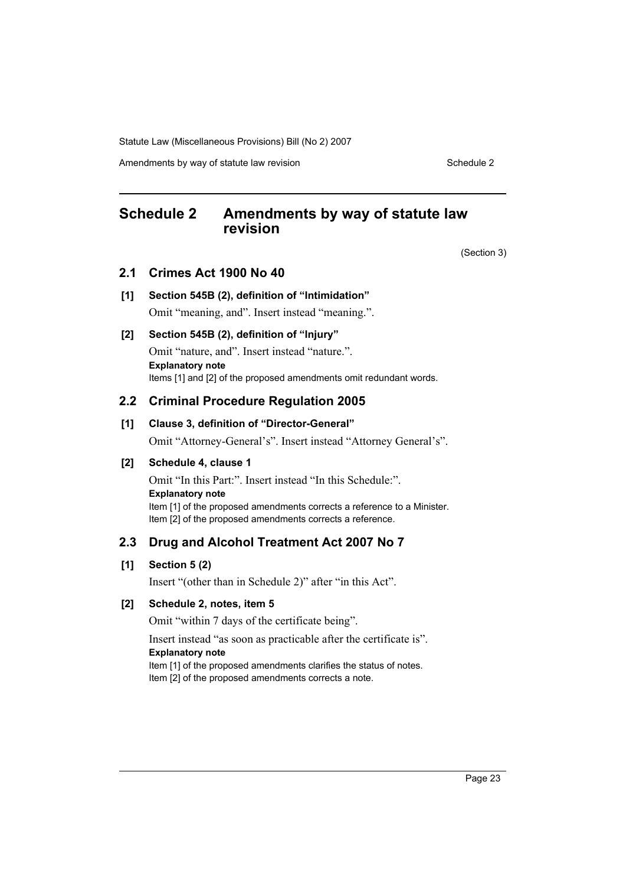# Schedule 2 Amendments by way of statute law revision

(Section 3)

## 2.1 Crimes Act 1900 No 40

### [1] Section 545B (2), definition of "Intimidation"

Omit "meaning, and". Insert instead "meaning.".

### [2] Section 545B (2), definition of "Injury"

Omit "nature, and". Insert instead "nature.".

**Explanatory note**

Items [1] and [2] of the proposed amendments omit redundant words.

## 2.2 Criminal Procedure Regulation 2005

### [1] Clause 3, definition of "Director-General"

Omit "Attorney-General's". Insert instead "Attorney General's".

### [2] Schedule 4, clause 1

Omit "In this Part:". Insert instead "In this Schedule:".

**Explanatory note**

Item [1] of the proposed amendments corrects a reference to a Minister.
Item [2] of the proposed amendments corrects a reference.

## 2.3 Drug and Alcohol Treatment Act 2007 No 7

### [1] Section 5 (2)

Insert "(other than in Schedule 2)" after "in this Act".

### [2] Schedule 2, notes, item 5

Omit "within 7 days of the certificate being".

Insert instead "as soon as practicable after the certificate is".

**Explanatory note**

Item [1] of the proposed amendments clarifies the status of notes.
Item [2] of the proposed amendments corrects a note.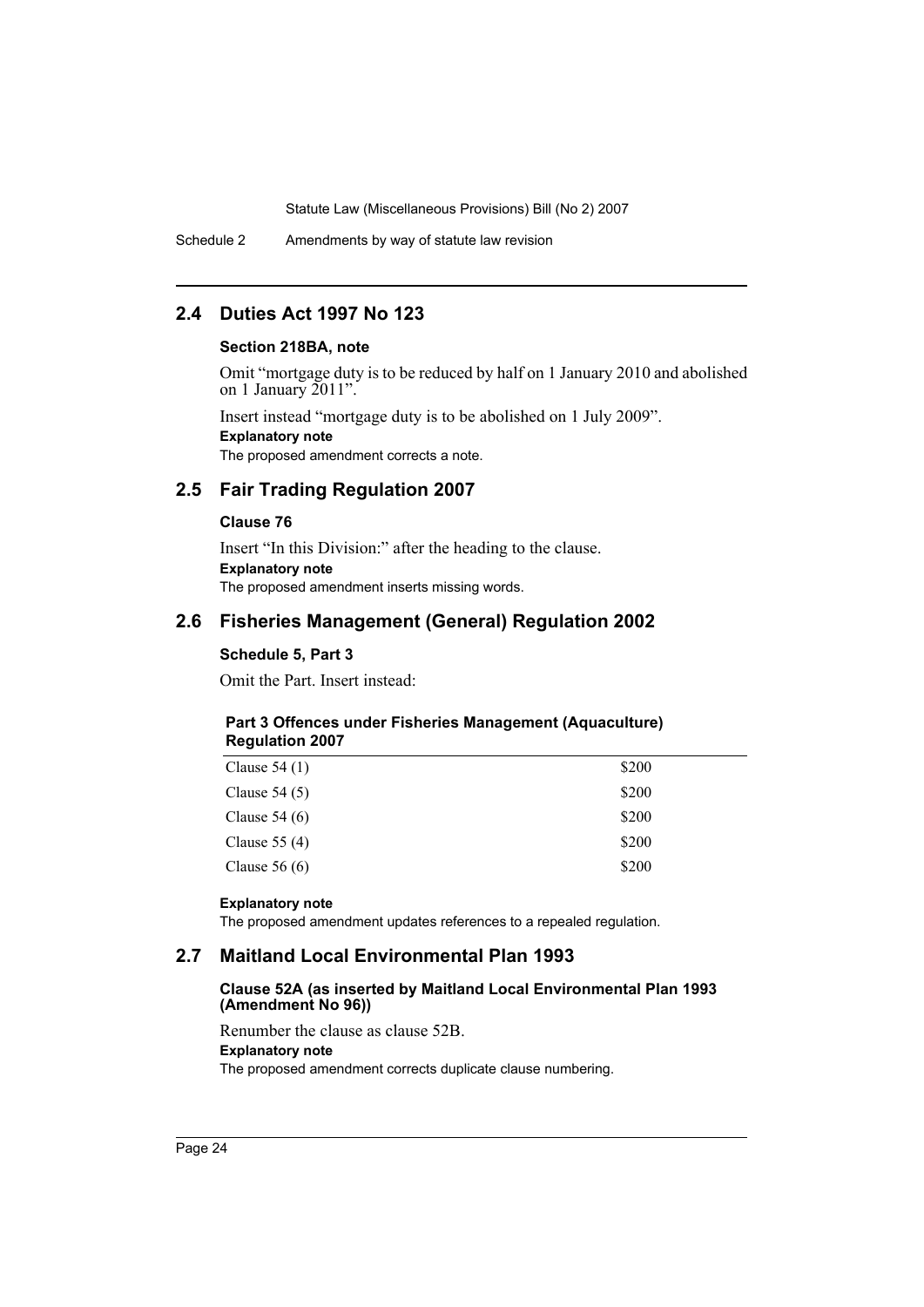## 2.4 Duties Act 1997 No 123

### Section 218BA, note

Omit "mortgage duty is to be reduced by half on 1 January 2010 and abolished on 1 January 2011".

Insert instead "mortgage duty is to be abolished on 1 July 2009".

**Explanatory note**

The proposed amendment corrects a note.

## 2.5 Fair Trading Regulation 2007

### Clause 76

Insert "In this Division:" after the heading to the clause.

**Explanatory note**

The proposed amendment inserts missing words.

## 2.6 Fisheries Management (General) Regulation 2002

### Schedule 5, Part 3

Omit the Part. Insert instead:

**Part 3 Offences under Fisheries Management (Aquaculture) Regulation 2007**

| | |
|---|---|
| Clause 54 (1) | $200 |
| Clause 54 (5) | $200 |
| Clause 54 (6) | $200 |
| Clause 55 (4) | $200 |
| Clause 56 (6) | $200 |

**Explanatory note**

The proposed amendment updates references to a repealed regulation.

## 2.7 Maitland Local Environmental Plan 1993

### Clause 52A (as inserted by Maitland Local Environmental Plan 1993 (Amendment No 96))

Renumber the clause as clause 52B.

**Explanatory note**

The proposed amendment corrects duplicate clause numbering.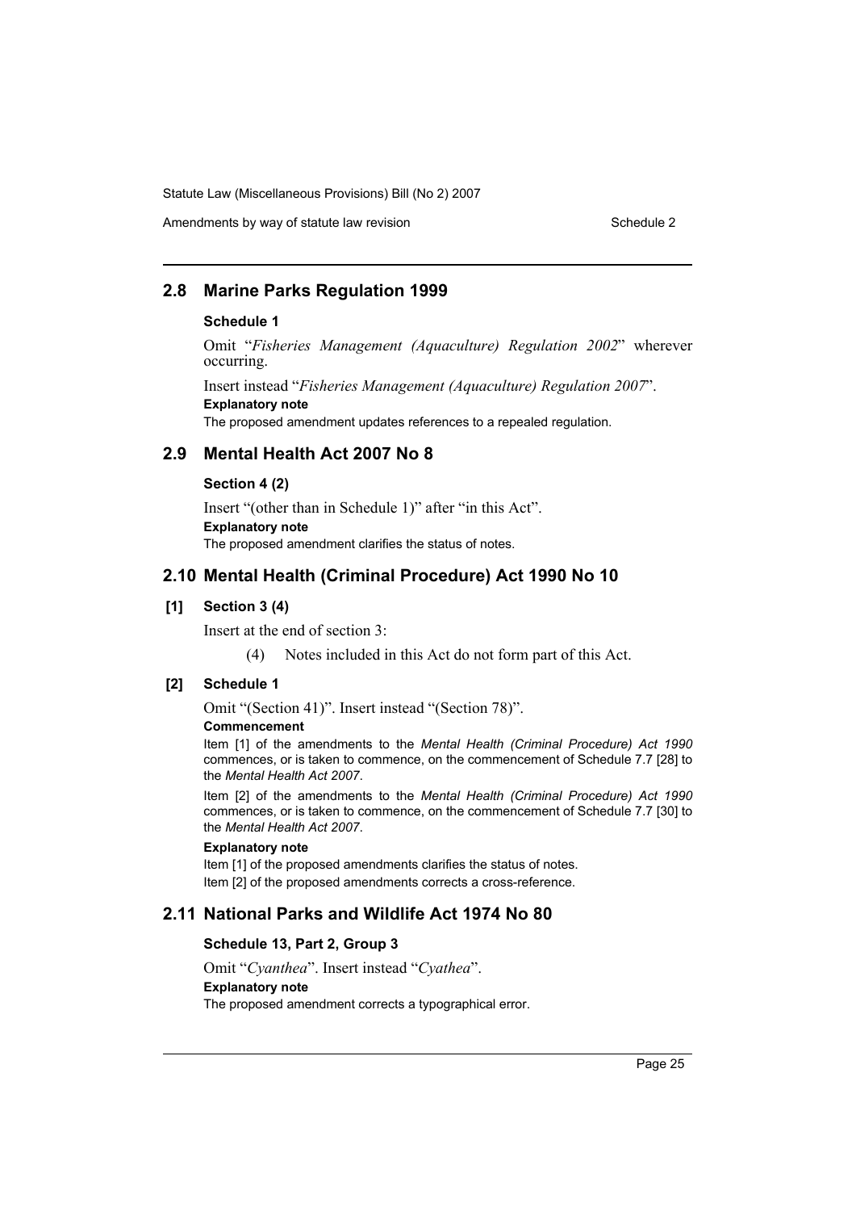## 2.8 Marine Parks Regulation 1999

### Schedule 1

Omit "*Fisheries Management (Aquaculture) Regulation 2002*" wherever occurring.

Insert instead "*Fisheries Management (Aquaculture) Regulation 2007*".

**Explanatory note**

The proposed amendment updates references to a repealed regulation.

## 2.9 Mental Health Act 2007 No 8

### Section 4 (2)

Insert "(other than in Schedule 1)" after "in this Act".

**Explanatory note**

The proposed amendment clarifies the status of notes.

## 2.10 Mental Health (Criminal Procedure) Act 1990 No 10

### [1] Section 3 (4)

Insert at the end of section 3:

(4) Notes included in this Act do not form part of this Act.

### [2] Schedule 1

Omit "(Section 41)". Insert instead "(Section 78)".

**Commencement**

Item [1] of the amendments to the *Mental Health (Criminal Procedure) Act 1990* commences, or is taken to commence, on the commencement of Schedule 7.7 [28] to the *Mental Health Act 2007*.

Item [2] of the amendments to the *Mental Health (Criminal Procedure) Act 1990* commences, or is taken to commence, on the commencement of Schedule 7.7 [30] to the *Mental Health Act 2007*.

**Explanatory note**

Item [1] of the proposed amendments clarifies the status of notes.

Item [2] of the proposed amendments corrects a cross-reference.

## 2.11 National Parks and Wildlife Act 1974 No 80

### Schedule 13, Part 2, Group 3

Omit "*Cyanthea*". Insert instead "*Cyathea*".

**Explanatory note**

The proposed amendment corrects a typographical error.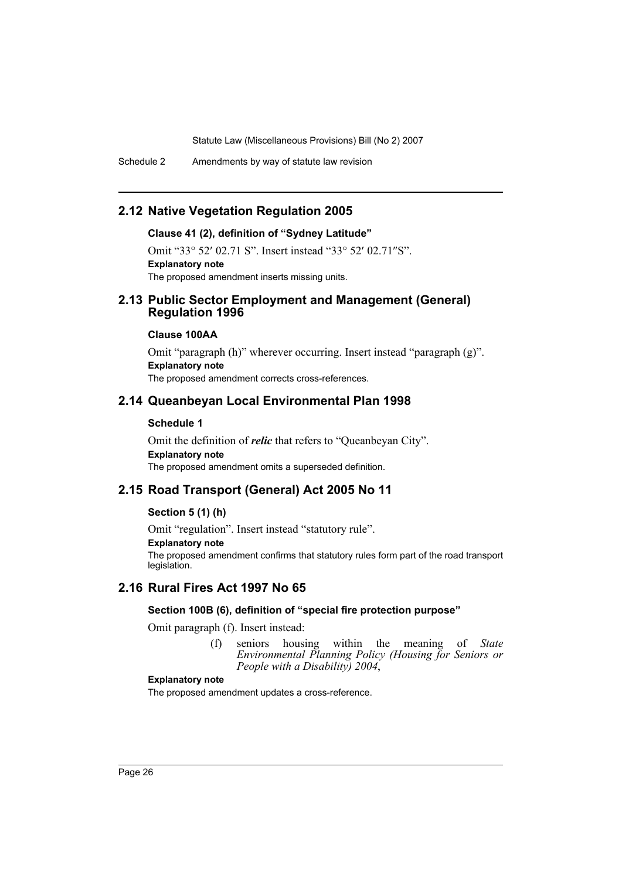## 2.12 Native Vegetation Regulation 2005

### Clause 41 (2), definition of "Sydney Latitude"

Omit "33° 52′ 02.71 S". Insert instead "33° 52′ 02.71″S".

**Explanatory note**

The proposed amendment inserts missing units.

## 2.13 Public Sector Employment and Management (General) Regulation 1996

### Clause 100AA

Omit "paragraph (h)" wherever occurring. Insert instead "paragraph (g)".

**Explanatory note**

The proposed amendment corrects cross-references.

## 2.14 Queanbeyan Local Environmental Plan 1998

### Schedule 1

Omit the definition of ***relic*** that refers to "Queanbeyan City".

**Explanatory note**

The proposed amendment omits a superseded definition.

## 2.15 Road Transport (General) Act 2005 No 11

### Section 5 (1) (h)

Omit "regulation". Insert instead "statutory rule".

**Explanatory note**

The proposed amendment confirms that statutory rules form part of the road transport legislation.

## 2.16 Rural Fires Act 1997 No 65

### Section 100B (6), definition of "special fire protection purpose"

Omit paragraph (f). Insert instead:

(f) seniors housing within the meaning of *State Environmental Planning Policy (Housing for Seniors or People with a Disability) 2004*,

**Explanatory note**

The proposed amendment updates a cross-reference.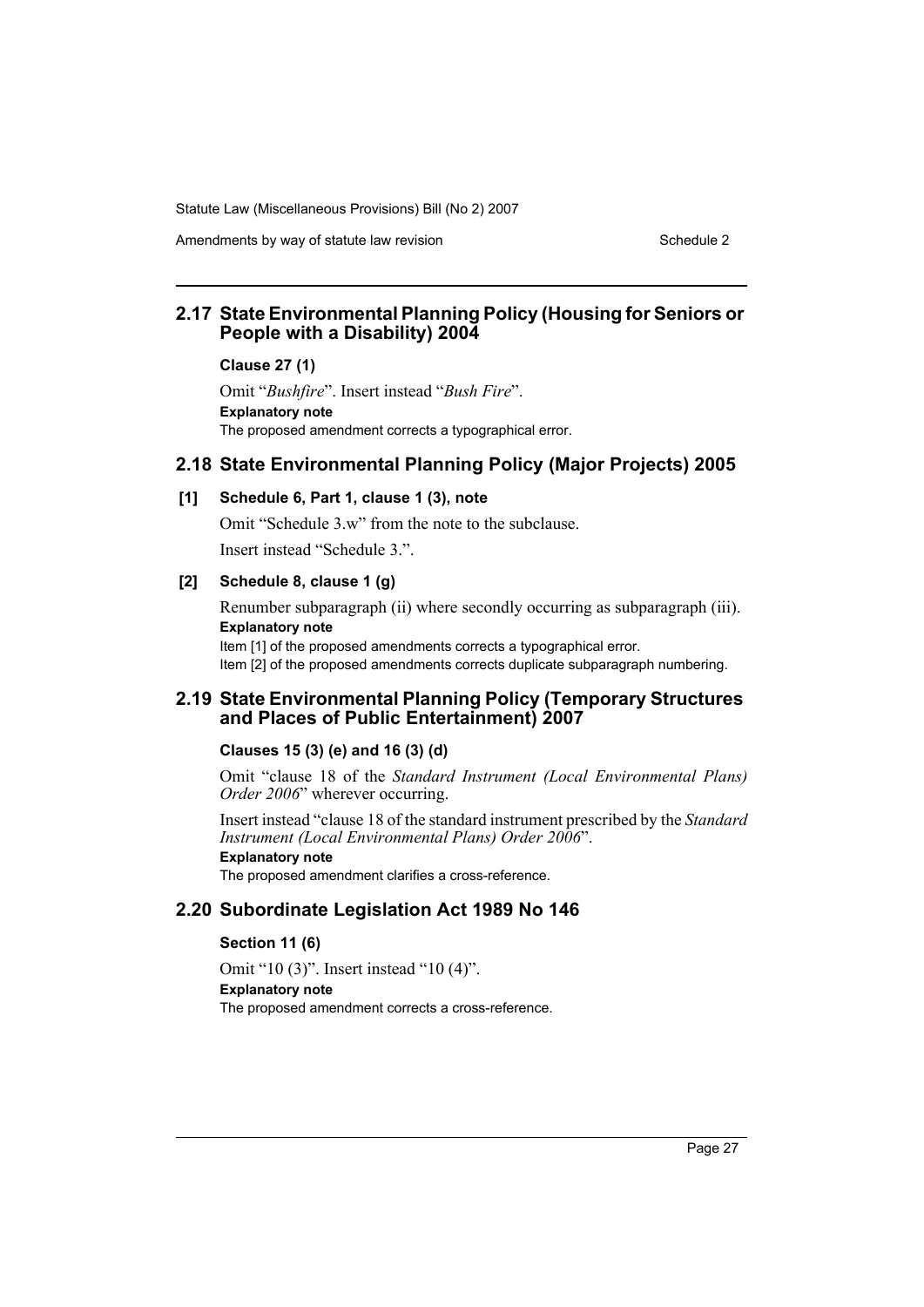## 2.17 State Environmental Planning Policy (Housing for Seniors or People with a Disability) 2004

### Clause 27 (1)

Omit "*Bushfire*". Insert instead "*Bush Fire*".

**Explanatory note**

The proposed amendment corrects a typographical error.

## 2.18 State Environmental Planning Policy (Major Projects) 2005

### [1] Schedule 6, Part 1, clause 1 (3), note

Omit "Schedule 3.w" from the note to the subclause.

Insert instead "Schedule 3.".

### [2] Schedule 8, clause 1 (g)

Renumber subparagraph (ii) where secondly occurring as subparagraph (iii).

**Explanatory note**

Item [1] of the proposed amendments corrects a typographical error.

Item [2] of the proposed amendments corrects duplicate subparagraph numbering.

## 2.19 State Environmental Planning Policy (Temporary Structures and Places of Public Entertainment) 2007

### Clauses 15 (3) (e) and 16 (3) (d)

Omit "clause 18 of the *Standard Instrument (Local Environmental Plans) Order 2006*" wherever occurring.

Insert instead "clause 18 of the standard instrument prescribed by the *Standard Instrument (Local Environmental Plans) Order 2006*".

**Explanatory note**

The proposed amendment clarifies a cross-reference.

## 2.20 Subordinate Legislation Act 1989 No 146

### Section 11 (6)

Omit "10 (3)". Insert instead "10 (4)".

**Explanatory note**

The proposed amendment corrects a cross-reference.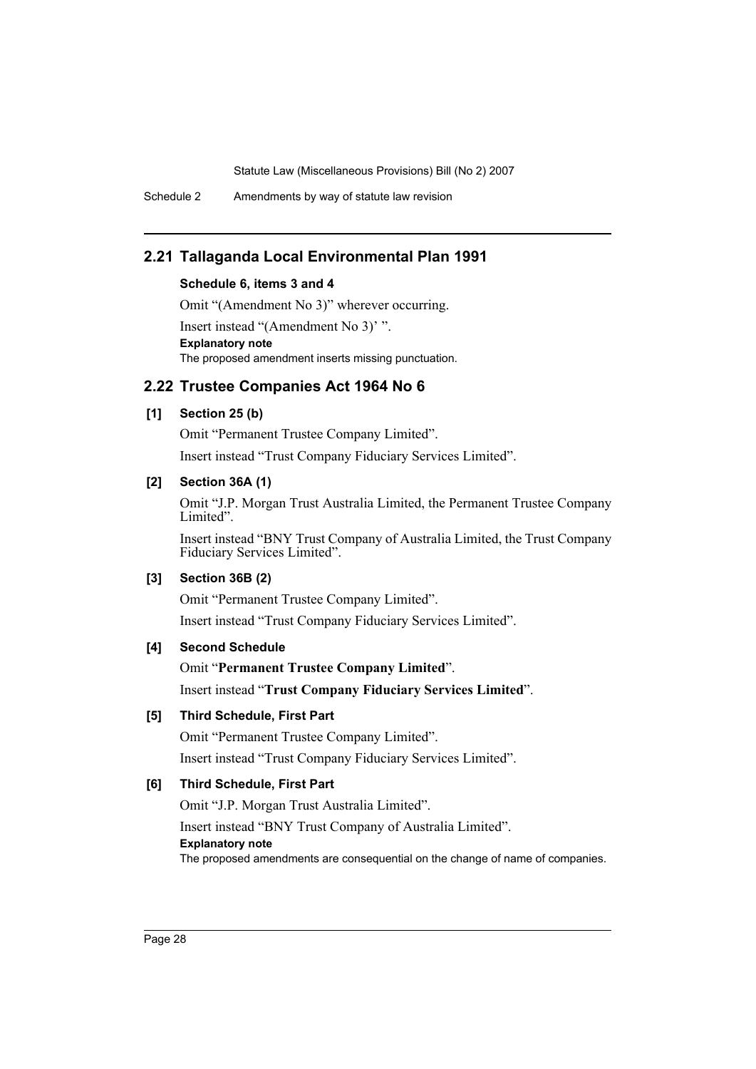## 2.21 Tallaganda Local Environmental Plan 1991

### Schedule 6, items 3 and 4

Omit "(Amendment No 3)" wherever occurring.

Insert instead "(Amendment No 3)' ".

**Explanatory note**

The proposed amendment inserts missing punctuation.

## 2.22 Trustee Companies Act 1964 No 6

### [1] Section 25 (b)

Omit "Permanent Trustee Company Limited".

Insert instead "Trust Company Fiduciary Services Limited".

### [2] Section 36A (1)

Omit "J.P. Morgan Trust Australia Limited, the Permanent Trustee Company Limited".

Insert instead "BNY Trust Company of Australia Limited, the Trust Company Fiduciary Services Limited".

### [3] Section 36B (2)

Omit "Permanent Trustee Company Limited".

Insert instead "Trust Company Fiduciary Services Limited".

### [4] Second Schedule

Omit "**Permanent Trustee Company Limited**".

Insert instead "**Trust Company Fiduciary Services Limited**".

### [5] Third Schedule, First Part

Omit "Permanent Trustee Company Limited".

Insert instead "Trust Company Fiduciary Services Limited".

### [6] Third Schedule, First Part

Omit "J.P. Morgan Trust Australia Limited".

Insert instead "BNY Trust Company of Australia Limited".

**Explanatory note**

The proposed amendments are consequential on the change of name of companies.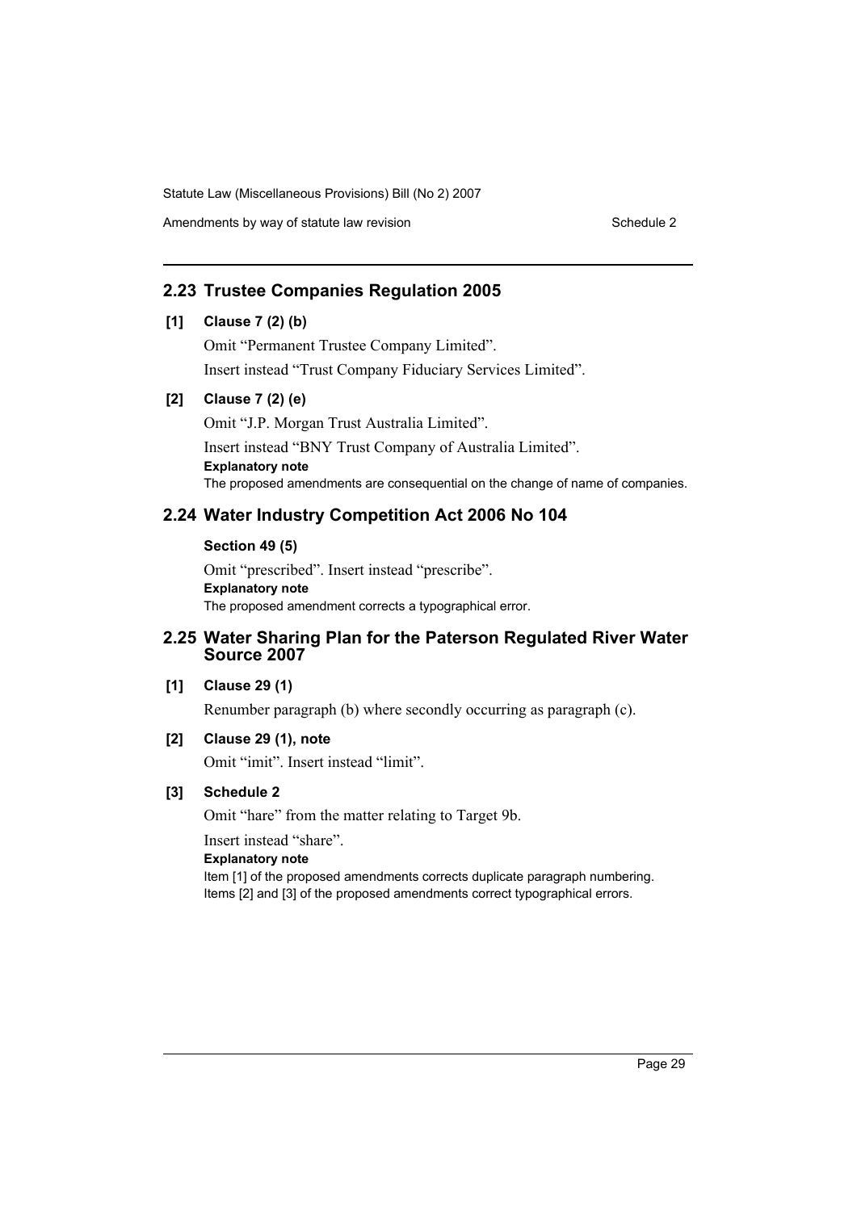## 2.23 Trustee Companies Regulation 2005

**[1] Clause 7 (2) (b)**

Omit “Permanent Trustee Company Limited”.

Insert instead “Trust Company Fiduciary Services Limited”.

**[2] Clause 7 (2) (e)**

Omit “J.P. Morgan Trust Australia Limited”.

Insert instead “BNY Trust Company of Australia Limited”.

**Explanatory note**

The proposed amendments are consequential on the change of name of companies.

## 2.24 Water Industry Competition Act 2006 No 104

**Section 49 (5)**

Omit “prescribed”. Insert instead “prescribe”.

**Explanatory note**

The proposed amendment corrects a typographical error.

## 2.25 Water Sharing Plan for the Paterson Regulated River Water Source 2007

**[1] Clause 29 (1)**

Renumber paragraph (b) where secondly occurring as paragraph (c).

**[2] Clause 29 (1), note**

Omit “imit”. Insert instead “limit”.

**[3] Schedule 2**

Omit “hare” from the matter relating to Target 9b.

Insert instead “share”.

**Explanatory note**

Item [1] of the proposed amendments corrects duplicate paragraph numbering. Items [2] and [3] of the proposed amendments correct typographical errors.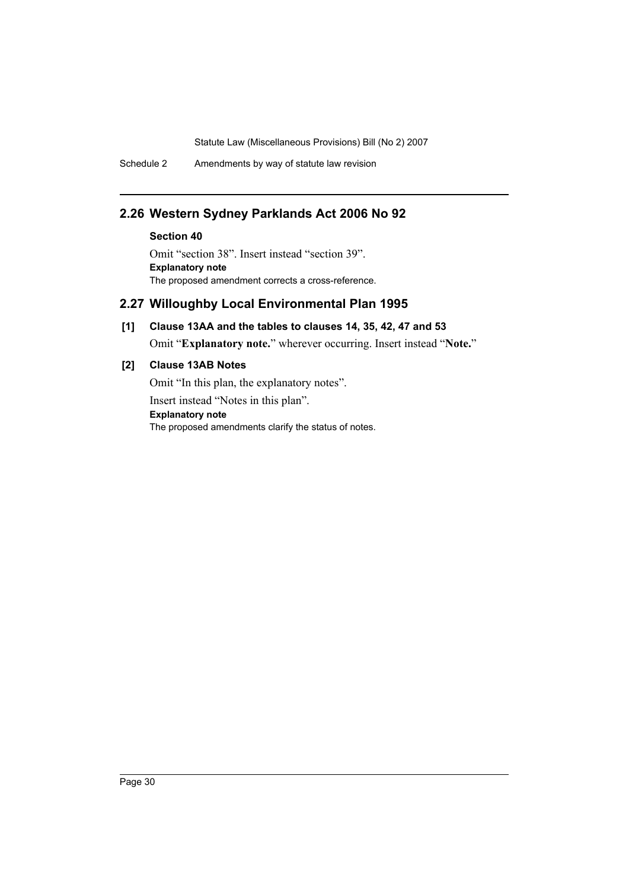## 2.26 Western Sydney Parklands Act 2006 No 92

**Section 40**

Omit "section 38". Insert instead "section 39".

**Explanatory note**

The proposed amendment corrects a cross-reference.

## 2.27 Willoughby Local Environmental Plan 1995

**[1] Clause 13AA and the tables to clauses 14, 35, 42, 47 and 53**

Omit "**Explanatory note.**" wherever occurring. Insert instead "**Note.**"

**[2] Clause 13AB Notes**

Omit "In this plan, the explanatory notes".

Insert instead "Notes in this plan".

**Explanatory note**

The proposed amendments clarify the status of notes.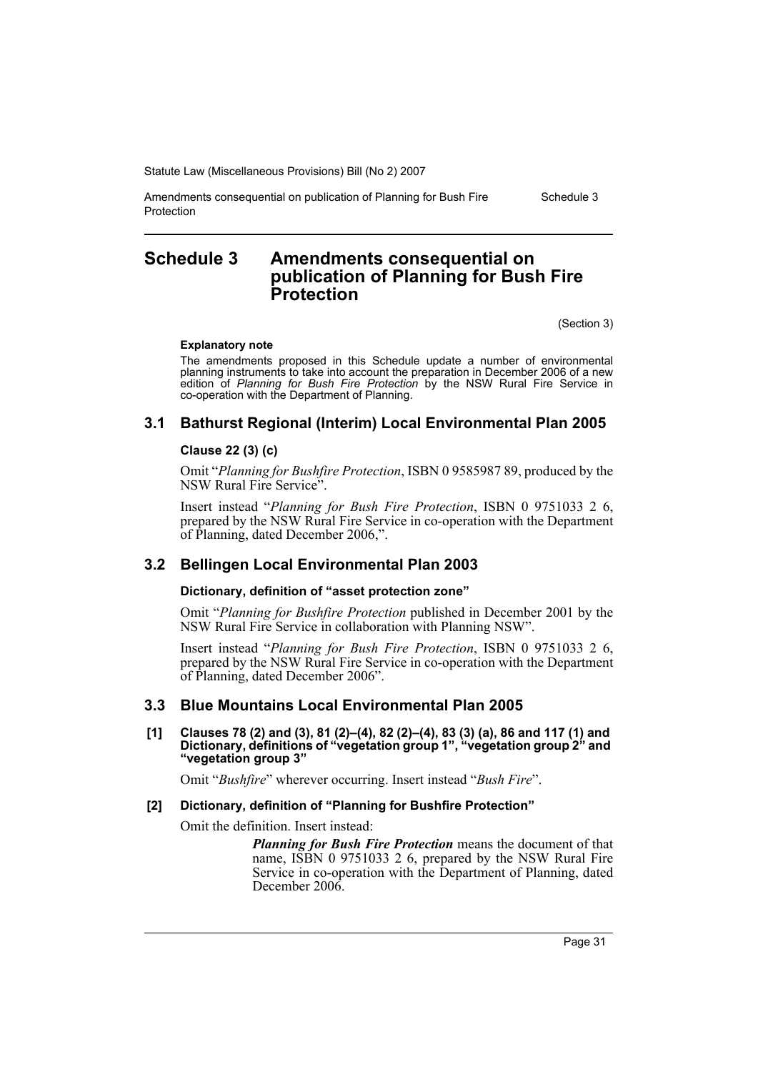# Schedule 3 Amendments consequential on publication of Planning for Bush Fire Protection

(Section 3)

**Explanatory note**

The amendments proposed in this Schedule update a number of environmental planning instruments to take into account the preparation in December 2006 of a new edition of *Planning for Bush Fire Protection* by the NSW Rural Fire Service in co-operation with the Department of Planning.

## 3.1 Bathurst Regional (Interim) Local Environmental Plan 2005

**Clause 22 (3) (c)**

Omit "*Planning for Bushfire Protection*, ISBN 0 9585987 89, produced by the NSW Rural Fire Service".

Insert instead "*Planning for Bush Fire Protection*, ISBN 0 9751033 2 6, prepared by the NSW Rural Fire Service in co-operation with the Department of Planning, dated December 2006,".

## 3.2 Bellingen Local Environmental Plan 2003

**Dictionary, definition of "asset protection zone"**

Omit "*Planning for Bushfire Protection* published in December 2001 by the NSW Rural Fire Service in collaboration with Planning NSW".

Insert instead "*Planning for Bush Fire Protection*, ISBN 0 9751033 2 6, prepared by the NSW Rural Fire Service in co-operation with the Department of Planning, dated December 2006".

## 3.3 Blue Mountains Local Environmental Plan 2005

**[1] Clauses 78 (2) and (3), 81 (2)–(4), 82 (2)–(4), 83 (3) (a), 86 and 117 (1) and Dictionary, definitions of "vegetation group 1", "vegetation group 2" and "vegetation group 3"**

Omit "*Bushfire*" wherever occurring. Insert instead "*Bush Fire*".

**[2] Dictionary, definition of "Planning for Bushfire Protection"**

Omit the definition. Insert instead:

> ***Planning for Bush Fire Protection*** means the document of that name, ISBN 0 9751033 2 6, prepared by the NSW Rural Fire Service in co-operation with the Department of Planning, dated December 2006.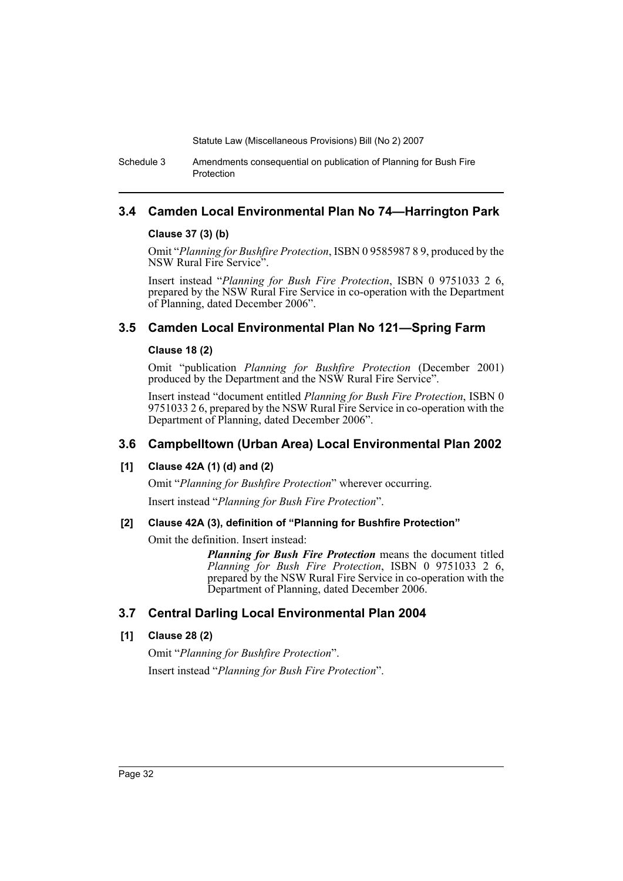## 3.4 Camden Local Environmental Plan No 74—Harrington Park

### Clause 37 (3) (b)

Omit "*Planning for Bushfire Protection*, ISBN 0 9585987 8 9, produced by the NSW Rural Fire Service".

Insert instead "*Planning for Bush Fire Protection*, ISBN 0 9751033 2 6, prepared by the NSW Rural Fire Service in co-operation with the Department of Planning, dated December 2006".

## 3.5 Camden Local Environmental Plan No 121—Spring Farm

### Clause 18 (2)

Omit "publication *Planning for Bushfire Protection* (December 2001) produced by the Department and the NSW Rural Fire Service".

Insert instead "document entitled *Planning for Bush Fire Protection*, ISBN 0 9751033 2 6, prepared by the NSW Rural Fire Service in co-operation with the Department of Planning, dated December 2006".

## 3.6 Campbelltown (Urban Area) Local Environmental Plan 2002

### [1] Clause 42A (1) (d) and (2)

Omit "*Planning for Bushfire Protection*" wherever occurring.

Insert instead "*Planning for Bush Fire Protection*".

### [2] Clause 42A (3), definition of "Planning for Bushfire Protection"

Omit the definition. Insert instead:

> ***Planning for Bush Fire Protection*** means the document titled *Planning for Bush Fire Protection*, ISBN 0 9751033 2 6, prepared by the NSW Rural Fire Service in co-operation with the Department of Planning, dated December 2006.

## 3.7 Central Darling Local Environmental Plan 2004

### [1] Clause 28 (2)

Omit "*Planning for Bushfire Protection*".

Insert instead "*Planning for Bush Fire Protection*".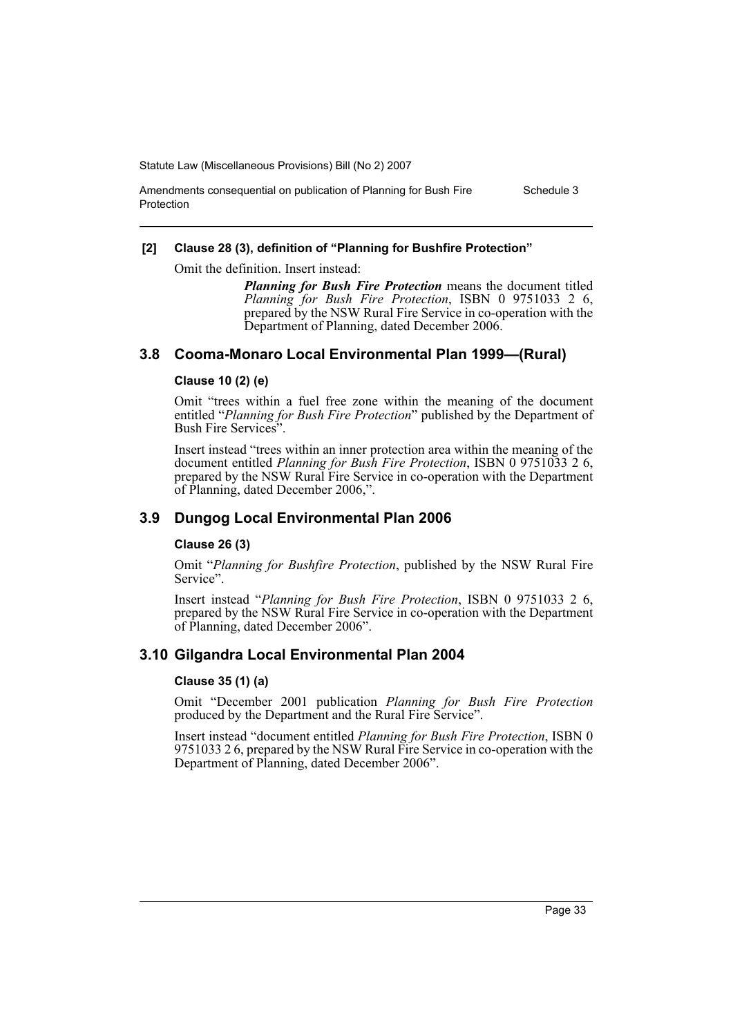**[2] Clause 28 (3), definition of "Planning for Bushfire Protection"**

Omit the definition. Insert instead:

> ***Planning for Bush Fire Protection*** means the document titled *Planning for Bush Fire Protection*, ISBN 0 9751033 2 6, prepared by the NSW Rural Fire Service in co-operation with the Department of Planning, dated December 2006.

## 3.8 Cooma-Monaro Local Environmental Plan 1999—(Rural)

**Clause 10 (2) (e)**

Omit "trees within a fuel free zone within the meaning of the document entitled "*Planning for Bush Fire Protection*" published by the Department of Bush Fire Services".

Insert instead "trees within an inner protection area within the meaning of the document entitled *Planning for Bush Fire Protection*, ISBN 0 9751033 2 6, prepared by the NSW Rural Fire Service in co-operation with the Department of Planning, dated December 2006,".

## 3.9 Dungog Local Environmental Plan 2006

**Clause 26 (3)**

Omit "*Planning for Bushfire Protection*, published by the NSW Rural Fire Service".

Insert instead "*Planning for Bush Fire Protection*, ISBN 0 9751033 2 6, prepared by the NSW Rural Fire Service in co-operation with the Department of Planning, dated December 2006".

## 3.10 Gilgandra Local Environmental Plan 2004

**Clause 35 (1) (a)**

Omit "December 2001 publication *Planning for Bush Fire Protection* produced by the Department and the Rural Fire Service".

Insert instead "document entitled *Planning for Bush Fire Protection*, ISBN 0 9751033 2 6, prepared by the NSW Rural Fire Service in co-operation with the Department of Planning, dated December 2006".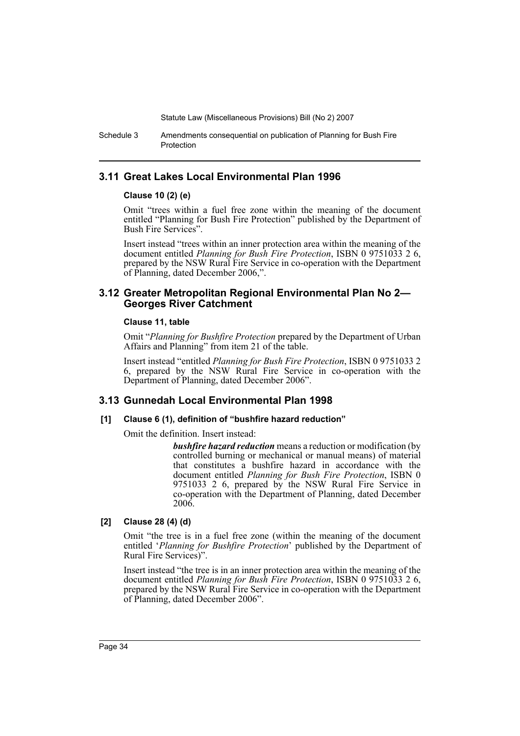## 3.11 Great Lakes Local Environmental Plan 1996

#### Clause 10 (2) (e)

Omit "trees within a fuel free zone within the meaning of the document entitled "Planning for Bush Fire Protection" published by the Department of Bush Fire Services".

Insert instead "trees within an inner protection area within the meaning of the document entitled *Planning for Bush Fire Protection*, ISBN 0 9751033 2 6, prepared by the NSW Rural Fire Service in co-operation with the Department of Planning, dated December 2006,".

## 3.12 Greater Metropolitan Regional Environmental Plan No 2—Georges River Catchment

#### Clause 11, table

Omit "*Planning for Bushfire Protection* prepared by the Department of Urban Affairs and Planning" from item 21 of the table.

Insert instead "entitled *Planning for Bush Fire Protection*, ISBN 0 9751033 2 6, prepared by the NSW Rural Fire Service in co-operation with the Department of Planning, dated December 2006".

## 3.13 Gunnedah Local Environmental Plan 1998

#### [1] Clause 6 (1), definition of "bushfire hazard reduction"

Omit the definition. Insert instead:

> ***bushfire hazard reduction*** means a reduction or modification (by controlled burning or mechanical or manual means) of material that constitutes a bushfire hazard in accordance with the document entitled *Planning for Bush Fire Protection*, ISBN 0 9751033 2 6, prepared by the NSW Rural Fire Service in co-operation with the Department of Planning, dated December 2006.

#### [2] Clause 28 (4) (d)

Omit "the tree is in a fuel free zone (within the meaning of the document entitled '*Planning for Bushfire Protection*' published by the Department of Rural Fire Services)".

Insert instead "the tree is in an inner protection area within the meaning of the document entitled *Planning for Bush Fire Protection*, ISBN 0 9751033 2 6, prepared by the NSW Rural Fire Service in co-operation with the Department of Planning, dated December 2006".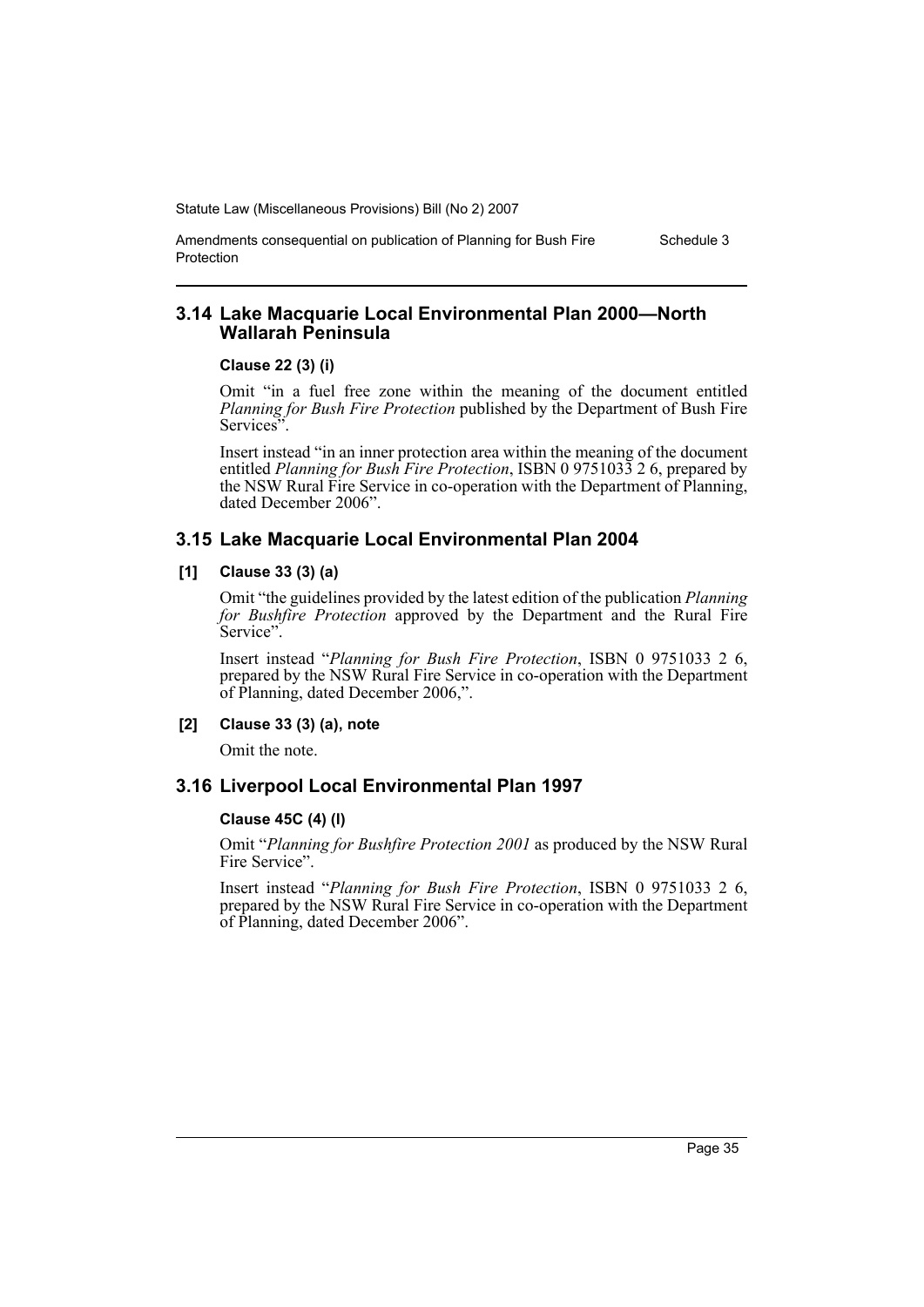## 3.14 Lake Macquarie Local Environmental Plan 2000—North Wallarah Peninsula

**Clause 22 (3) (i)**

Omit "in a fuel free zone within the meaning of the document entitled *Planning for Bush Fire Protection* published by the Department of Bush Fire Services".

Insert instead "in an inner protection area within the meaning of the document entitled *Planning for Bush Fire Protection*, ISBN 0 9751033 2 6, prepared by the NSW Rural Fire Service in co-operation with the Department of Planning, dated December 2006".

## 3.15 Lake Macquarie Local Environmental Plan 2004

**[1] Clause 33 (3) (a)**

Omit "the guidelines provided by the latest edition of the publication *Planning for Bushfire Protection* approved by the Department and the Rural Fire Service".

Insert instead "*Planning for Bush Fire Protection*, ISBN 0 9751033 2 6, prepared by the NSW Rural Fire Service in co-operation with the Department of Planning, dated December 2006,".

**[2] Clause 33 (3) (a), note**

Omit the note.

## 3.16 Liverpool Local Environmental Plan 1997

**Clause 45C (4) (l)**

Omit "*Planning for Bushfire Protection 2001* as produced by the NSW Rural Fire Service".

Insert instead "*Planning for Bush Fire Protection*, ISBN 0 9751033 2 6, prepared by the NSW Rural Fire Service in co-operation with the Department of Planning, dated December 2006".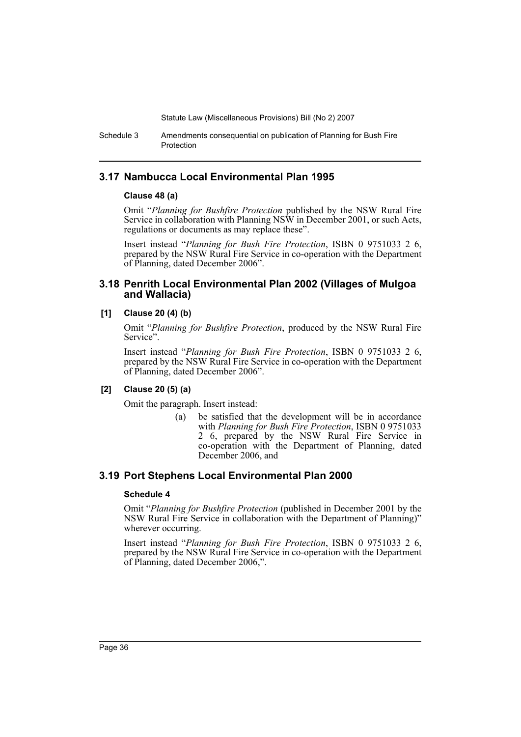## 3.17 Nambucca Local Environmental Plan 1995

**Clause 48 (a)**

Omit "*Planning for Bushfire Protection* published by the NSW Rural Fire Service in collaboration with Planning NSW in December 2001, or such Acts, regulations or documents as may replace these".

Insert instead "*Planning for Bush Fire Protection*, ISBN 0 9751033 2 6, prepared by the NSW Rural Fire Service in co-operation with the Department of Planning, dated December 2006".

## 3.18 Penrith Local Environmental Plan 2002 (Villages of Mulgoa and Wallacia)

**[1] Clause 20 (4) (b)**

Omit "*Planning for Bushfire Protection*, produced by the NSW Rural Fire Service".

Insert instead "*Planning for Bush Fire Protection*, ISBN 0 9751033 2 6, prepared by the NSW Rural Fire Service in co-operation with the Department of Planning, dated December 2006".

**[2] Clause 20 (5) (a)**

Omit the paragraph. Insert instead:

> (a) be satisfied that the development will be in accordance with *Planning for Bush Fire Protection*, ISBN 0 9751033 2 6, prepared by the NSW Rural Fire Service in co-operation with the Department of Planning, dated December 2006, and

## 3.19 Port Stephens Local Environmental Plan 2000

**Schedule 4**

Omit "*Planning for Bushfire Protection* (published in December 2001 by the NSW Rural Fire Service in collaboration with the Department of Planning)" wherever occurring.

Insert instead "*Planning for Bush Fire Protection*, ISBN 0 9751033 2 6, prepared by the NSW Rural Fire Service in co-operation with the Department of Planning, dated December 2006,".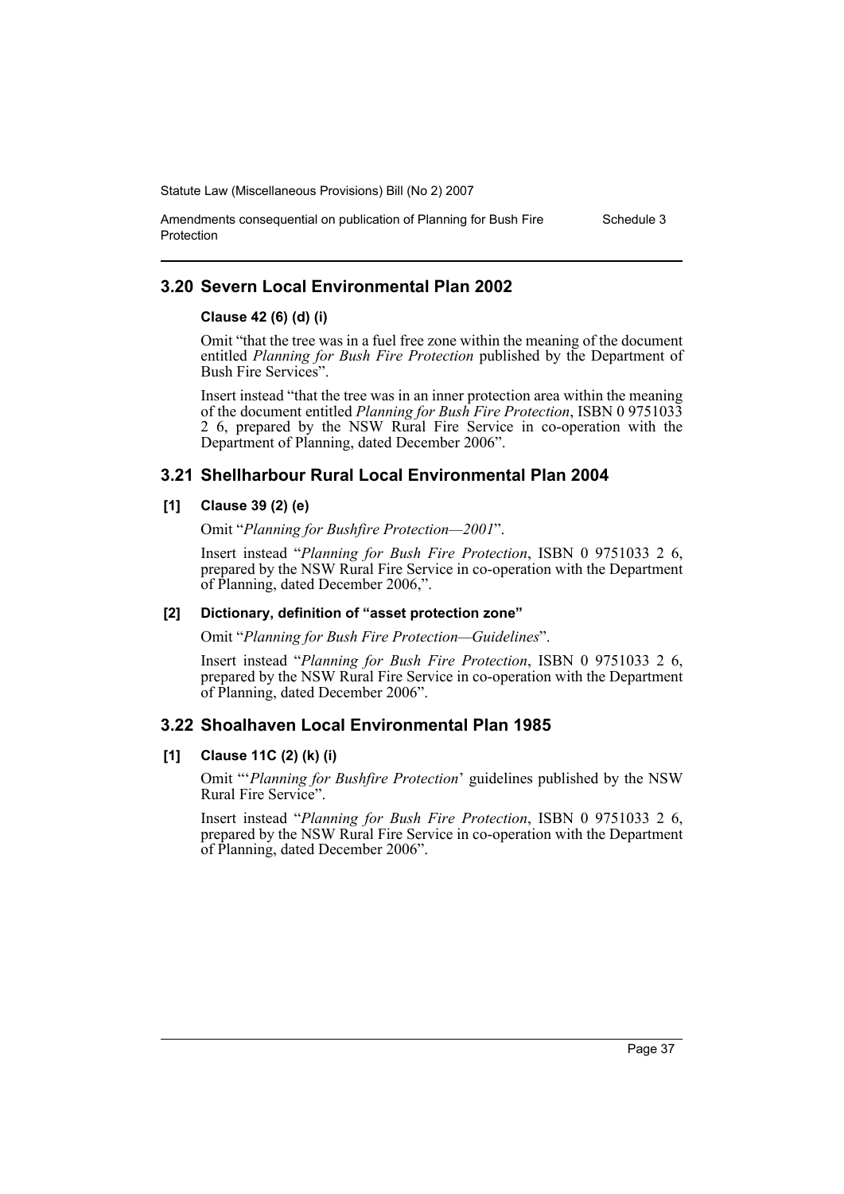## 3.20 Severn Local Environmental Plan 2002

**Clause 42 (6) (d) (i)**

Omit "that the tree was in a fuel free zone within the meaning of the document entitled *Planning for Bush Fire Protection* published by the Department of Bush Fire Services".

Insert instead "that the tree was in an inner protection area within the meaning of the document entitled *Planning for Bush Fire Protection*, ISBN 0 9751033 2 6, prepared by the NSW Rural Fire Service in co-operation with the Department of Planning, dated December 2006".

## 3.21 Shellharbour Rural Local Environmental Plan 2004

**[1] Clause 39 (2) (e)**

Omit "*Planning for Bushfire Protection—2001*".

Insert instead "*Planning for Bush Fire Protection*, ISBN 0 9751033 2 6, prepared by the NSW Rural Fire Service in co-operation with the Department of Planning, dated December 2006,".

**[2] Dictionary, definition of "asset protection zone"**

Omit "*Planning for Bush Fire Protection—Guidelines*".

Insert instead "*Planning for Bush Fire Protection*, ISBN 0 9751033 2 6, prepared by the NSW Rural Fire Service in co-operation with the Department of Planning, dated December 2006".

## 3.22 Shoalhaven Local Environmental Plan 1985

**[1] Clause 11C (2) (k) (i)**

Omit "'*Planning for Bushfire Protection*' guidelines published by the NSW Rural Fire Service".

Insert instead "*Planning for Bush Fire Protection*, ISBN 0 9751033 2 6, prepared by the NSW Rural Fire Service in co-operation with the Department of Planning, dated December 2006".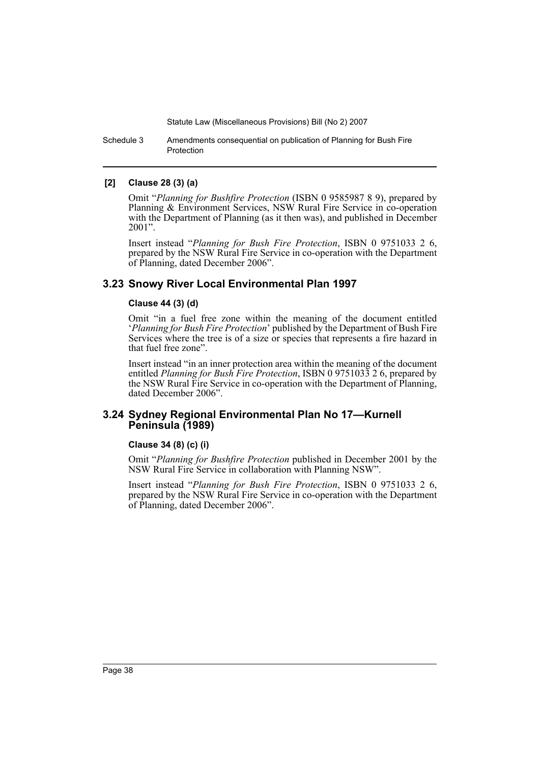**[2] Clause 28 (3) (a)**

Omit "*Planning for Bushfire Protection* (ISBN 0 9585987 8 9), prepared by Planning & Environment Services, NSW Rural Fire Service in co-operation with the Department of Planning (as it then was), and published in December 2001".

Insert instead "*Planning for Bush Fire Protection*, ISBN 0 9751033 2 6, prepared by the NSW Rural Fire Service in co-operation with the Department of Planning, dated December 2006".

## 3.23 Snowy River Local Environmental Plan 1997

**Clause 44 (3) (d)**

Omit "in a fuel free zone within the meaning of the document entitled '*Planning for Bush Fire Protection*' published by the Department of Bush Fire Services where the tree is of a size or species that represents a fire hazard in that fuel free zone".

Insert instead "in an inner protection area within the meaning of the document entitled *Planning for Bush Fire Protection*, ISBN 0 9751033 2 6, prepared by the NSW Rural Fire Service in co-operation with the Department of Planning, dated December 2006".

## 3.24 Sydney Regional Environmental Plan No 17—Kurnell Peninsula (1989)

**Clause 34 (8) (c) (i)**

Omit "*Planning for Bushfire Protection* published in December 2001 by the NSW Rural Fire Service in collaboration with Planning NSW".

Insert instead "*Planning for Bush Fire Protection*, ISBN 0 9751033 2 6, prepared by the NSW Rural Fire Service in co-operation with the Department of Planning, dated December 2006".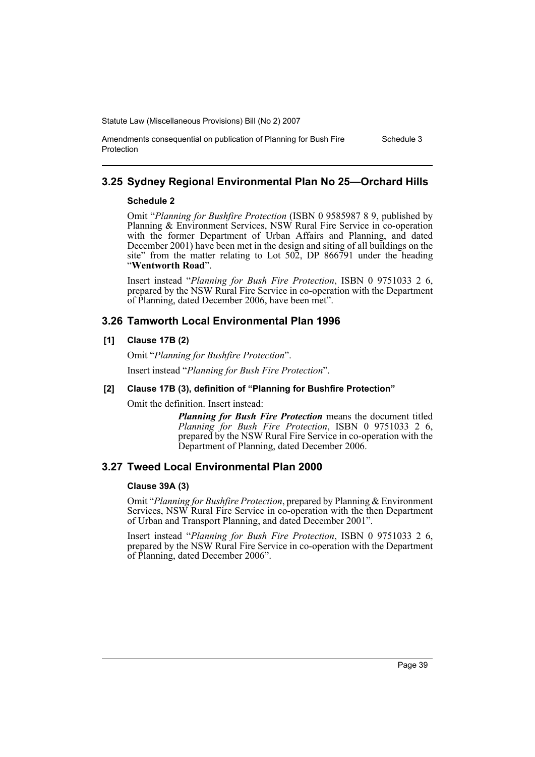## 3.25 Sydney Regional Environmental Plan No 25—Orchard Hills

**Schedule 2**

Omit "*Planning for Bushfire Protection* (ISBN 0 9585987 8 9, published by Planning & Environment Services, NSW Rural Fire Service in co-operation with the former Department of Urban Affairs and Planning, and dated December 2001) have been met in the design and siting of all buildings on the site" from the matter relating to Lot 502, DP 866791 under the heading "**Wentworth Road**".

Insert instead "*Planning for Bush Fire Protection*, ISBN 0 9751033 2 6, prepared by the NSW Rural Fire Service in co-operation with the Department of Planning, dated December 2006, have been met".

## 3.26 Tamworth Local Environmental Plan 1996

**[1] Clause 17B (2)**

Omit "*Planning for Bushfire Protection*".

Insert instead "*Planning for Bush Fire Protection*".

**[2] Clause 17B (3), definition of "Planning for Bushfire Protection"**

Omit the definition. Insert instead:

> ***Planning for Bush Fire Protection*** means the document titled *Planning for Bush Fire Protection*, ISBN 0 9751033 2 6, prepared by the NSW Rural Fire Service in co-operation with the Department of Planning, dated December 2006.

## 3.27 Tweed Local Environmental Plan 2000

**Clause 39A (3)**

Omit "*Planning for Bushfire Protection*, prepared by Planning & Environment Services, NSW Rural Fire Service in co-operation with the then Department of Urban and Transport Planning, and dated December 2001".

Insert instead "*Planning for Bush Fire Protection*, ISBN 0 9751033 2 6, prepared by the NSW Rural Fire Service in co-operation with the Department of Planning, dated December 2006".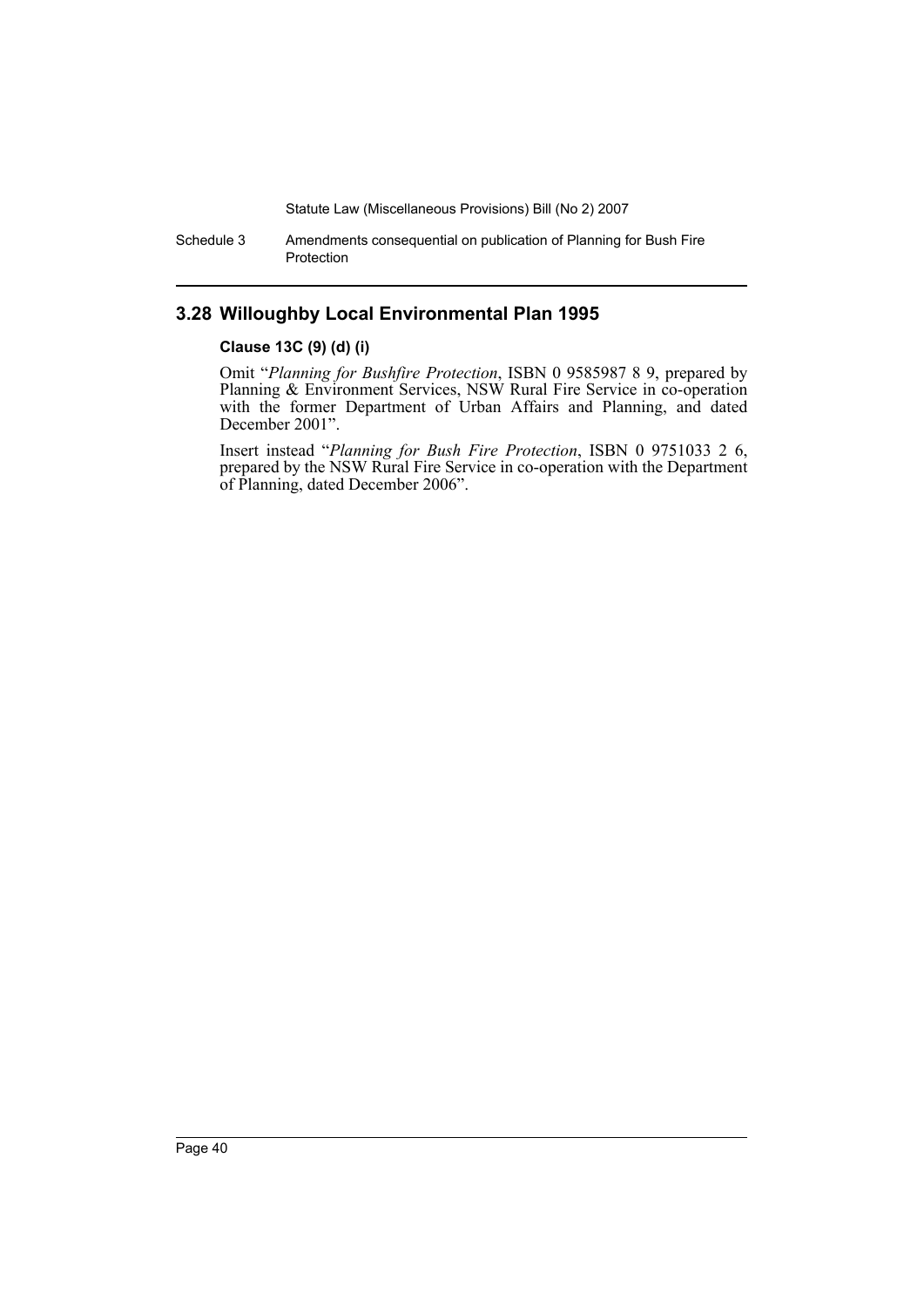## 3.28 Willoughby Local Environmental Plan 1995

**Clause 13C (9) (d) (i)**

Omit "*Planning for Bushfire Protection*, ISBN 0 9585987 8 9, prepared by Planning & Environment Services, NSW Rural Fire Service in co-operation with the former Department of Urban Affairs and Planning, and dated December 2001".

Insert instead "*Planning for Bush Fire Protection*, ISBN 0 9751033 2 6, prepared by the NSW Rural Fire Service in co-operation with the Department of Planning, dated December 2006".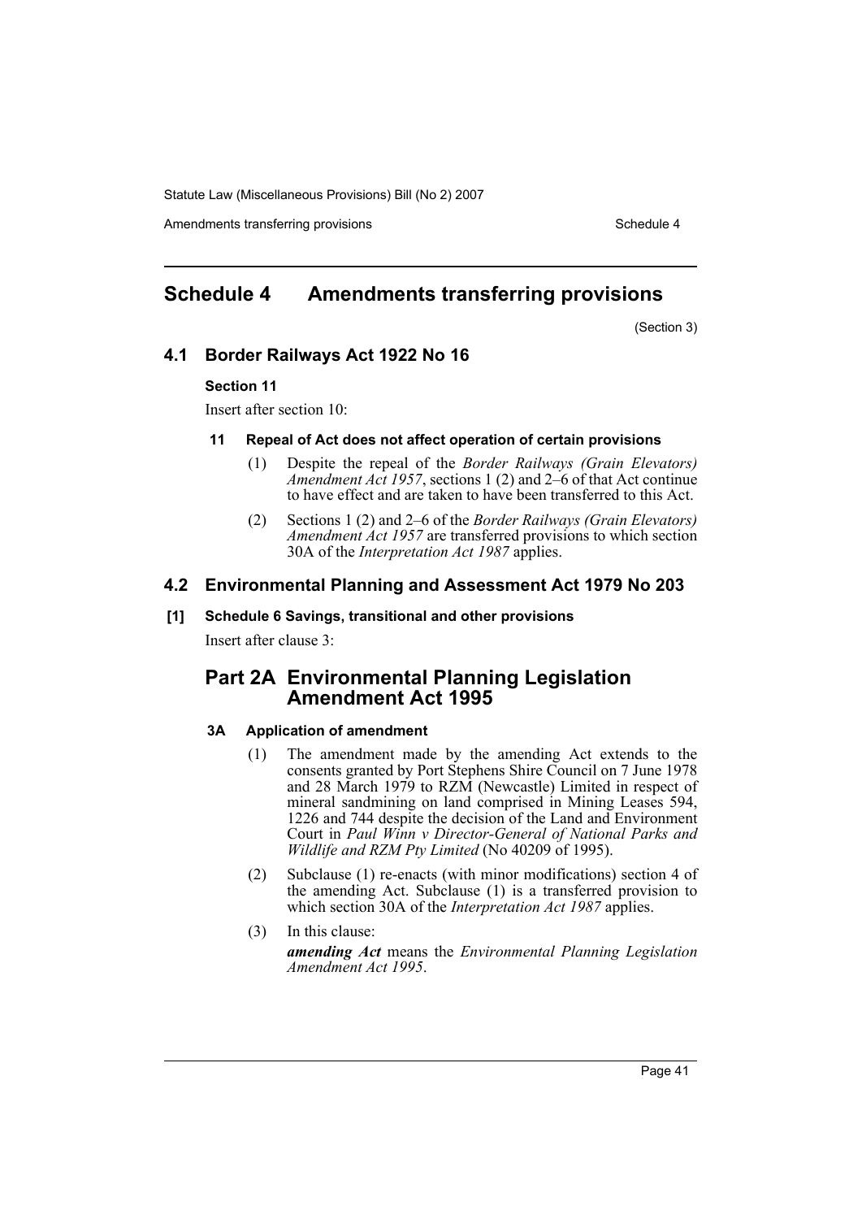# Schedule 4 Amendments transferring provisions

(Section 3)

## 4.1 Border Railways Act 1922 No 16

**Section 11**

Insert after section 10:

**11 Repeal of Act does not affect operation of certain provisions**

(1) Despite the repeal of the *Border Railways (Grain Elevators) Amendment Act 1957*, sections 1 (2) and 2–6 of that Act continue to have effect and are taken to have been transferred to this Act.

(2) Sections 1 (2) and 2–6 of the *Border Railways (Grain Elevators) Amendment Act 1957* are transferred provisions to which section 30A of the *Interpretation Act 1987* applies.

## 4.2 Environmental Planning and Assessment Act 1979 No 203

**[1] Schedule 6 Savings, transitional and other provisions**

Insert after clause 3:

## Part 2A Environmental Planning Legislation Amendment Act 1995

**3A Application of amendment**

(1) The amendment made by the amending Act extends to the consents granted by Port Stephens Shire Council on 7 June 1978 and 28 March 1979 to RZM (Newcastle) Limited in respect of mineral sandmining on land comprised in Mining Leases 594, 1226 and 744 despite the decision of the Land and Environment Court in *Paul Winn v Director-General of National Parks and Wildlife and RZM Pty Limited* (No 40209 of 1995).

(2) Subclause (1) re-enacts (with minor modifications) section 4 of the amending Act. Subclause (1) is a transferred provision to which section 30A of the *Interpretation Act 1987* applies.

(3) In this clause:

***amending Act*** means the *Environmental Planning Legislation Amendment Act 1995*.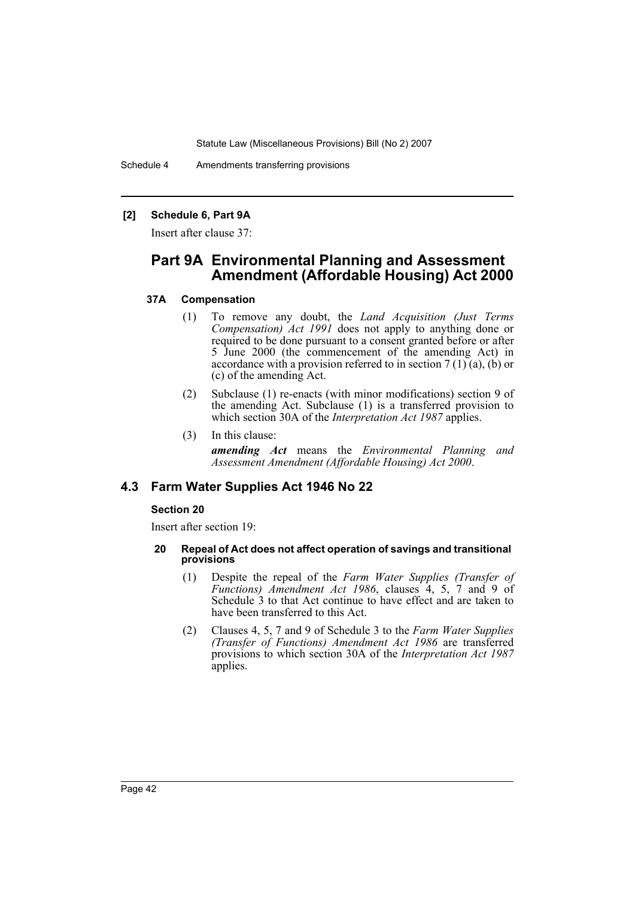**[2] Schedule 6, Part 9A**

Insert after clause 37:

## Part 9A Environmental Planning and Assessment Amendment (Affordable Housing) Act 2000

**37A Compensation**

(1) To remove any doubt, the *Land Acquisition (Just Terms Compensation) Act 1991* does not apply to anything done or required to be done pursuant to a consent granted before or after 5 June 2000 (the commencement of the amending Act) in accordance with a provision referred to in section 7 (1) (a), (b) or (c) of the amending Act.

(2) Subclause (1) re-enacts (with minor modifications) section 9 of the amending Act. Subclause (1) is a transferred provision to which section 30A of the *Interpretation Act 1987* applies.

(3) In this clause:

***amending Act*** means the *Environmental Planning and Assessment Amendment (Affordable Housing) Act 2000*.

## 4.3 Farm Water Supplies Act 1946 No 22

**Section 20**

Insert after section 19:

**20 Repeal of Act does not affect operation of savings and transitional provisions**

(1) Despite the repeal of the *Farm Water Supplies (Transfer of Functions) Amendment Act 1986*, clauses 4, 5, 7 and 9 of Schedule 3 to that Act continue to have effect and are taken to have been transferred to this Act.

(2) Clauses 4, 5, 7 and 9 of Schedule 3 to the *Farm Water Supplies (Transfer of Functions) Amendment Act 1986* are transferred provisions to which section 30A of the *Interpretation Act 1987* applies.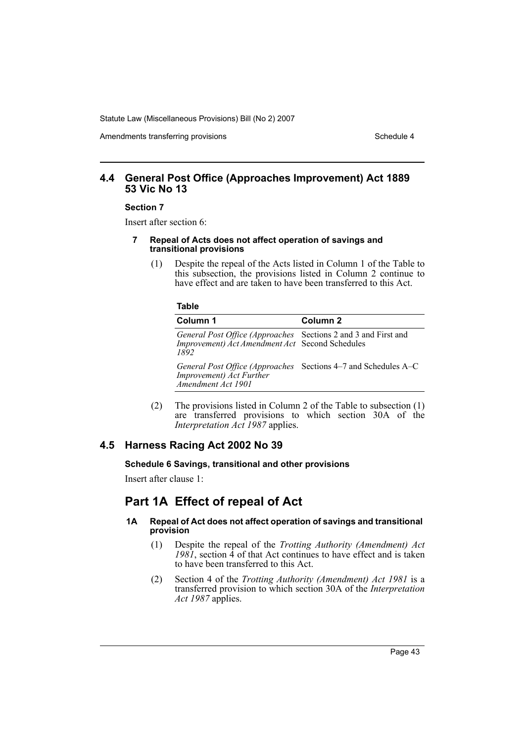## 4.4 General Post Office (Approaches Improvement) Act 1889 53 Vic No 13

**Section 7**

Insert after section 6:

#### 7 Repeal of Acts does not affect operation of savings and transitional provisions

(1) Despite the repeal of the Acts listed in Column 1 of the Table to this subsection, the provisions listed in Column 2 continue to have effect and are taken to have been transferred to this Act.

**Table**

| Column 1 | Column 2 |
| --- | --- |
| *General Post Office (Approaches Improvement) Act Amendment Act 1892* | Sections 2 and 3 and First and Second Schedules |
| *General Post Office (Approaches Improvement) Act Further Amendment Act 1901* | Sections 4–7 and Schedules A–C |

(2) The provisions listed in Column 2 of the Table to subsection (1) are transferred provisions to which section 30A of the *Interpretation Act 1987* applies.

## 4.5 Harness Racing Act 2002 No 39

**Schedule 6 Savings, transitional and other provisions**

Insert after clause 1:

# Part 1A Effect of repeal of Act

#### 1A Repeal of Act does not affect operation of savings and transitional provision

(1) Despite the repeal of the *Trotting Authority (Amendment) Act 1981*, section 4 of that Act continues to have effect and is taken to have been transferred to this Act.

(2) Section 4 of the *Trotting Authority (Amendment) Act 1981* is a transferred provision to which section 30A of the *Interpretation Act 1987* applies.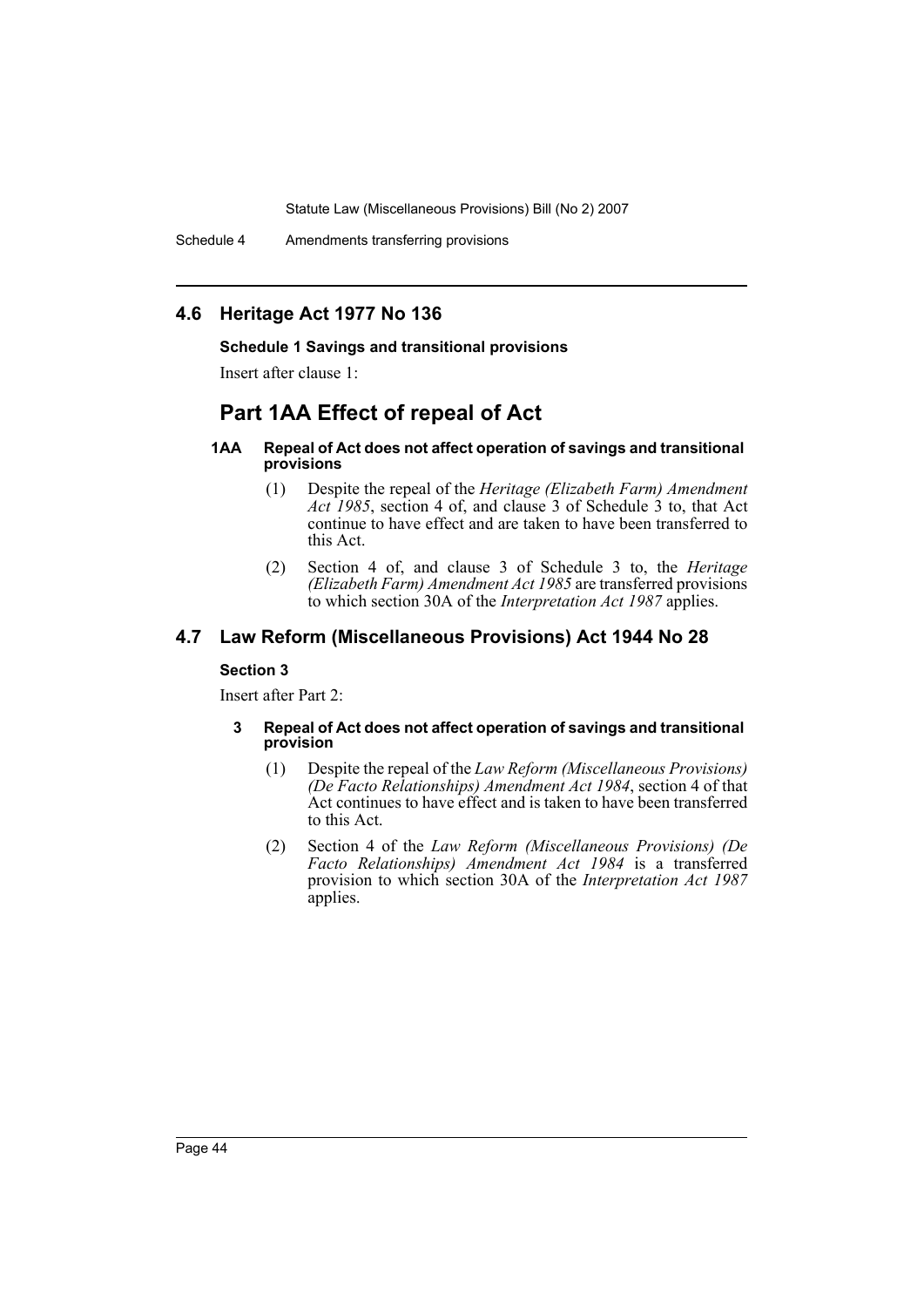## 4.6 Heritage Act 1977 No 136

**Schedule 1 Savings and transitional provisions**

Insert after clause 1:

# Part 1AA Effect of repeal of Act

#### 1AA Repeal of Act does not affect operation of savings and transitional provisions

(1) Despite the repeal of the *Heritage (Elizabeth Farm) Amendment Act 1985*, section 4 of, and clause 3 of Schedule 3 to, that Act continue to have effect and are taken to have been transferred to this Act.

(2) Section 4 of, and clause 3 of Schedule 3 to, the *Heritage (Elizabeth Farm) Amendment Act 1985* are transferred provisions to which section 30A of the *Interpretation Act 1987* applies.

## 4.7 Law Reform (Miscellaneous Provisions) Act 1944 No 28

**Section 3**

Insert after Part 2:

#### 3 Repeal of Act does not affect operation of savings and transitional provision

(1) Despite the repeal of the *Law Reform (Miscellaneous Provisions) (De Facto Relationships) Amendment Act 1984*, section 4 of that Act continues to have effect and is taken to have been transferred to this Act.

(2) Section 4 of the *Law Reform (Miscellaneous Provisions) (De Facto Relationships) Amendment Act 1984* is a transferred provision to which section 30A of the *Interpretation Act 1987* applies.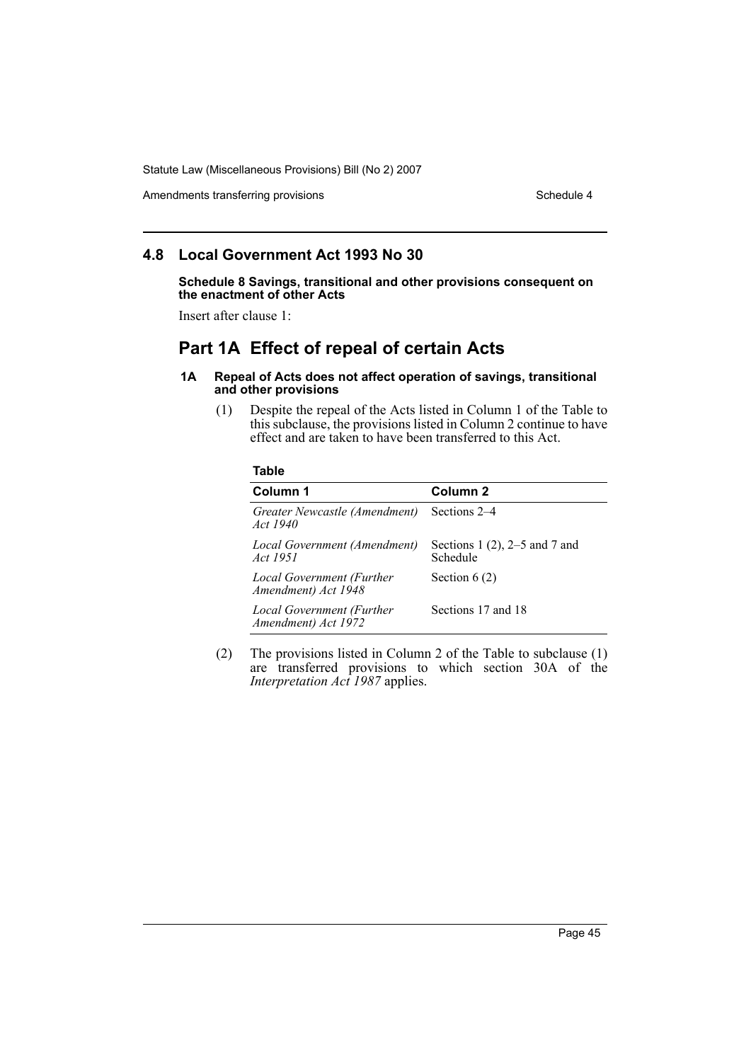## 4.8 Local Government Act 1993 No 30

**Schedule 8 Savings, transitional and other provisions consequent on the enactment of other Acts**

Insert after clause 1:

# Part 1A Effect of repeal of certain Acts

#### 1A Repeal of Acts does not affect operation of savings, transitional and other provisions

(1) Despite the repeal of the Acts listed in Column 1 of the Table to this subclause, the provisions listed in Column 2 continue to have effect and are taken to have been transferred to this Act.

**Table**

| Column 1 | Column 2 |
| --- | --- |
| *Greater Newcastle (Amendment) Act 1940* | Sections 2–4 |
| *Local Government (Amendment) Act 1951* | Sections 1 (2), 2–5 and 7 and Schedule |
| *Local Government (Further Amendment) Act 1948* | Section 6 (2) |
| *Local Government (Further Amendment) Act 1972* | Sections 17 and 18 |

(2) The provisions listed in Column 2 of the Table to subclause (1) are transferred provisions to which section 30A of the *Interpretation Act 1987* applies.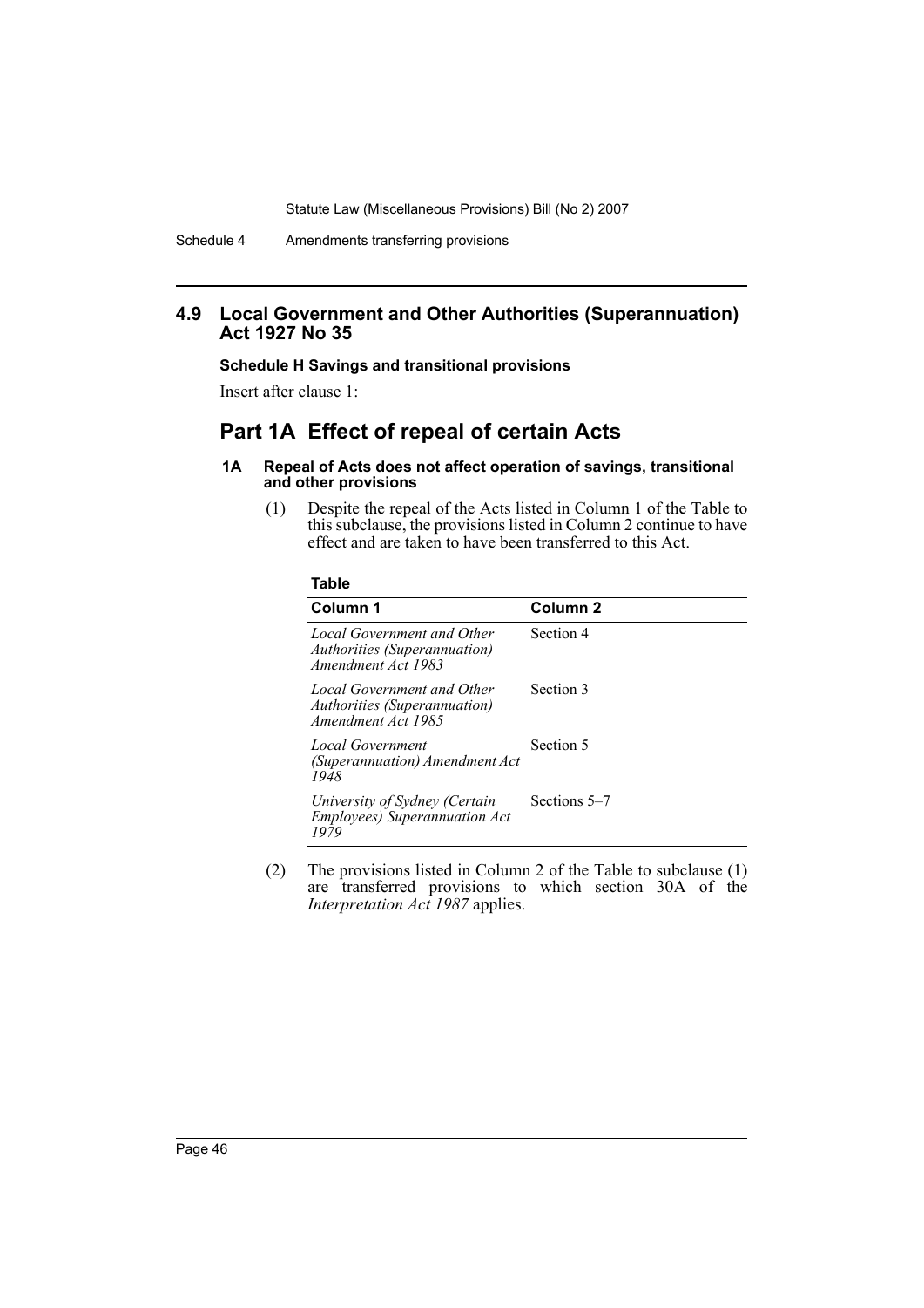## 4.9 Local Government and Other Authorities (Superannuation) Act 1927 No 35

**Schedule H Savings and transitional provisions**

Insert after clause 1:

# Part 1A Effect of repeal of certain Acts

#### 1A Repeal of Acts does not affect operation of savings, transitional and other provisions

(1) Despite the repeal of the Acts listed in Column 1 of the Table to this subclause, the provisions listed in Column 2 continue to have effect and are taken to have been transferred to this Act.

**Table**

| Column 1 | Column 2 |
|---|---|
| *Local Government and Other Authorities (Superannuation) Amendment Act 1983* | Section 4 |
| *Local Government and Other Authorities (Superannuation) Amendment Act 1985* | Section 3 |
| *Local Government (Superannuation) Amendment Act 1948* | Section 5 |
| *University of Sydney (Certain Employees) Superannuation Act 1979* | Sections 5–7 |

(2) The provisions listed in Column 2 of the Table to subclause (1) are transferred provisions to which section 30A of the *Interpretation Act 1987* applies.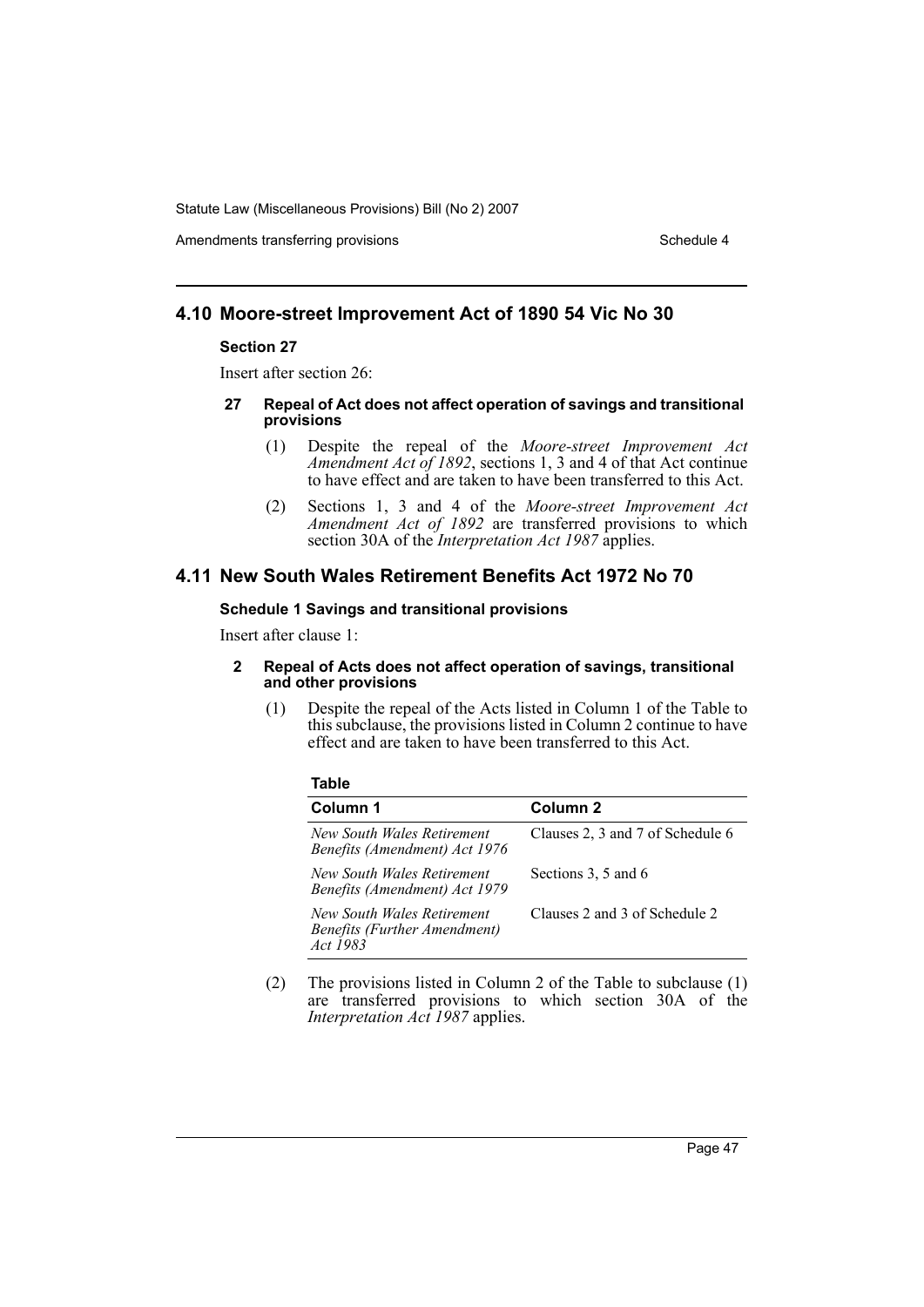## 4.10 Moore-street Improvement Act of 1890 54 Vic No 30

**Section 27**

Insert after section 26:

**27 Repeal of Act does not affect operation of savings and transitional provisions**

(1) Despite the repeal of the *Moore-street Improvement Act Amendment Act of 1892*, sections 1, 3 and 4 of that Act continue to have effect and are taken to have been transferred to this Act.

(2) Sections 1, 3 and 4 of the *Moore-street Improvement Act Amendment Act of 1892* are transferred provisions to which section 30A of the *Interpretation Act 1987* applies.

## 4.11 New South Wales Retirement Benefits Act 1972 No 70

**Schedule 1 Savings and transitional provisions**

Insert after clause 1:

**2 Repeal of Acts does not affect operation of savings, transitional and other provisions**

(1) Despite the repeal of the Acts listed in Column 1 of the Table to this subclause, the provisions listed in Column 2 continue to have effect and are taken to have been transferred to this Act.

**Table**

| Column 1 | Column 2 |
|---|---|
| *New South Wales Retirement Benefits (Amendment) Act 1976* | Clauses 2, 3 and 7 of Schedule 6 |
| *New South Wales Retirement Benefits (Amendment) Act 1979* | Sections 3, 5 and 6 |
| *New South Wales Retirement Benefits (Further Amendment) Act 1983* | Clauses 2 and 3 of Schedule 2 |

(2) The provisions listed in Column 2 of the Table to subclause (1) are transferred provisions to which section 30A of the *Interpretation Act 1987* applies.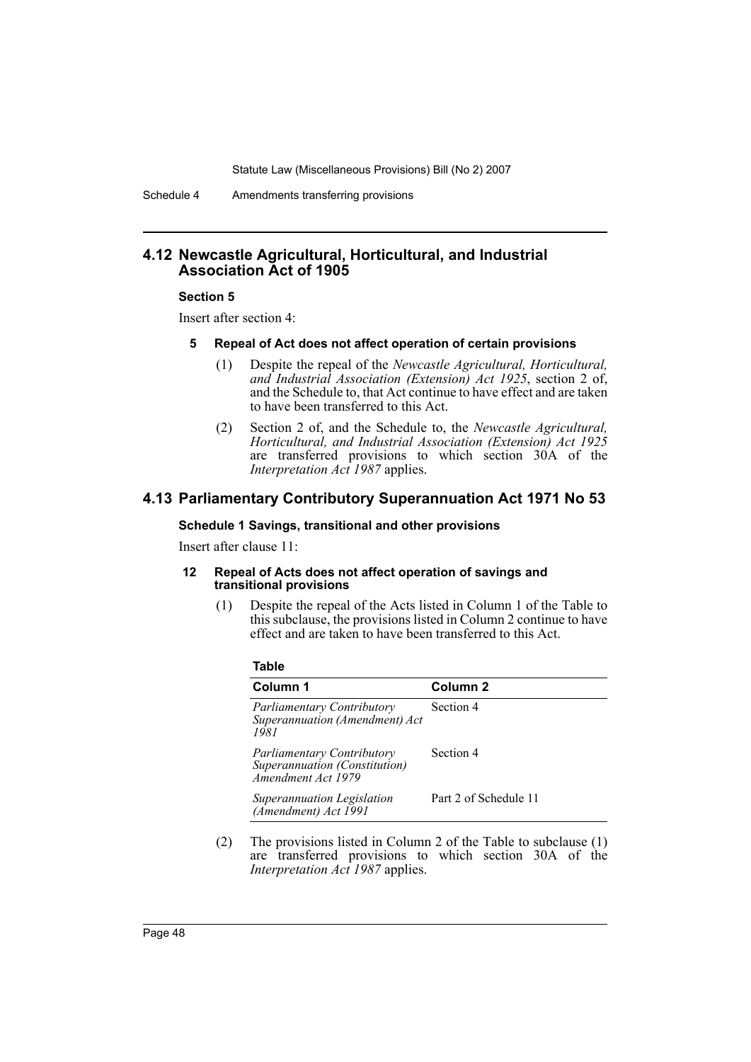## 4.12 Newcastle Agricultural, Horticultural, and Industrial Association Act of 1905

### Section 5

Insert after section 4:

#### 5 Repeal of Act does not affect operation of certain provisions

(1) Despite the repeal of the *Newcastle Agricultural, Horticultural, and Industrial Association (Extension) Act 1925*, section 2 of, and the Schedule to, that Act continue to have effect and are taken to have been transferred to this Act.

(2) Section 2 of, and the Schedule to, the *Newcastle Agricultural, Horticultural, and Industrial Association (Extension) Act 1925* are transferred provisions to which section 30A of the *Interpretation Act 1987* applies.

## 4.13 Parliamentary Contributory Superannuation Act 1971 No 53

### Schedule 1 Savings, transitional and other provisions

Insert after clause 11:

#### 12 Repeal of Acts does not affect operation of savings and transitional provisions

(1) Despite the repeal of the Acts listed in Column 1 of the Table to this subclause, the provisions listed in Column 2 continue to have effect and are taken to have been transferred to this Act.

**Table**

| Column 1 | Column 2 |
|---|---|
| *Parliamentary Contributory Superannuation (Amendment) Act 1981* | Section 4 |
| *Parliamentary Contributory Superannuation (Constitution) Amendment Act 1979* | Section 4 |
| *Superannuation Legislation (Amendment) Act 1991* | Part 2 of Schedule 11 |

(2) The provisions listed in Column 2 of the Table to subclause (1) are transferred provisions to which section 30A of the *Interpretation Act 1987* applies.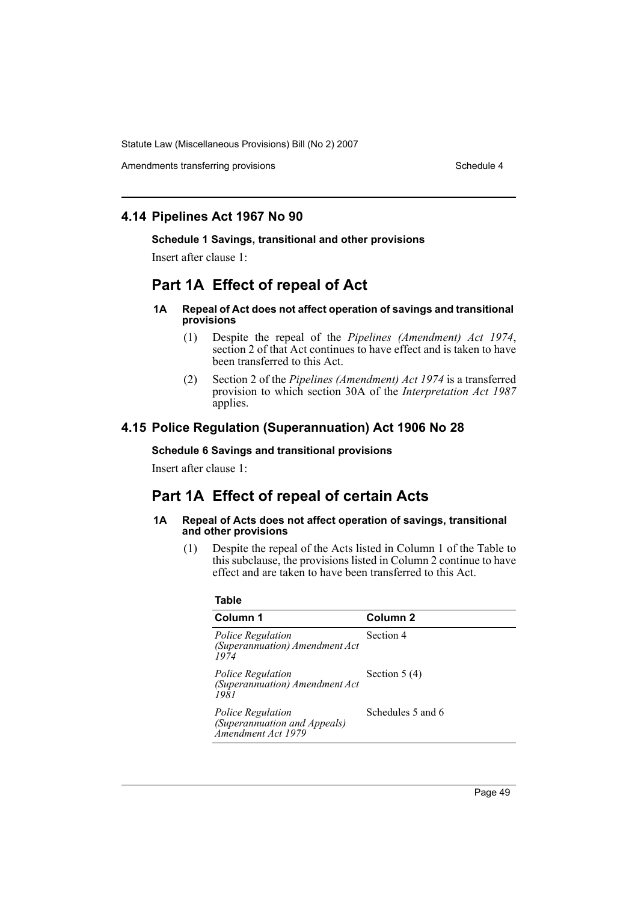## 4.14 Pipelines Act 1967 No 90

**Schedule 1 Savings, transitional and other provisions**

Insert after clause 1:

# Part 1A Effect of repeal of Act

#### 1A Repeal of Act does not affect operation of savings and transitional provisions

(1) Despite the repeal of the *Pipelines (Amendment) Act 1974*, section 2 of that Act continues to have effect and is taken to have been transferred to this Act.

(2) Section 2 of the *Pipelines (Amendment) Act 1974* is a transferred provision to which section 30A of the *Interpretation Act 1987* applies.

## 4.15 Police Regulation (Superannuation) Act 1906 No 28

**Schedule 6 Savings and transitional provisions**

Insert after clause 1:

# Part 1A Effect of repeal of certain Acts

#### 1A Repeal of Acts does not affect operation of savings, transitional and other provisions

(1) Despite the repeal of the Acts listed in Column 1 of the Table to this subclause, the provisions listed in Column 2 continue to have effect and are taken to have been transferred to this Act.

**Table**

| Column 1 | Column 2 |
|---|---|
| *Police Regulation (Superannuation) Amendment Act 1974* | Section 4 |
| *Police Regulation (Superannuation) Amendment Act 1981* | Section 5 (4) |
| *Police Regulation (Superannuation and Appeals) Amendment Act 1979* | Schedules 5 and 6 |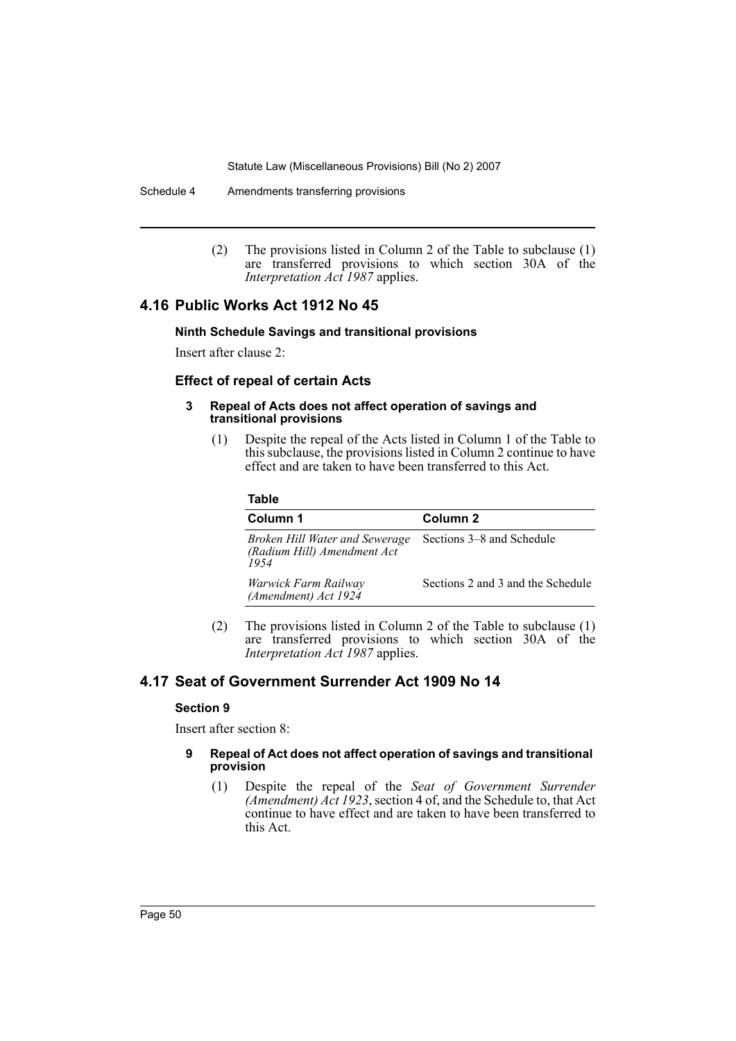(2) The provisions listed in Column 2 of the Table to subclause (1) are transferred provisions to which section 30A of the *Interpretation Act 1987* applies.

## 4.16 Public Works Act 1912 No 45

#### Ninth Schedule Savings and transitional provisions

Insert after clause 2:

### Effect of repeal of certain Acts

#### 3 Repeal of Acts does not affect operation of savings and transitional provisions

(1) Despite the repeal of the Acts listed in Column 1 of the Table to this subclause, the provisions listed in Column 2 continue to have effect and are taken to have been transferred to this Act.

**Table**

| Column 1 | Column 2 |
|---|---|
| *Broken Hill Water and Sewerage (Radium Hill) Amendment Act 1954* | Sections 3–8 and Schedule |
| *Warwick Farm Railway (Amendment) Act 1924* | Sections 2 and 3 and the Schedule |

(2) The provisions listed in Column 2 of the Table to subclause (1) are transferred provisions to which section 30A of the *Interpretation Act 1987* applies.

## 4.17 Seat of Government Surrender Act 1909 No 14

#### Section 9

Insert after section 8:

#### 9 Repeal of Act does not affect operation of savings and transitional provision

(1) Despite the repeal of the *Seat of Government Surrender (Amendment) Act 1923*, section 4 of, and the Schedule to, that Act continue to have effect and are taken to have been transferred to this Act.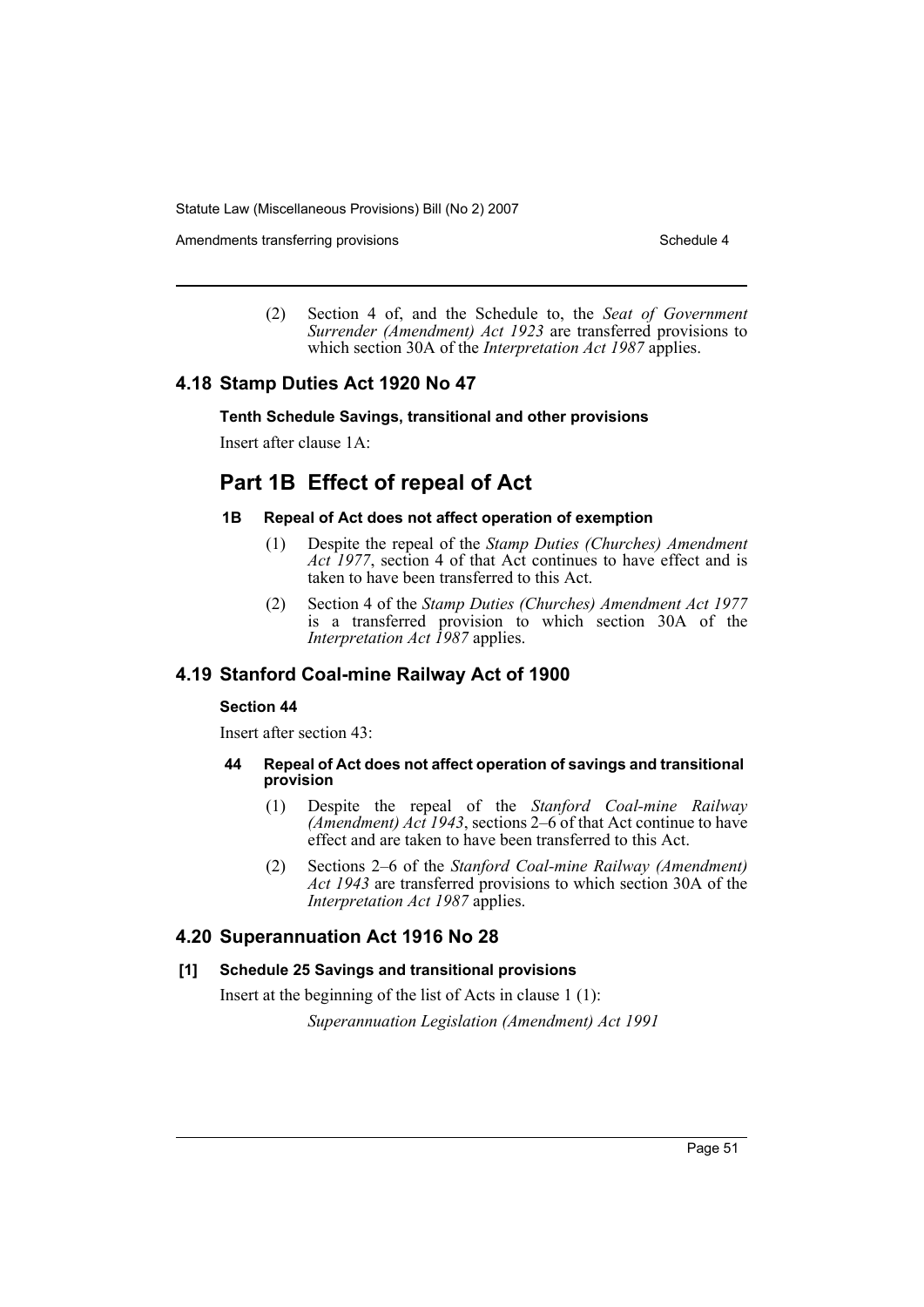(2) Section 4 of, and the Schedule to, the *Seat of Government Surrender (Amendment) Act 1923* are transferred provisions to which section 30A of the *Interpretation Act 1987* applies.

## 4.18 Stamp Duties Act 1920 No 47

**Tenth Schedule Savings, transitional and other provisions**

Insert after clause 1A:

# Part 1B Effect of repeal of Act

**1B Repeal of Act does not affect operation of exemption**

(1) Despite the repeal of the *Stamp Duties (Churches) Amendment Act 1977*, section 4 of that Act continues to have effect and is taken to have been transferred to this Act.

(2) Section 4 of the *Stamp Duties (Churches) Amendment Act 1977* is a transferred provision to which section 30A of the *Interpretation Act 1987* applies.

## 4.19 Stanford Coal-mine Railway Act of 1900

**Section 44**

Insert after section 43:

**44 Repeal of Act does not affect operation of savings and transitional provision**

(1) Despite the repeal of the *Stanford Coal-mine Railway (Amendment) Act 1943*, sections 2–6 of that Act continue to have effect and are taken to have been transferred to this Act.

(2) Sections 2–6 of the *Stanford Coal-mine Railway (Amendment) Act 1943* are transferred provisions to which section 30A of the *Interpretation Act 1987* applies.

## 4.20 Superannuation Act 1916 No 28

**[1] Schedule 25 Savings and transitional provisions**

Insert at the beginning of the list of Acts in clause 1 (1):

*Superannuation Legislation (Amendment) Act 1991*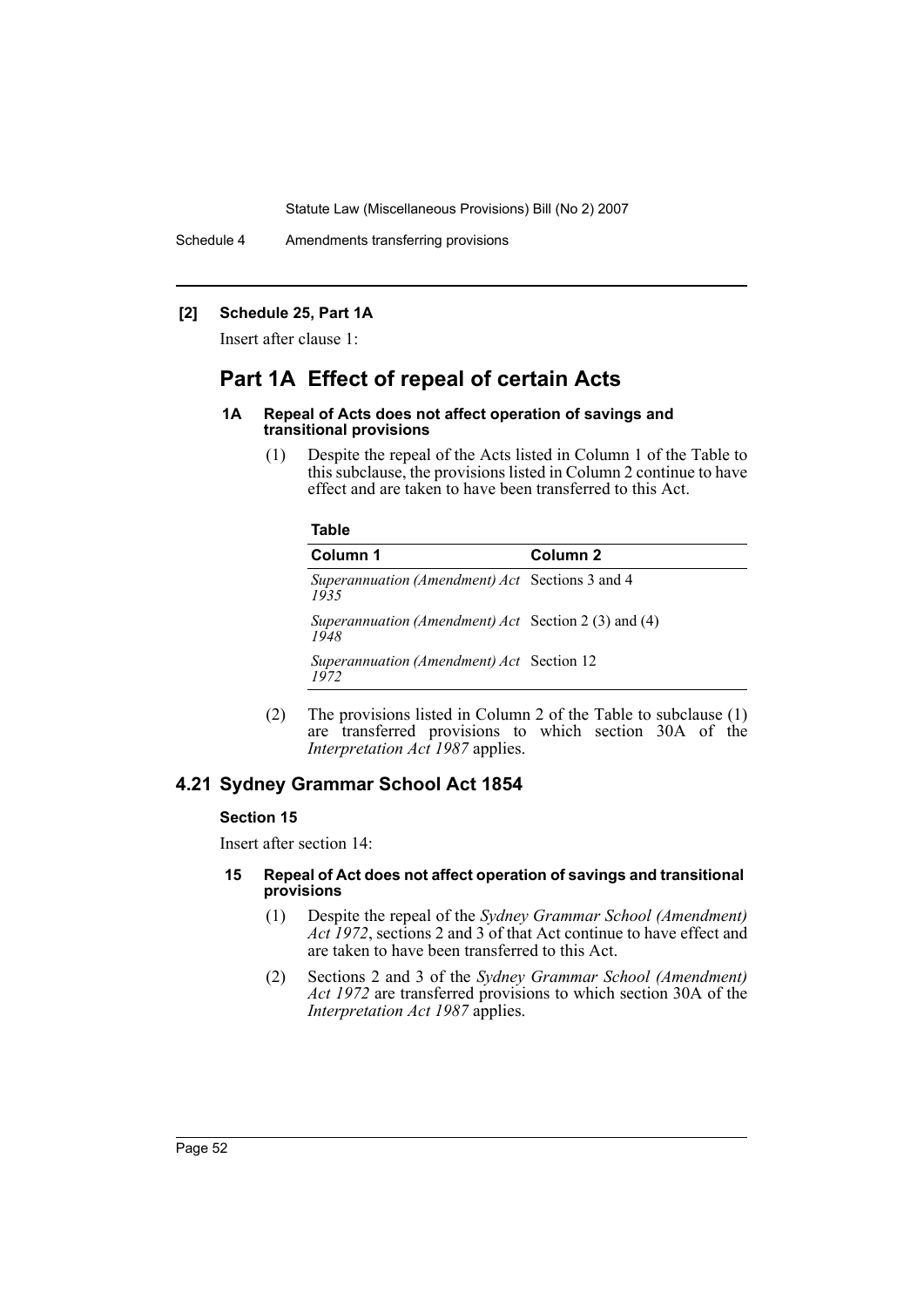**[2] Schedule 25, Part 1A**

Insert after clause 1:

## Part 1A Effect of repeal of certain Acts

#### 1A Repeal of Acts does not affect operation of savings and transitional provisions

(1) Despite the repeal of the Acts listed in Column 1 of the Table to this subclause, the provisions listed in Column 2 continue to have effect and are taken to have been transferred to this Act.

**Table**

| Column 1 | Column 2 |
| --- | --- |
| *Superannuation (Amendment) Act 1935* | Sections 3 and 4 |
| *Superannuation (Amendment) Act 1948* | Section 2 (3) and (4) |
| *Superannuation (Amendment) Act 1972* | Section 12 |

(2) The provisions listed in Column 2 of the Table to subclause (1) are transferred provisions to which section 30A of the *Interpretation Act 1987* applies.

## 4.21 Sydney Grammar School Act 1854

### Section 15

Insert after section 14:

#### 15 Repeal of Act does not affect operation of savings and transitional provisions

(1) Despite the repeal of the *Sydney Grammar School (Amendment) Act 1972*, sections 2 and 3 of that Act continue to have effect and are taken to have been transferred to this Act.

(2) Sections 2 and 3 of the *Sydney Grammar School (Amendment) Act 1972* are transferred provisions to which section 30A of the *Interpretation Act 1987* applies.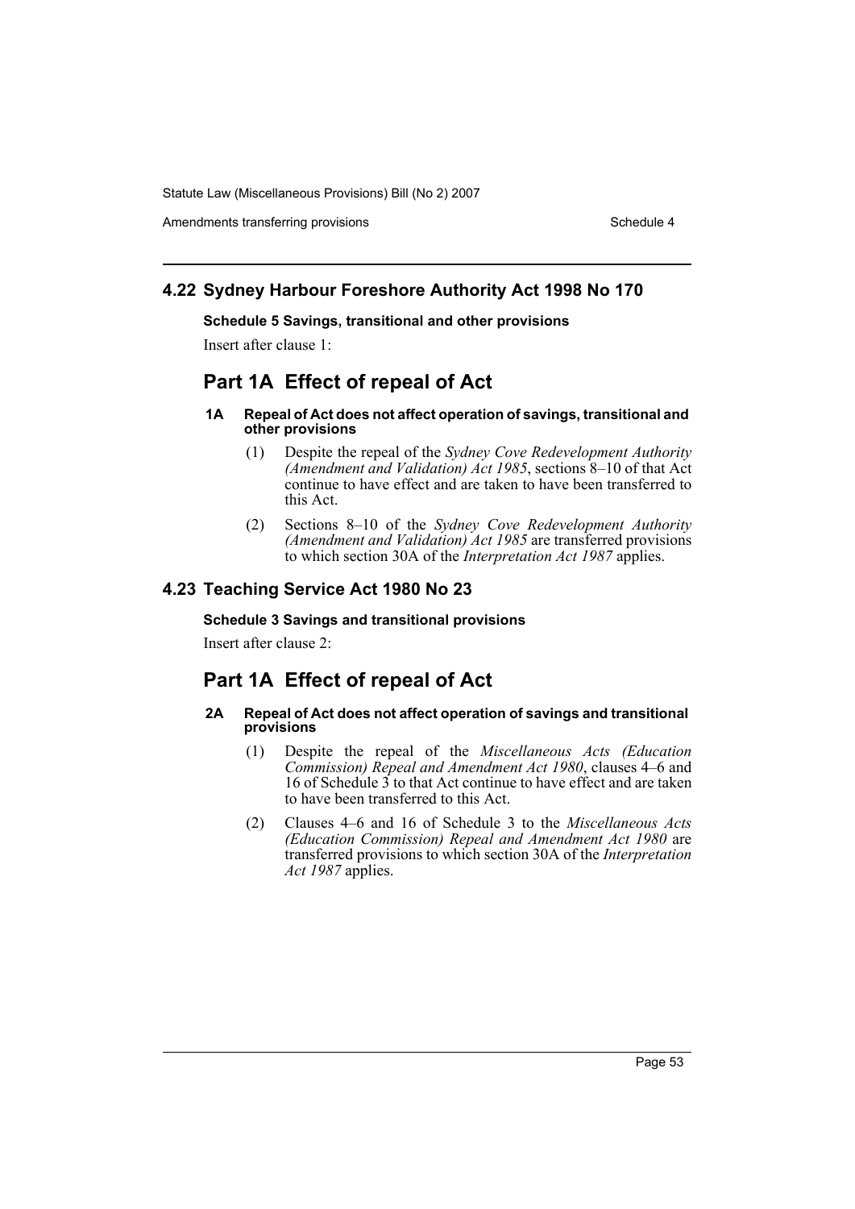## 4.22 Sydney Harbour Foreshore Authority Act 1998 No 170

**Schedule 5 Savings, transitional and other provisions**

Insert after clause 1:

# Part 1A Effect of repeal of Act

**1A Repeal of Act does not affect operation of savings, transitional and other provisions**

(1) Despite the repeal of the *Sydney Cove Redevelopment Authority (Amendment and Validation) Act 1985*, sections 8–10 of that Act continue to have effect and are taken to have been transferred to this Act.

(2) Sections 8–10 of the *Sydney Cove Redevelopment Authority (Amendment and Validation) Act 1985* are transferred provisions to which section 30A of the *Interpretation Act 1987* applies.

## 4.23 Teaching Service Act 1980 No 23

**Schedule 3 Savings and transitional provisions**

Insert after clause 2:

# Part 1A Effect of repeal of Act

**2A Repeal of Act does not affect operation of savings and transitional provisions**

(1) Despite the repeal of the *Miscellaneous Acts (Education Commission) Repeal and Amendment Act 1980*, clauses 4–6 and 16 of Schedule 3 to that Act continue to have effect and are taken to have been transferred to this Act.

(2) Clauses 4–6 and 16 of Schedule 3 to the *Miscellaneous Acts (Education Commission) Repeal and Amendment Act 1980* are transferred provisions to which section 30A of the *Interpretation Act 1987* applies.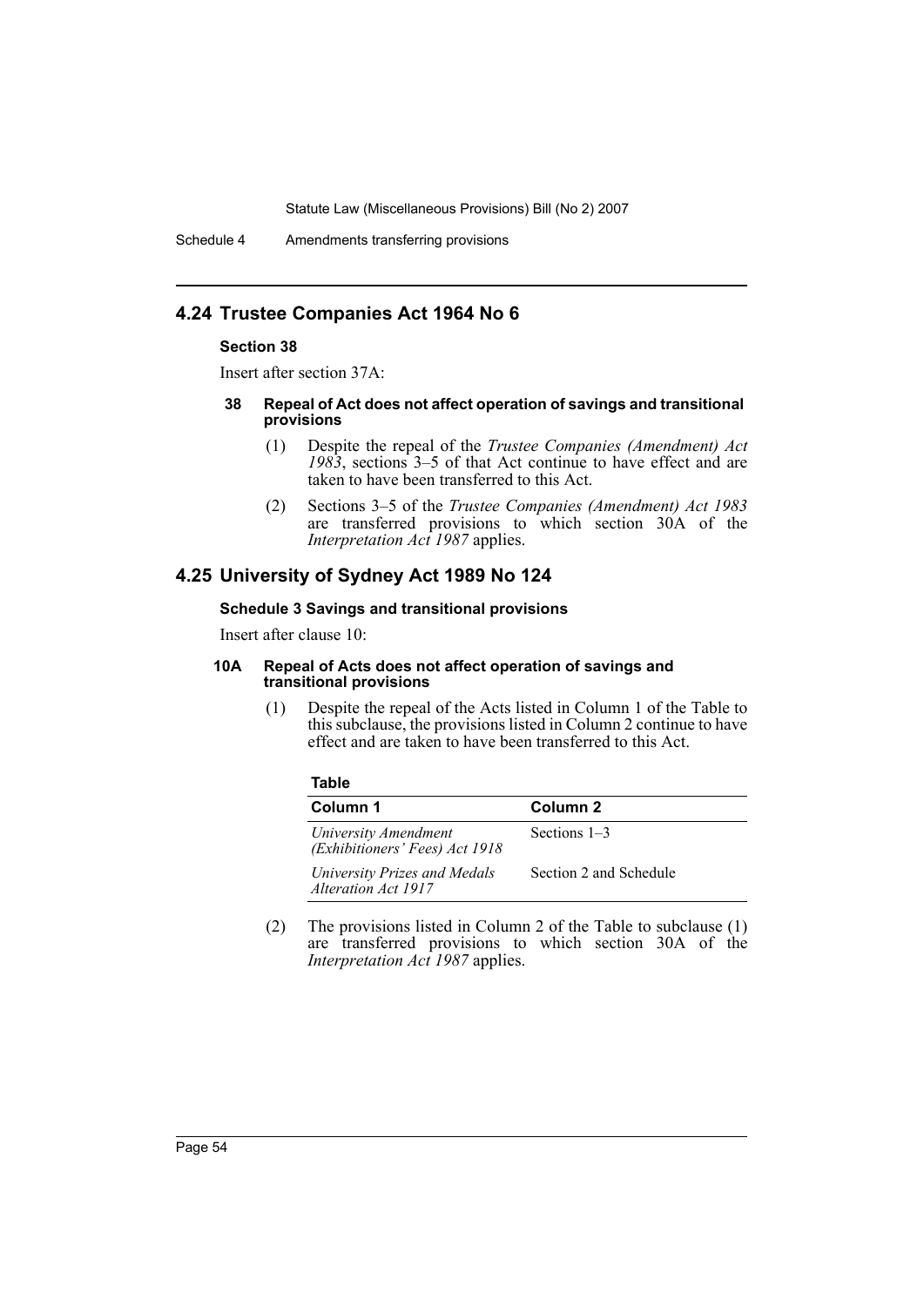## 4.24 Trustee Companies Act 1964 No 6

### Section 38

Insert after section 37A:

#### 38 Repeal of Act does not affect operation of savings and transitional provisions

(1) Despite the repeal of the *Trustee Companies (Amendment) Act 1983*, sections 3–5 of that Act continue to have effect and are taken to have been transferred to this Act.

(2) Sections 3–5 of the *Trustee Companies (Amendment) Act 1983* are transferred provisions to which section 30A of the *Interpretation Act 1987* applies.

## 4.25 University of Sydney Act 1989 No 124

### Schedule 3 Savings and transitional provisions

Insert after clause 10:

#### 10A Repeal of Acts does not affect operation of savings and transitional provisions

(1) Despite the repeal of the Acts listed in Column 1 of the Table to this subclause, the provisions listed in Column 2 continue to have effect and are taken to have been transferred to this Act.

**Table**

| Column 1 | Column 2 |
|---|---|
| *University Amendment (Exhibitioners' Fees) Act 1918* | Sections 1–3 |
| *University Prizes and Medals Alteration Act 1917* | Section 2 and Schedule |

(2) The provisions listed in Column 2 of the Table to subclause (1) are transferred provisions to which section 30A of the *Interpretation Act 1987* applies.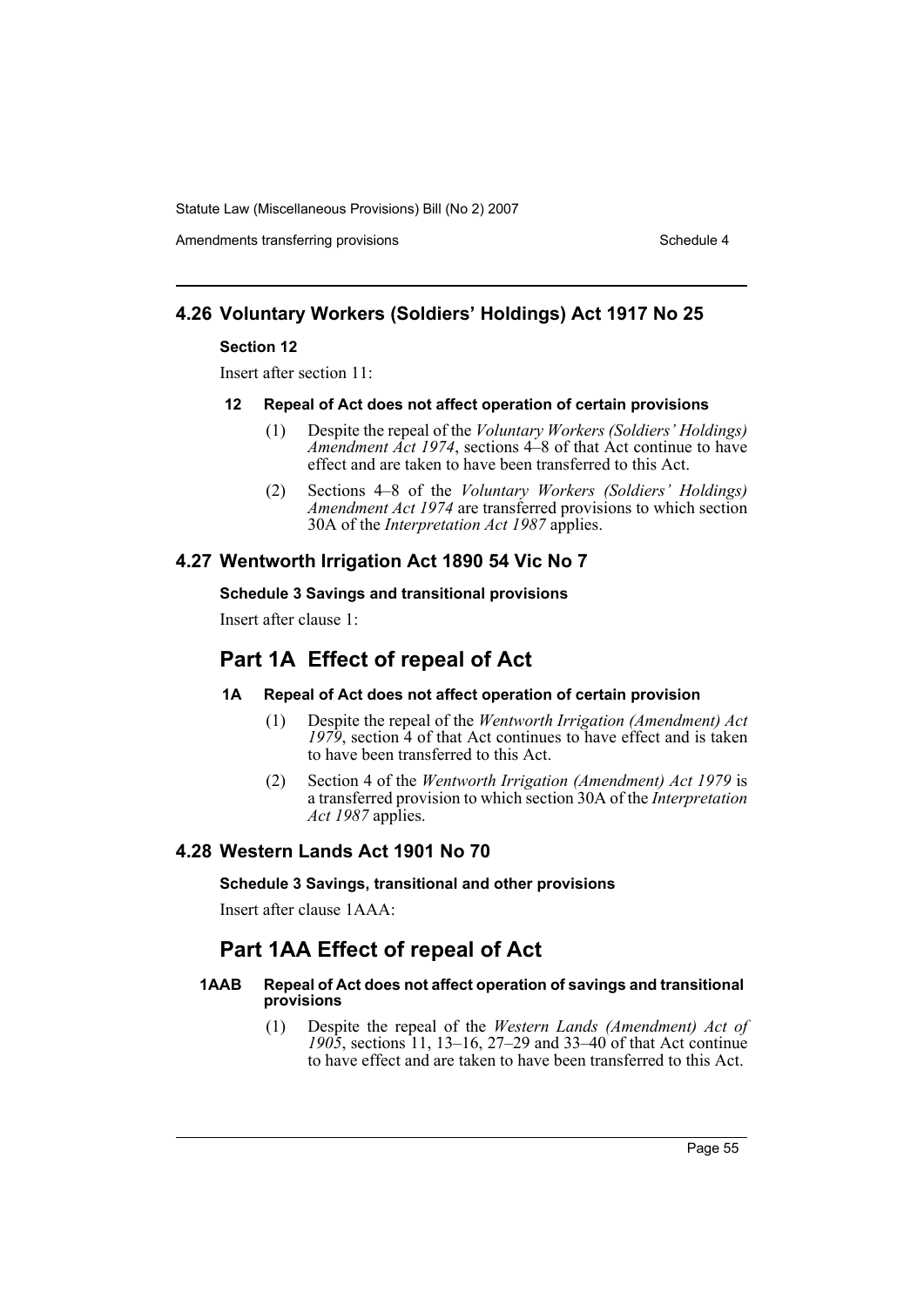## 4.26 Voluntary Workers (Soldiers' Holdings) Act 1917 No 25

### Section 12

Insert after section 11:

#### 12 Repeal of Act does not affect operation of certain provisions

(1) Despite the repeal of the *Voluntary Workers (Soldiers' Holdings) Amendment Act 1974*, sections 4–8 of that Act continue to have effect and are taken to have been transferred to this Act.

(2) Sections 4–8 of the *Voluntary Workers (Soldiers' Holdings) Amendment Act 1974* are transferred provisions to which section 30A of the *Interpretation Act 1987* applies.

## 4.27 Wentworth Irrigation Act 1890 54 Vic No 7

### Schedule 3 Savings and transitional provisions

Insert after clause 1:

# Part 1A Effect of repeal of Act

#### 1A Repeal of Act does not affect operation of certain provision

(1) Despite the repeal of the *Wentworth Irrigation (Amendment) Act 1979*, section 4 of that Act continues to have effect and is taken to have been transferred to this Act.

(2) Section 4 of the *Wentworth Irrigation (Amendment) Act 1979* is a transferred provision to which section 30A of the *Interpretation Act 1987* applies.

## 4.28 Western Lands Act 1901 No 70

### Schedule 3 Savings, transitional and other provisions

Insert after clause 1AAA:

# Part 1AA Effect of repeal of Act

#### 1AAB Repeal of Act does not affect operation of savings and transitional provisions

(1) Despite the repeal of the *Western Lands (Amendment) Act of 1905*, sections 11, 13–16, 27–29 and 33–40 of that Act continue to have effect and are taken to have been transferred to this Act.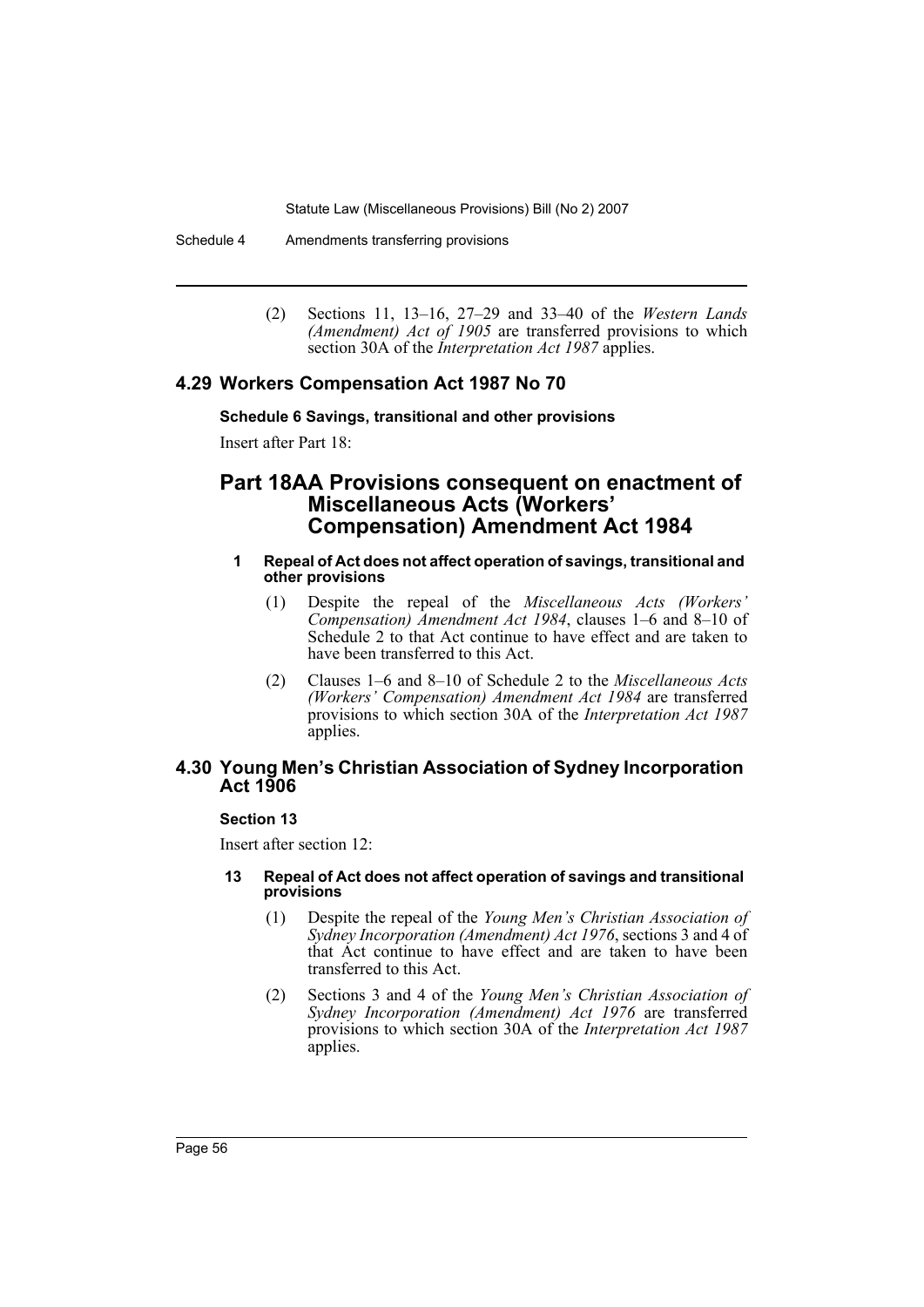(2) Sections 11, 13–16, 27–29 and 33–40 of the *Western Lands (Amendment) Act of 1905* are transferred provisions to which section 30A of the *Interpretation Act 1987* applies.

## 4.29 Workers Compensation Act 1987 No 70

**Schedule 6 Savings, transitional and other provisions**

Insert after Part 18:

## Part 18AA Provisions consequent on enactment of Miscellaneous Acts (Workers' Compensation) Amendment Act 1984

**1 Repeal of Act does not affect operation of savings, transitional and other provisions**

(1) Despite the repeal of the *Miscellaneous Acts (Workers' Compensation) Amendment Act 1984*, clauses 1–6 and 8–10 of Schedule 2 to that Act continue to have effect and are taken to have been transferred to this Act.

(2) Clauses 1–6 and 8–10 of Schedule 2 to the *Miscellaneous Acts (Workers' Compensation) Amendment Act 1984* are transferred provisions to which section 30A of the *Interpretation Act 1987* applies.

## 4.30 Young Men's Christian Association of Sydney Incorporation Act 1906

**Section 13**

Insert after section 12:

**13 Repeal of Act does not affect operation of savings and transitional provisions**

(1) Despite the repeal of the *Young Men's Christian Association of Sydney Incorporation (Amendment) Act 1976*, sections 3 and 4 of that Act continue to have effect and are taken to have been transferred to this Act.

(2) Sections 3 and 4 of the *Young Men's Christian Association of Sydney Incorporation (Amendment) Act 1976* are transferred provisions to which section 30A of the *Interpretation Act 1987* applies.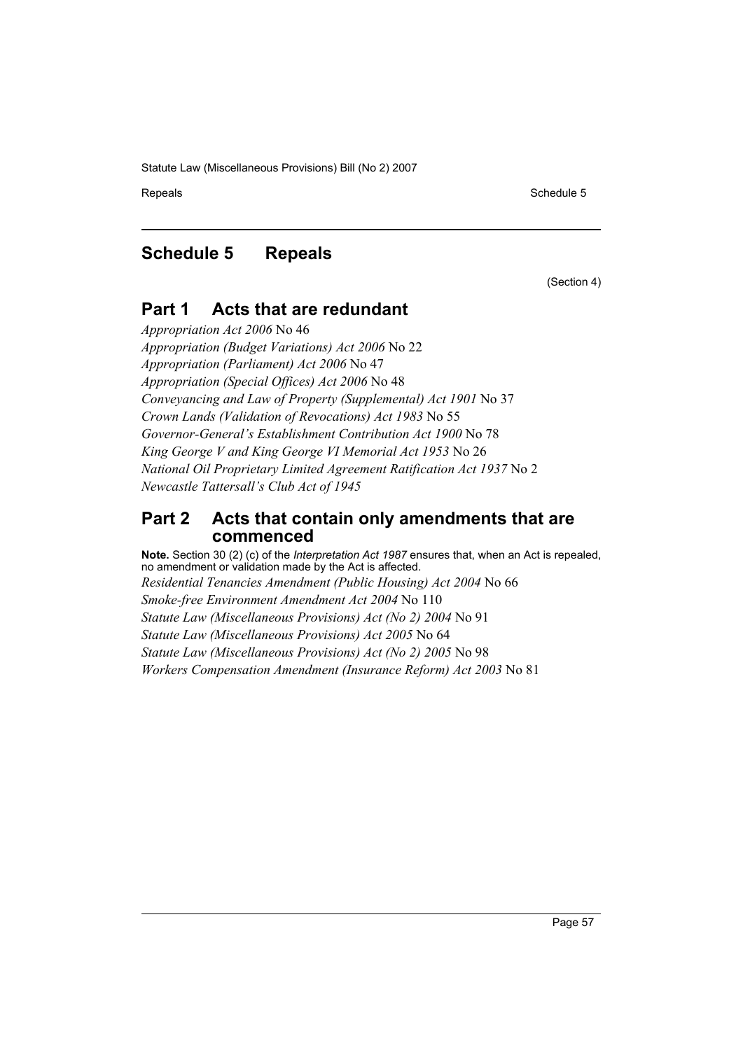# Schedule 5 Repeals

(Section 4)

## Part 1 Acts that are redundant

*Appropriation Act 2006* No 46

*Appropriation (Budget Variations) Act 2006* No 22

*Appropriation (Parliament) Act 2006* No 47

*Appropriation (Special Offices) Act 2006* No 48

*Conveyancing and Law of Property (Supplemental) Act 1901* No 37

*Crown Lands (Validation of Revocations) Act 1983* No 55

*Governor-General's Establishment Contribution Act 1900* No 78

*King George V and King George VI Memorial Act 1953* No 26

*National Oil Proprietary Limited Agreement Ratification Act 1937* No 2

*Newcastle Tattersall's Club Act of 1945*

## Part 2 Acts that contain only amendments that are commenced

**Note.** Section 30 (2) (c) of the *Interpretation Act 1987* ensures that, when an Act is repealed, no amendment or validation made by the Act is affected.

*Residential Tenancies Amendment (Public Housing) Act 2004* No 66

*Smoke-free Environment Amendment Act 2004* No 110

*Statute Law (Miscellaneous Provisions) Act (No 2) 2004* No 91

*Statute Law (Miscellaneous Provisions) Act 2005* No 64

*Statute Law (Miscellaneous Provisions) Act (No 2) 2005* No 98

*Workers Compensation Amendment (Insurance Reform) Act 2003* No 81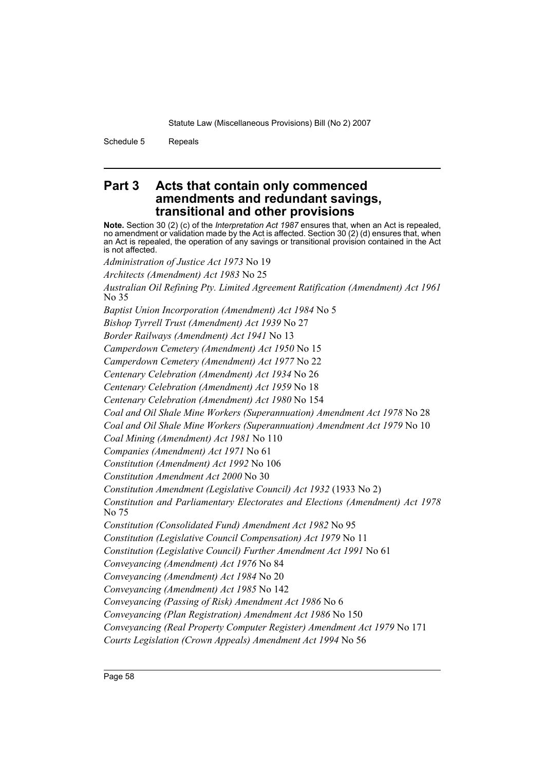## Part 3 Acts that contain only commenced amendments and redundant savings, transitional and other provisions

**Note.** Section 30 (2) (c) of the *Interpretation Act 1987* ensures that, when an Act is repealed, no amendment or validation made by the Act is affected. Section 30 (2) (d) ensures that, when an Act is repealed, the operation of any savings or transitional provision contained in the Act is not affected.

*Administration of Justice Act 1973* No 19

*Architects (Amendment) Act 1983* No 25

*Australian Oil Refining Pty. Limited Agreement Ratification (Amendment) Act 1961* No 35

*Baptist Union Incorporation (Amendment) Act 1984* No 5

*Bishop Tyrrell Trust (Amendment) Act 1939* No 27

*Border Railways (Amendment) Act 1941* No 13

*Camperdown Cemetery (Amendment) Act 1950* No 15

*Camperdown Cemetery (Amendment) Act 1977* No 22

*Centenary Celebration (Amendment) Act 1934* No 26

*Centenary Celebration (Amendment) Act 1959* No 18

*Centenary Celebration (Amendment) Act 1980* No 154

*Coal and Oil Shale Mine Workers (Superannuation) Amendment Act 1978* No 28

*Coal and Oil Shale Mine Workers (Superannuation) Amendment Act 1979* No 10

*Coal Mining (Amendment) Act 1981* No 110

*Companies (Amendment) Act 1971* No 61

*Constitution (Amendment) Act 1992* No 106

*Constitution Amendment Act 2000* No 30

*Constitution Amendment (Legislative Council) Act 1932* (1933 No 2)

*Constitution and Parliamentary Electorates and Elections (Amendment) Act 1978* No 75

*Constitution (Consolidated Fund) Amendment Act 1982* No 95

*Constitution (Legislative Council Compensation) Act 1979* No 11

*Constitution (Legislative Council) Further Amendment Act 1991* No 61

*Conveyancing (Amendment) Act 1976* No 84

*Conveyancing (Amendment) Act 1984* No 20

*Conveyancing (Amendment) Act 1985* No 142

*Conveyancing (Passing of Risk) Amendment Act 1986* No 6

*Conveyancing (Plan Registration) Amendment Act 1986* No 150

*Conveyancing (Real Property Computer Register) Amendment Act 1979* No 171

*Courts Legislation (Crown Appeals) Amendment Act 1994* No 56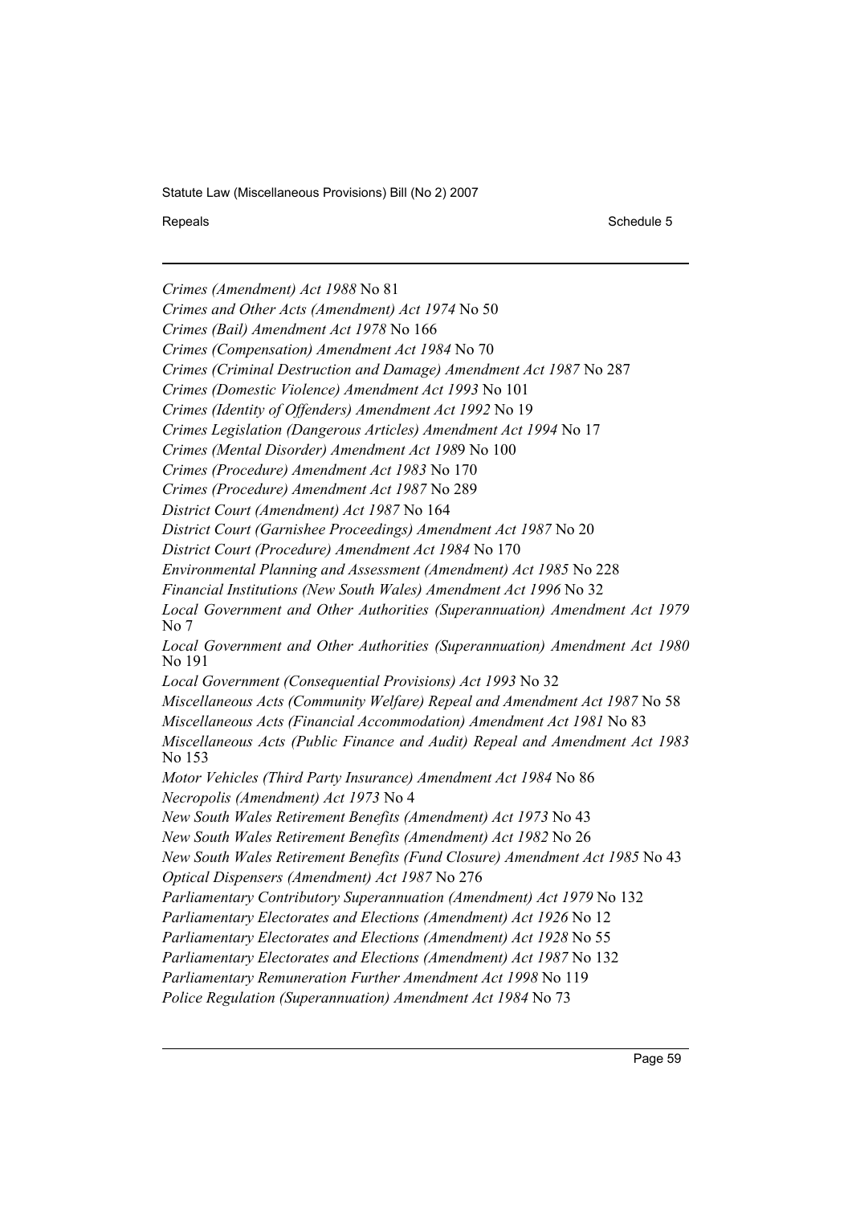*Crimes (Amendment) Act 1988* No 81

*Crimes and Other Acts (Amendment) Act 1974* No 50

*Crimes (Bail) Amendment Act 1978* No 166

*Crimes (Compensation) Amendment Act 1984* No 70

*Crimes (Criminal Destruction and Damage) Amendment Act 1987* No 287

*Crimes (Domestic Violence) Amendment Act 1993* No 101

*Crimes (Identity of Offenders) Amendment Act 1992* No 19

*Crimes Legislation (Dangerous Articles) Amendment Act 1994* No 17

*Crimes (Mental Disorder) Amendment Act 1989* No 100

*Crimes (Procedure) Amendment Act 1983* No 170

*Crimes (Procedure) Amendment Act 1987* No 289

*District Court (Amendment) Act 1987* No 164

*District Court (Garnishee Proceedings) Amendment Act 1987* No 20

*District Court (Procedure) Amendment Act 1984* No 170

*Environmental Planning and Assessment (Amendment) Act 1985* No 228

*Financial Institutions (New South Wales) Amendment Act 1996* No 32

*Local Government and Other Authorities (Superannuation) Amendment Act 1979* No 7

*Local Government and Other Authorities (Superannuation) Amendment Act 1980* No 191

*Local Government (Consequential Provisions) Act 1993* No 32

*Miscellaneous Acts (Community Welfare) Repeal and Amendment Act 1987* No 58

*Miscellaneous Acts (Financial Accommodation) Amendment Act 1981* No 83

*Miscellaneous Acts (Public Finance and Audit) Repeal and Amendment Act 1983* No 153

*Motor Vehicles (Third Party Insurance) Amendment Act 1984* No 86

*Necropolis (Amendment) Act 1973* No 4

*New South Wales Retirement Benefits (Amendment) Act 1973* No 43

*New South Wales Retirement Benefits (Amendment) Act 1982* No 26

*New South Wales Retirement Benefits (Fund Closure) Amendment Act 1985* No 43

*Optical Dispensers (Amendment) Act 1987* No 276

*Parliamentary Contributory Superannuation (Amendment) Act 1979* No 132

*Parliamentary Electorates and Elections (Amendment) Act 1926* No 12

*Parliamentary Electorates and Elections (Amendment) Act 1928* No 55

*Parliamentary Electorates and Elections (Amendment) Act 1987* No 132

*Parliamentary Remuneration Further Amendment Act 1998* No 119

*Police Regulation (Superannuation) Amendment Act 1984* No 73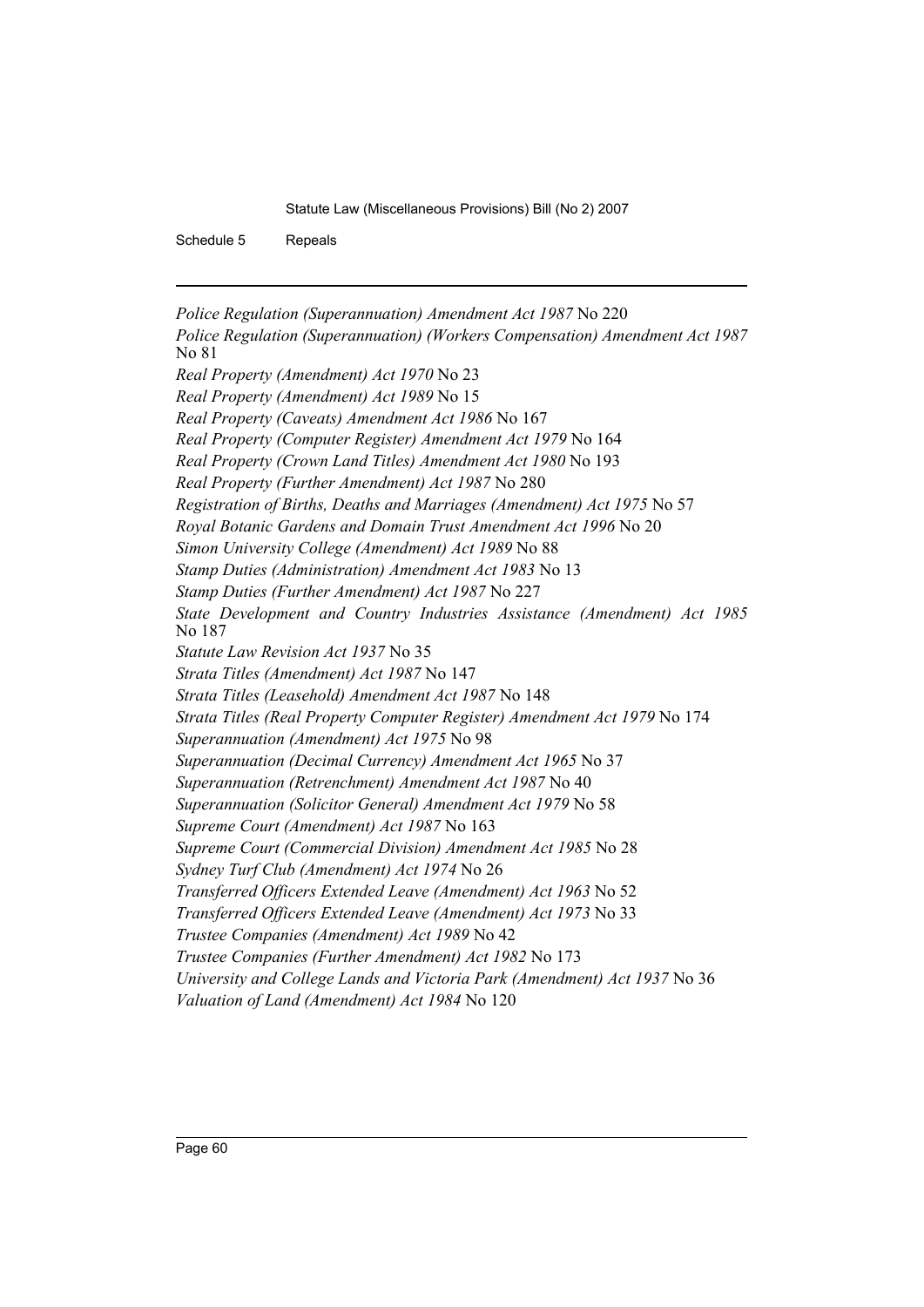*Police Regulation (Superannuation) Amendment Act 1987* No 220

*Police Regulation (Superannuation) (Workers Compensation) Amendment Act 1987* No 81

*Real Property (Amendment) Act 1970* No 23

*Real Property (Amendment) Act 1989* No 15

*Real Property (Caveats) Amendment Act 1986* No 167

*Real Property (Computer Register) Amendment Act 1979* No 164

*Real Property (Crown Land Titles) Amendment Act 1980* No 193

*Real Property (Further Amendment) Act 1987* No 280

*Registration of Births, Deaths and Marriages (Amendment) Act 1975* No 57

*Royal Botanic Gardens and Domain Trust Amendment Act 1996* No 20

*Simon University College (Amendment) Act 1989* No 88

*Stamp Duties (Administration) Amendment Act 1983* No 13

*Stamp Duties (Further Amendment) Act 1987* No 227

*State Development and Country Industries Assistance (Amendment) Act 1985* No 187

*Statute Law Revision Act 1937* No 35

*Strata Titles (Amendment) Act 1987* No 147

*Strata Titles (Leasehold) Amendment Act 1987* No 148

*Strata Titles (Real Property Computer Register) Amendment Act 1979* No 174

*Superannuation (Amendment) Act 1975* No 98

*Superannuation (Decimal Currency) Amendment Act 1965* No 37

*Superannuation (Retrenchment) Amendment Act 1987* No 40

*Superannuation (Solicitor General) Amendment Act 1979* No 58

*Supreme Court (Amendment) Act 1987* No 163

*Supreme Court (Commercial Division) Amendment Act 1985* No 28

*Sydney Turf Club (Amendment) Act 1974* No 26

*Transferred Officers Extended Leave (Amendment) Act 1963* No 52

*Transferred Officers Extended Leave (Amendment) Act 1973* No 33

*Trustee Companies (Amendment) Act 1989* No 42

*Trustee Companies (Further Amendment) Act 1982* No 173

*University and College Lands and Victoria Park (Amendment) Act 1937* No 36

*Valuation of Land (Amendment) Act 1984* No 120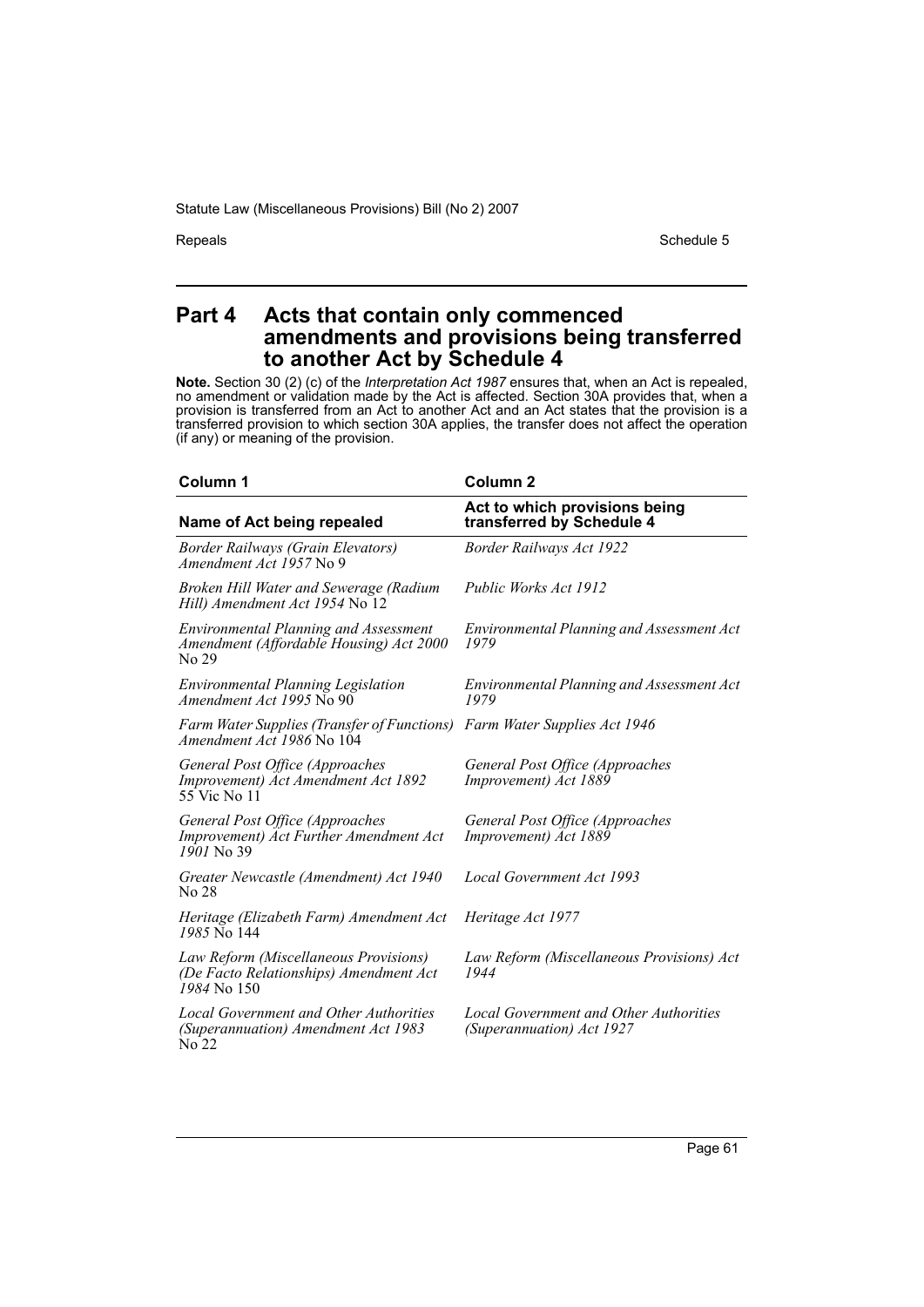## Part 4 Acts that contain only commenced amendments and provisions being transferred to another Act by Schedule 4

**Note.** Section 30 (2) (c) of the *Interpretation Act 1987* ensures that, when an Act is repealed, no amendment or validation made by the Act is affected. Section 30A provides that, when a provision is transferred from an Act to another Act and an Act states that the provision is a transferred provision to which section 30A applies, the transfer does not affect the operation (if any) or meaning of the provision.

| Column 1 | Column 2 |
|---|---|
| **Name of Act being repealed** | **Act to which provisions being transferred by Schedule 4** |
| *Border Railways (Grain Elevators) Amendment Act 1957* No 9 | *Border Railways Act 1922* |
| *Broken Hill Water and Sewerage (Radium Hill) Amendment Act 1954* No 12 | *Public Works Act 1912* |
| *Environmental Planning and Assessment Amendment (Affordable Housing) Act 2000* No 29 | *Environmental Planning and Assessment Act 1979* |
| *Environmental Planning Legislation Amendment Act 1995* No 90 | *Environmental Planning and Assessment Act 1979* |
| *Farm Water Supplies (Transfer of Functions) Amendment Act 1986* No 104 | *Farm Water Supplies Act 1946* |
| *General Post Office (Approaches Improvement) Act Amendment Act 1892* 55 Vic No 11 | *General Post Office (Approaches Improvement) Act 1889* |
| *General Post Office (Approaches Improvement) Act Further Amendment Act 1901* No 39 | *General Post Office (Approaches Improvement) Act 1889* |
| *Greater Newcastle (Amendment) Act 1940* No 28 | *Local Government Act 1993* |
| *Heritage (Elizabeth Farm) Amendment Act 1985* No 144 | *Heritage Act 1977* |
| *Law Reform (Miscellaneous Provisions) (De Facto Relationships) Amendment Act 1984* No 150 | *Law Reform (Miscellaneous Provisions) Act 1944* |
| *Local Government and Other Authorities (Superannuation) Amendment Act 1983* No 22 | *Local Government and Other Authorities (Superannuation) Act 1927* |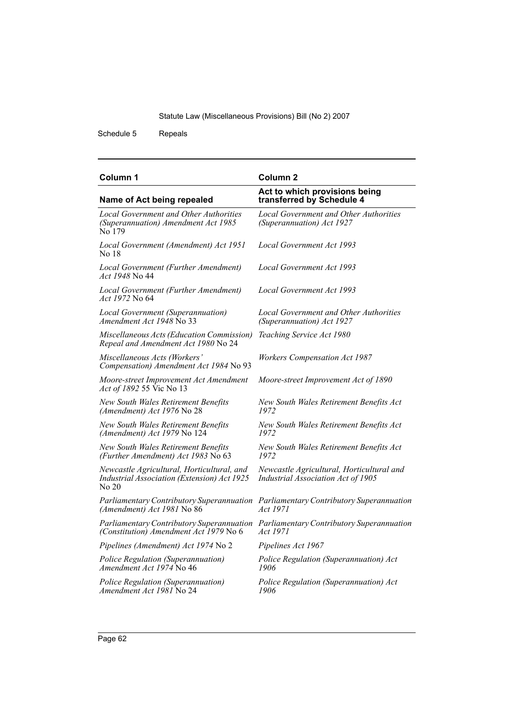| Column 1 | Column 2 |
| --- | --- |
| **Name of Act being repealed** | **Act to which provisions being transferred by Schedule 4** |
| *Local Government and Other Authorities (Superannuation) Amendment Act 1985* No 179 | *Local Government and Other Authorities (Superannuation) Act 1927* |
| *Local Government (Amendment) Act 1951* No 18 | *Local Government Act 1993* |
| *Local Government (Further Amendment) Act 1948* No 44 | *Local Government Act 1993* |
| *Local Government (Further Amendment) Act 1972* No 64 | *Local Government Act 1993* |
| *Local Government (Superannuation) Amendment Act 1948* No 33 | *Local Government and Other Authorities (Superannuation) Act 1927* |
| *Miscellaneous Acts (Education Commission) Repeal and Amendment Act 1980* No 24 | *Teaching Service Act 1980* |
| *Miscellaneous Acts (Workers' Compensation) Amendment Act 1984* No 93 | *Workers Compensation Act 1987* |
| *Moore-street Improvement Act Amendment Act of 1892* 55 Vic No 13 | *Moore-street Improvement Act of 1890* |
| *New South Wales Retirement Benefits (Amendment) Act 1976* No 28 | *New South Wales Retirement Benefits Act 1972* |
| *New South Wales Retirement Benefits (Amendment) Act 1979* No 124 | *New South Wales Retirement Benefits Act 1972* |
| *New South Wales Retirement Benefits (Further Amendment) Act 1983* No 63 | *New South Wales Retirement Benefits Act 1972* |
| *Newcastle Agricultural, Horticultural, and Industrial Association (Extension) Act 1925* No 20 | *Newcastle Agricultural, Horticultural and Industrial Association Act of 1905* |
| *Parliamentary Contributory Superannuation (Amendment) Act 1981* No 86 | *Parliamentary Contributory Superannuation Act 1971* |
| *Parliamentary Contributory Superannuation (Constitution) Amendment Act 1979* No 6 | *Parliamentary Contributory Superannuation Act 1971* |
| *Pipelines (Amendment) Act 1974* No 2 | *Pipelines Act 1967* |
| *Police Regulation (Superannuation) Amendment Act 1974* No 46 | *Police Regulation (Superannuation) Act 1906* |
| *Police Regulation (Superannuation) Amendment Act 1981* No 24 | *Police Regulation (Superannuation) Act 1906* |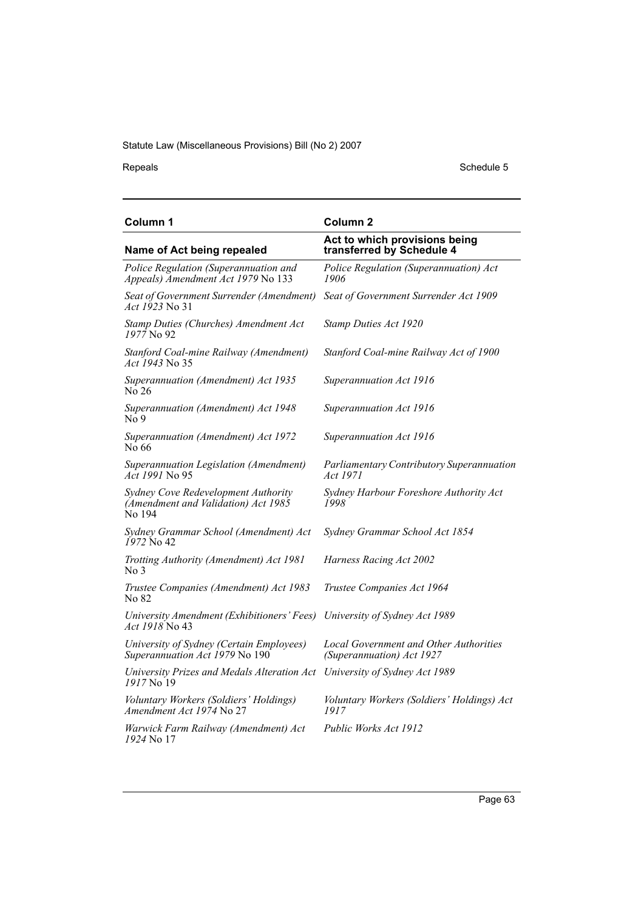| Column 1 | Column 2 |
| --- | --- |
| **Name of Act being repealed** | **Act to which provisions being transferred by Schedule 4** |
| *Police Regulation (Superannuation and Appeals) Amendment Act 1979* No 133 | *Police Regulation (Superannuation) Act 1906* |
| *Seat of Government Surrender (Amendment) Act 1923* No 31 | *Seat of Government Surrender Act 1909* |
| *Stamp Duties (Churches) Amendment Act 1977* No 92 | *Stamp Duties Act 1920* |
| *Stanford Coal-mine Railway (Amendment) Act 1943* No 35 | *Stanford Coal-mine Railway Act of 1900* |
| *Superannuation (Amendment) Act 1935* No 26 | *Superannuation Act 1916* |
| *Superannuation (Amendment) Act 1948* No 9 | *Superannuation Act 1916* |
| *Superannuation (Amendment) Act 1972* No 66 | *Superannuation Act 1916* |
| *Superannuation Legislation (Amendment) Act 1991* No 95 | *Parliamentary Contributory Superannuation Act 1971* |
| *Sydney Cove Redevelopment Authority (Amendment and Validation) Act 1985* No 194 | *Sydney Harbour Foreshore Authority Act 1998* |
| *Sydney Grammar School (Amendment) Act 1972* No 42 | *Sydney Grammar School Act 1854* |
| *Trotting Authority (Amendment) Act 1981* No 3 | *Harness Racing Act 2002* |
| *Trustee Companies (Amendment) Act 1983* No 82 | *Trustee Companies Act 1964* |
| *University Amendment (Exhibitioners' Fees) Act 1918* No 43 | *University of Sydney Act 1989* |
| *University of Sydney (Certain Employees) Superannuation Act 1979* No 190 | *Local Government and Other Authorities (Superannuation) Act 1927* |
| *University Prizes and Medals Alteration Act 1917* No 19 | *University of Sydney Act 1989* |
| *Voluntary Workers (Soldiers' Holdings) Amendment Act 1974* No 27 | *Voluntary Workers (Soldiers' Holdings) Act 1917* |
| *Warwick Farm Railway (Amendment) Act 1924* No 17 | *Public Works Act 1912* |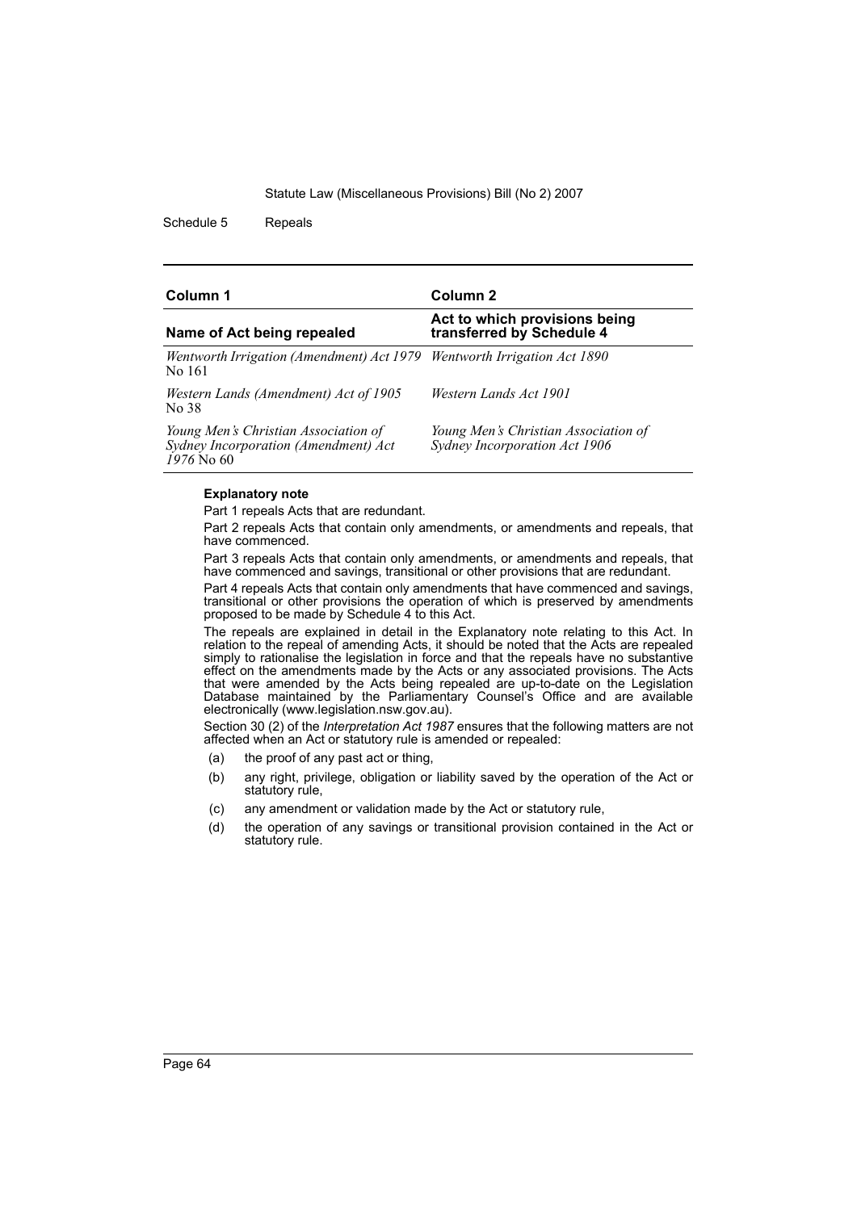| Column 1 | Column 2 |
| --- | --- |
| **Name of Act being repealed** | **Act to which provisions being transferred by Schedule 4** |
| *Wentworth Irrigation (Amendment) Act 1979* No 161 | *Wentworth Irrigation Act 1890* |
| *Western Lands (Amendment) Act of 1905* No 38 | *Western Lands Act 1901* |
| *Young Men's Christian Association of Sydney Incorporation (Amendment) Act 1976* No 60 | *Young Men's Christian Association of Sydney Incorporation Act 1906* |

**Explanatory note**

Part 1 repeals Acts that are redundant.

Part 2 repeals Acts that contain only amendments, or amendments and repeals, that have commenced.

Part 3 repeals Acts that contain only amendments, or amendments and repeals, that have commenced and savings, transitional or other provisions that are redundant.

Part 4 repeals Acts that contain only amendments that have commenced and savings, transitional or other provisions the operation of which is preserved by amendments proposed to be made by Schedule 4 to this Act.

The repeals are explained in detail in the Explanatory note relating to this Act. In relation to the repeal of amending Acts, it should be noted that the Acts are repealed simply to rationalise the legislation in force and that the repeals have no substantive effect on the amendments made by the Acts or any associated provisions. The Acts that were amended by the Acts being repealed are up-to-date on the Legislation Database maintained by the Parliamentary Counsel's Office and are available electronically (www.legislation.nsw.gov.au).

Section 30 (2) of the *Interpretation Act 1987* ensures that the following matters are not affected when an Act or statutory rule is amended or repealed:

(a) the proof of any past act or thing,

(b) any right, privilege, obligation or liability saved by the operation of the Act or statutory rule,

(c) any amendment or validation made by the Act or statutory rule,

(d) the operation of any savings or transitional provision contained in the Act or statutory rule.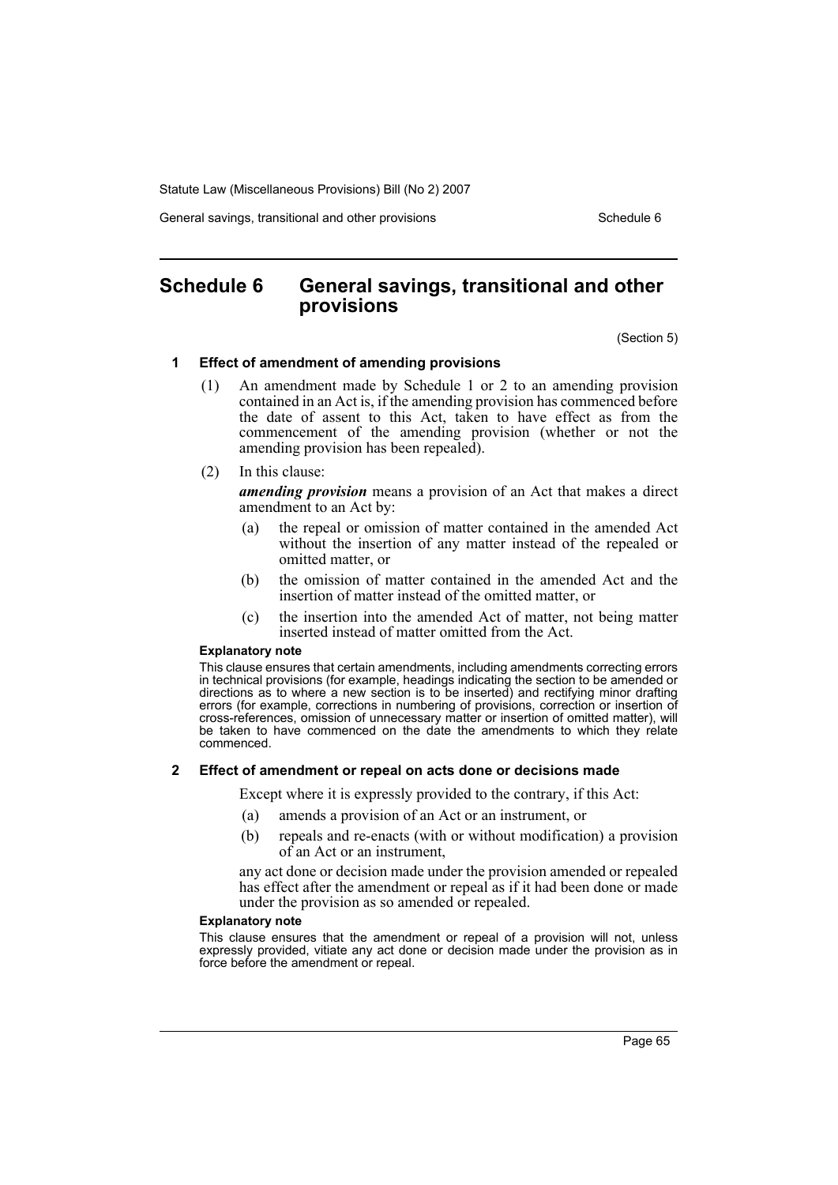# Schedule 6 General savings, transitional and other provisions

(Section 5)

## 1 Effect of amendment of amending provisions

(1) An amendment made by Schedule 1 or 2 to an amending provision contained in an Act is, if the amending provision has commenced before the date of assent to this Act, taken to have effect as from the commencement of the amending provision (whether or not the amending provision has been repealed).

(2) In this clause:

***amending provision*** means a provision of an Act that makes a direct amendment to an Act by:

- (a) the repeal or omission of matter contained in the amended Act without the insertion of any matter instead of the repealed or omitted matter, or
- (b) the omission of matter contained in the amended Act and the insertion of matter instead of the omitted matter, or
- (c) the insertion into the amended Act of matter, not being matter inserted instead of matter omitted from the Act.

**Explanatory note**

This clause ensures that certain amendments, including amendments correcting errors in technical provisions (for example, headings indicating the section to be amended or directions as to where a new section is to be inserted) and rectifying minor drafting errors (for example, corrections in numbering of provisions, correction or insertion of cross-references, omission of unnecessary matter or insertion of omitted matter), will be taken to have commenced on the date the amendments to which they relate commenced.

## 2 Effect of amendment or repeal on acts done or decisions made

Except where it is expressly provided to the contrary, if this Act:

- (a) amends a provision of an Act or an instrument, or
- (b) repeals and re-enacts (with or without modification) a provision of an Act or an instrument,

any act done or decision made under the provision amended or repealed has effect after the amendment or repeal as if it had been done or made under the provision as so amended or repealed.

**Explanatory note**

This clause ensures that the amendment or repeal of a provision will not, unless expressly provided, vitiate any act done or decision made under the provision as in force before the amendment or repeal.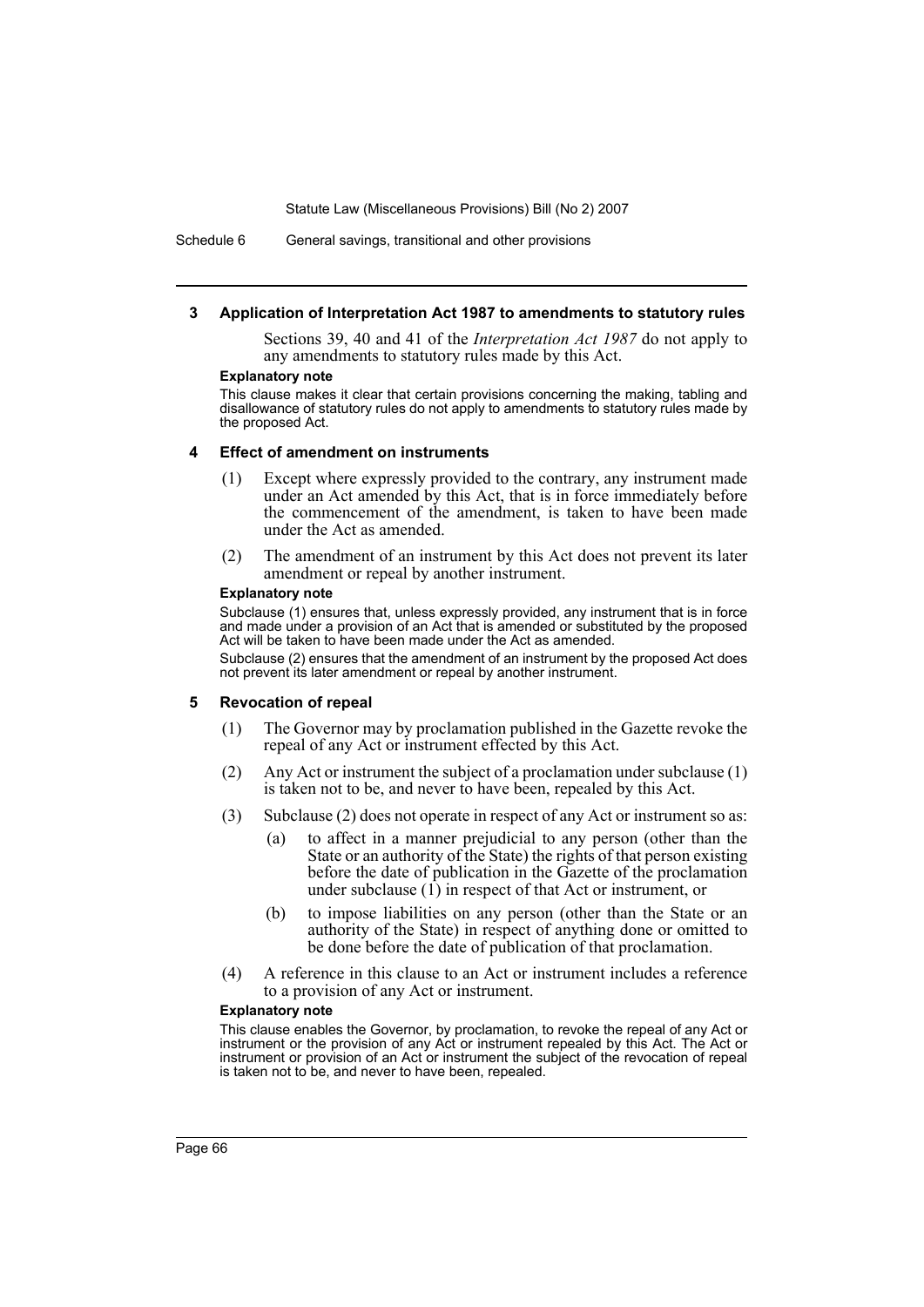### 3 Application of Interpretation Act 1987 to amendments to statutory rules

Sections 39, 40 and 41 of the *Interpretation Act 1987* do not apply to any amendments to statutory rules made by this Act.

**Explanatory note**

This clause makes it clear that certain provisions concerning the making, tabling and disallowance of statutory rules do not apply to amendments to statutory rules made by the proposed Act.

### 4 Effect of amendment on instruments

(1) Except where expressly provided to the contrary, any instrument made under an Act amended by this Act, that is in force immediately before the commencement of the amendment, is taken to have been made under the Act as amended.

(2) The amendment of an instrument by this Act does not prevent its later amendment or repeal by another instrument.

**Explanatory note**

Subclause (1) ensures that, unless expressly provided, any instrument that is in force and made under a provision of an Act that is amended or substituted by the proposed Act will be taken to have been made under the Act as amended.

Subclause (2) ensures that the amendment of an instrument by the proposed Act does not prevent its later amendment or repeal by another instrument.

### 5 Revocation of repeal

(1) The Governor may by proclamation published in the Gazette revoke the repeal of any Act or instrument effected by this Act.

(2) Any Act or instrument the subject of a proclamation under subclause (1) is taken not to be, and never to have been, repealed by this Act.

(3) Subclause (2) does not operate in respect of any Act or instrument so as:

- (a) to affect in a manner prejudicial to any person (other than the State or an authority of the State) the rights of that person existing before the date of publication in the Gazette of the proclamation under subclause (1) in respect of that Act or instrument, or
- (b) to impose liabilities on any person (other than the State or an authority of the State) in respect of anything done or omitted to be done before the date of publication of that proclamation.

(4) A reference in this clause to an Act or instrument includes a reference to a provision of any Act or instrument.

**Explanatory note**

This clause enables the Governor, by proclamation, to revoke the repeal of any Act or instrument or the provision of any Act or instrument repealed by this Act. The Act or instrument or provision of an Act or instrument the subject of the revocation of repeal is taken not to be, and never to have been, repealed.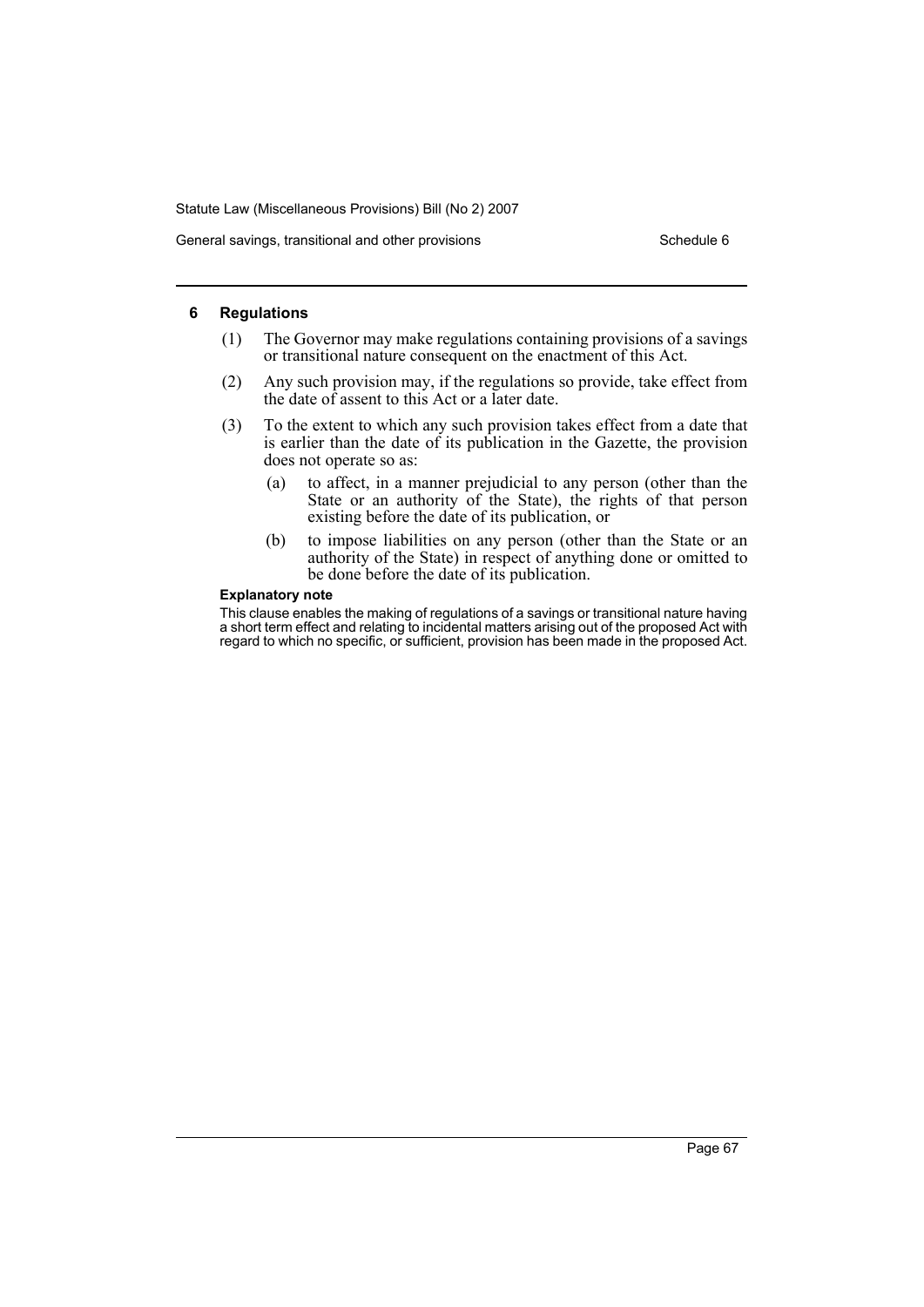### 6 Regulations

(1) The Governor may make regulations containing provisions of a savings or transitional nature consequent on the enactment of this Act.

(2) Any such provision may, if the regulations so provide, take effect from the date of assent to this Act or a later date.

(3) To the extent to which any such provision takes effect from a date that is earlier than the date of its publication in the Gazette, the provision does not operate so as:

- (a) to affect, in a manner prejudicial to any person (other than the State or an authority of the State), the rights of that person existing before the date of its publication, or
- (b) to impose liabilities on any person (other than the State or an authority of the State) in respect of anything done or omitted to be done before the date of its publication.

**Explanatory note**

This clause enables the making of regulations of a savings or transitional nature having a short term effect and relating to incidental matters arising out of the proposed Act with regard to which no specific, or sufficient, provision has been made in the proposed Act.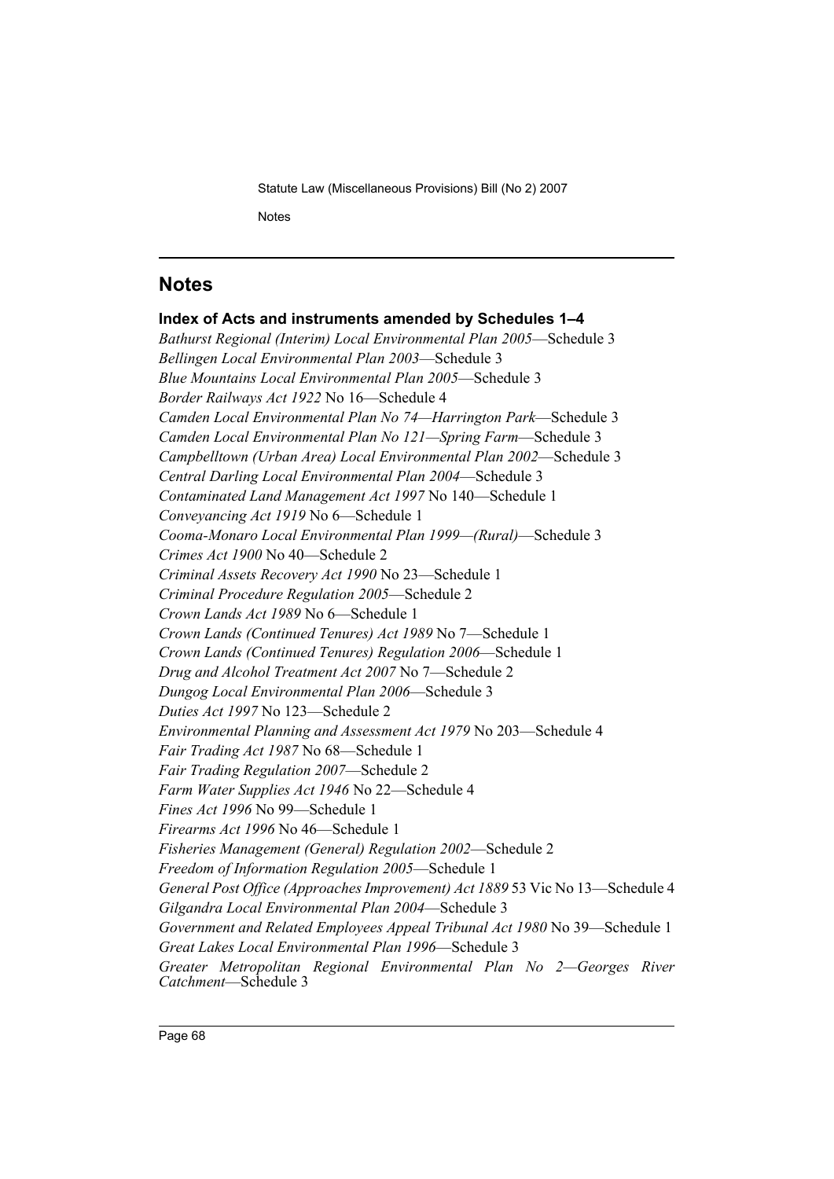# Notes

## Index of Acts and instruments amended by Schedules 1–4

*Bathurst Regional (Interim) Local Environmental Plan 2005*—Schedule 3

*Bellingen Local Environmental Plan 2003*—Schedule 3

*Blue Mountains Local Environmental Plan 2005*—Schedule 3

*Border Railways Act 1922* No 16—Schedule 4

*Camden Local Environmental Plan No 74—Harrington Park*—Schedule 3

*Camden Local Environmental Plan No 121—Spring Farm*—Schedule 3

*Campbelltown (Urban Area) Local Environmental Plan 2002*—Schedule 3

*Central Darling Local Environmental Plan 2004*—Schedule 3

*Contaminated Land Management Act 1997* No 140—Schedule 1

*Conveyancing Act 1919* No 6—Schedule 1

*Cooma-Monaro Local Environmental Plan 1999—(Rural)*—Schedule 3

*Crimes Act 1900* No 40—Schedule 2

*Criminal Assets Recovery Act 1990* No 23—Schedule 1

*Criminal Procedure Regulation 2005*—Schedule 2

*Crown Lands Act 1989* No 6—Schedule 1

*Crown Lands (Continued Tenures) Act 1989* No 7—Schedule 1

*Crown Lands (Continued Tenures) Regulation 2006*—Schedule 1

*Drug and Alcohol Treatment Act 2007* No 7—Schedule 2

*Dungog Local Environmental Plan 2006*—Schedule 3

*Duties Act 1997* No 123—Schedule 2

*Environmental Planning and Assessment Act 1979* No 203—Schedule 4

*Fair Trading Act 1987* No 68—Schedule 1

*Fair Trading Regulation 2007*—Schedule 2

*Farm Water Supplies Act 1946* No 22—Schedule 4

*Fines Act 1996* No 99—Schedule 1

*Firearms Act 1996* No 46—Schedule 1

*Fisheries Management (General) Regulation 2002*—Schedule 2

*Freedom of Information Regulation 2005*—Schedule 1

*General Post Office (Approaches Improvement) Act 1889* 53 Vic No 13—Schedule 4

*Gilgandra Local Environmental Plan 2004*—Schedule 3

*Government and Related Employees Appeal Tribunal Act 1980* No 39—Schedule 1

*Great Lakes Local Environmental Plan 1996*—Schedule 3

*Greater Metropolitan Regional Environmental Plan No 2—Georges River Catchment*—Schedule 3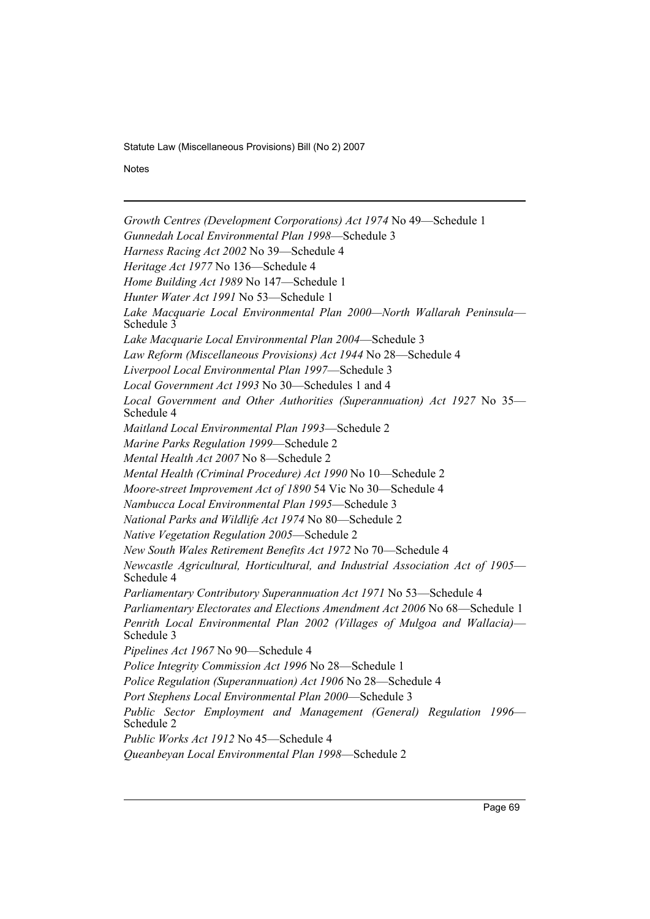*Growth Centres (Development Corporations) Act 1974* No 49—Schedule 1

*Gunnedah Local Environmental Plan 1998*—Schedule 3

*Harness Racing Act 2002* No 39—Schedule 4

*Heritage Act 1977* No 136—Schedule 4

*Home Building Act 1989* No 147—Schedule 1

*Hunter Water Act 1991* No 53—Schedule 1

*Lake Macquarie Local Environmental Plan 2000—North Wallarah Peninsula*—Schedule 3

*Lake Macquarie Local Environmental Plan 2004*—Schedule 3

*Law Reform (Miscellaneous Provisions) Act 1944* No 28—Schedule 4

*Liverpool Local Environmental Plan 1997*—Schedule 3

*Local Government Act 1993* No 30—Schedules 1 and 4

*Local Government and Other Authorities (Superannuation) Act 1927* No 35—Schedule 4

*Maitland Local Environmental Plan 1993*—Schedule 2

*Marine Parks Regulation 1999*—Schedule 2

*Mental Health Act 2007* No 8—Schedule 2

*Mental Health (Criminal Procedure) Act 1990* No 10—Schedule 2

*Moore-street Improvement Act of 1890* 54 Vic No 30—Schedule 4

*Nambucca Local Environmental Plan 1995*—Schedule 3

*National Parks and Wildlife Act 1974* No 80—Schedule 2

*Native Vegetation Regulation 2005*—Schedule 2

*New South Wales Retirement Benefits Act 1972* No 70—Schedule 4

*Newcastle Agricultural, Horticultural, and Industrial Association Act of 1905*—Schedule 4

*Parliamentary Contributory Superannuation Act 1971* No 53—Schedule 4

*Parliamentary Electorates and Elections Amendment Act 2006* No 68—Schedule 1

*Penrith Local Environmental Plan 2002 (Villages of Mulgoa and Wallacia)*—Schedule 3

*Pipelines Act 1967* No 90—Schedule 4

*Police Integrity Commission Act 1996* No 28—Schedule 1

*Police Regulation (Superannuation) Act 1906* No 28—Schedule 4

*Port Stephens Local Environmental Plan 2000*—Schedule 3

*Public Sector Employment and Management (General) Regulation 1996*—Schedule 2

*Public Works Act 1912* No 45—Schedule 4

*Queanbeyan Local Environmental Plan 1998*—Schedule 2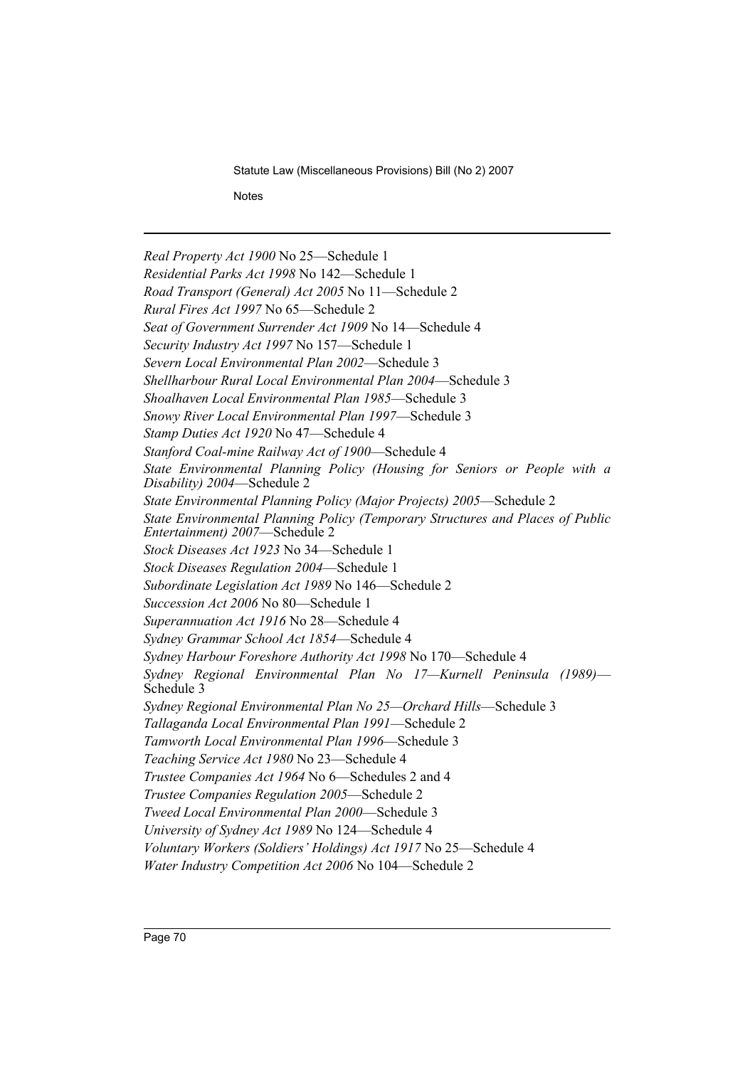*Real Property Act 1900* No 25—Schedule 1

*Residential Parks Act 1998* No 142—Schedule 1

*Road Transport (General) Act 2005* No 11—Schedule 2

*Rural Fires Act 1997* No 65—Schedule 2

*Seat of Government Surrender Act 1909* No 14—Schedule 4

*Security Industry Act 1997* No 157—Schedule 1

*Severn Local Environmental Plan 2002*—Schedule 3

*Shellharbour Rural Local Environmental Plan 2004*—Schedule 3

*Shoalhaven Local Environmental Plan 1985*—Schedule 3

*Snowy River Local Environmental Plan 1997*—Schedule 3

*Stamp Duties Act 1920* No 47—Schedule 4

*Stanford Coal-mine Railway Act of 1900*—Schedule 4

*State Environmental Planning Policy (Housing for Seniors or People with a Disability) 2004*—Schedule 2

*State Environmental Planning Policy (Major Projects) 2005*—Schedule 2

*State Environmental Planning Policy (Temporary Structures and Places of Public Entertainment) 2007*—Schedule 2

*Stock Diseases Act 1923* No 34—Schedule 1

*Stock Diseases Regulation 2004*—Schedule 1

*Subordinate Legislation Act 1989* No 146—Schedule 2

*Succession Act 2006* No 80—Schedule 1

*Superannuation Act 1916* No 28—Schedule 4

*Sydney Grammar School Act 1854*—Schedule 4

*Sydney Harbour Foreshore Authority Act 1998* No 170—Schedule 4

*Sydney Regional Environmental Plan No 17—Kurnell Peninsula (1989)*—Schedule 3

*Sydney Regional Environmental Plan No 25—Orchard Hills*—Schedule 3

*Tallaganda Local Environmental Plan 1991*—Schedule 2

*Tamworth Local Environmental Plan 1996*—Schedule 3

*Teaching Service Act 1980* No 23—Schedule 4

*Trustee Companies Act 1964* No 6—Schedules 2 and 4

*Trustee Companies Regulation 2005*—Schedule 2

*Tweed Local Environmental Plan 2000*—Schedule 3

*University of Sydney Act 1989* No 124—Schedule 4

*Voluntary Workers (Soldiers' Holdings) Act 1917* No 25—Schedule 4

*Water Industry Competition Act 2006* No 104—Schedule 2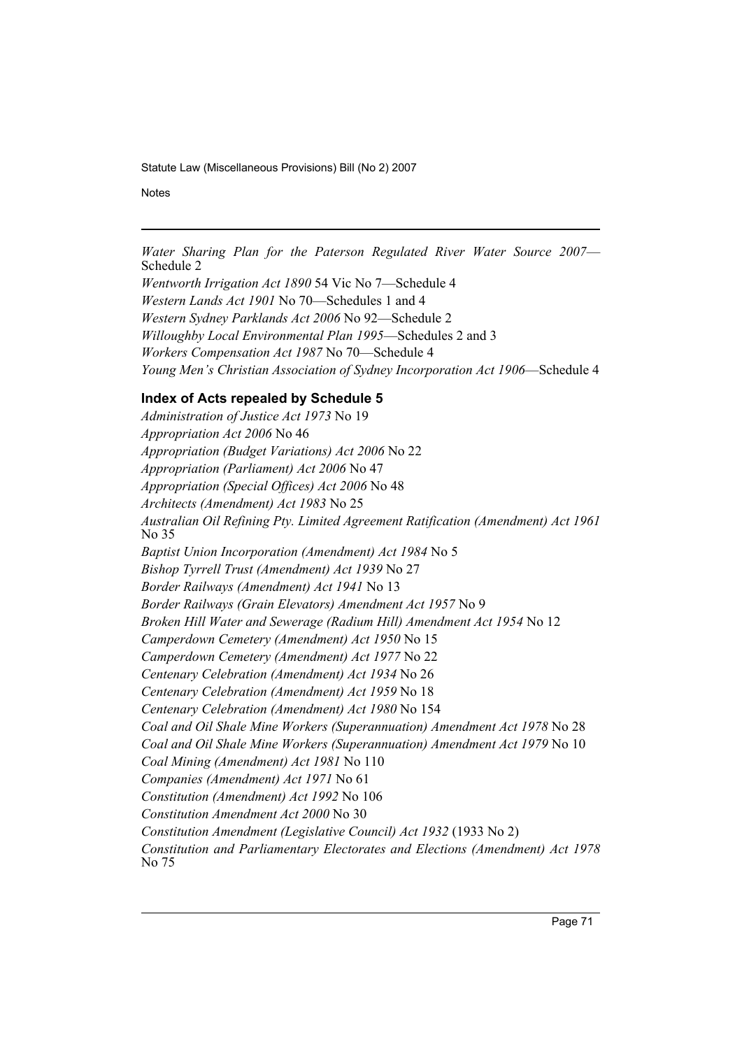*Water Sharing Plan for the Paterson Regulated River Water Source 2007*—Schedule 2

*Wentworth Irrigation Act 1890* 54 Vic No 7—Schedule 4

*Western Lands Act 1901* No 70—Schedules 1 and 4

*Western Sydney Parklands Act 2006* No 92—Schedule 2

*Willoughby Local Environmental Plan 1995*—Schedules 2 and 3

*Workers Compensation Act 1987* No 70—Schedule 4

*Young Men's Christian Association of Sydney Incorporation Act 1906*—Schedule 4

### Index of Acts repealed by Schedule 5

*Administration of Justice Act 1973* No 19

*Appropriation Act 2006* No 46

*Appropriation (Budget Variations) Act 2006* No 22

*Appropriation (Parliament) Act 2006* No 47

*Appropriation (Special Offices) Act 2006* No 48

*Architects (Amendment) Act 1983* No 25

*Australian Oil Refining Pty. Limited Agreement Ratification (Amendment) Act 1961* No 35

*Baptist Union Incorporation (Amendment) Act 1984* No 5

*Bishop Tyrrell Trust (Amendment) Act 1939* No 27

*Border Railways (Amendment) Act 1941* No 13

*Border Railways (Grain Elevators) Amendment Act 1957* No 9

*Broken Hill Water and Sewerage (Radium Hill) Amendment Act 1954* No 12

*Camperdown Cemetery (Amendment) Act 1950* No 15

*Camperdown Cemetery (Amendment) Act 1977* No 22

*Centenary Celebration (Amendment) Act 1934* No 26

*Centenary Celebration (Amendment) Act 1959* No 18

*Centenary Celebration (Amendment) Act 1980* No 154

*Coal and Oil Shale Mine Workers (Superannuation) Amendment Act 1978* No 28

*Coal and Oil Shale Mine Workers (Superannuation) Amendment Act 1979* No 10

*Coal Mining (Amendment) Act 1981* No 110

*Companies (Amendment) Act 1971* No 61

*Constitution (Amendment) Act 1992* No 106

*Constitution Amendment Act 2000* No 30

*Constitution Amendment (Legislative Council) Act 1932* (1933 No 2)

*Constitution and Parliamentary Electorates and Elections (Amendment) Act 1978* No 75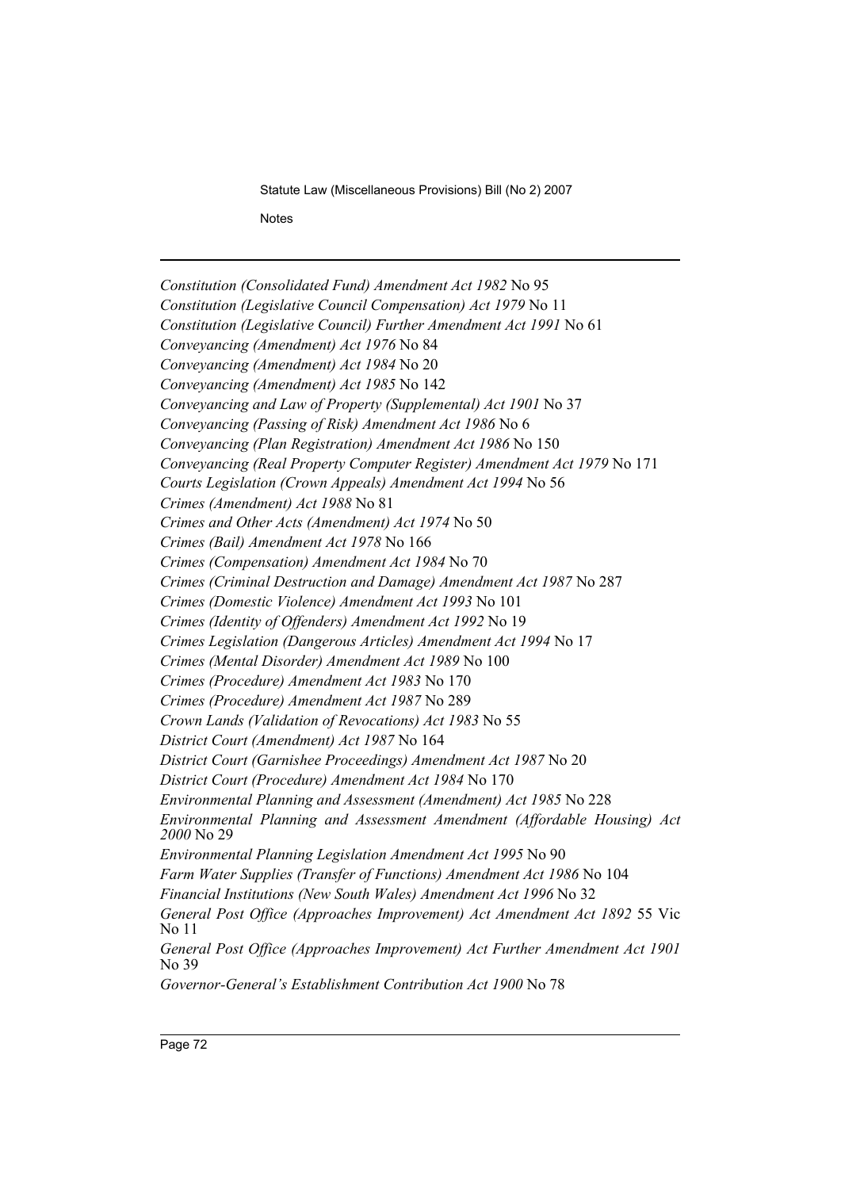*Constitution (Consolidated Fund) Amendment Act 1982* No 95

*Constitution (Legislative Council Compensation) Act 1979* No 11

*Constitution (Legislative Council) Further Amendment Act 1991* No 61

*Conveyancing (Amendment) Act 1976* No 84

*Conveyancing (Amendment) Act 1984* No 20

*Conveyancing (Amendment) Act 1985* No 142

*Conveyancing and Law of Property (Supplemental) Act 1901* No 37

*Conveyancing (Passing of Risk) Amendment Act 1986* No 6

*Conveyancing (Plan Registration) Amendment Act 1986* No 150

*Conveyancing (Real Property Computer Register) Amendment Act 1979* No 171

*Courts Legislation (Crown Appeals) Amendment Act 1994* No 56

*Crimes (Amendment) Act 1988* No 81

*Crimes and Other Acts (Amendment) Act 1974* No 50

*Crimes (Bail) Amendment Act 1978* No 166

*Crimes (Compensation) Amendment Act 1984* No 70

*Crimes (Criminal Destruction and Damage) Amendment Act 1987* No 287

*Crimes (Domestic Violence) Amendment Act 1993* No 101

*Crimes (Identity of Offenders) Amendment Act 1992* No 19

*Crimes Legislation (Dangerous Articles) Amendment Act 1994* No 17

*Crimes (Mental Disorder) Amendment Act 1989* No 100

*Crimes (Procedure) Amendment Act 1983* No 170

*Crimes (Procedure) Amendment Act 1987* No 289

*Crown Lands (Validation of Revocations) Act 1983* No 55

*District Court (Amendment) Act 1987* No 164

*District Court (Garnishee Proceedings) Amendment Act 1987* No 20

*District Court (Procedure) Amendment Act 1984* No 170

*Environmental Planning and Assessment (Amendment) Act 1985* No 228

*Environmental Planning and Assessment Amendment (Affordable Housing) Act 2000* No 29

*Environmental Planning Legislation Amendment Act 1995* No 90

*Farm Water Supplies (Transfer of Functions) Amendment Act 1986* No 104

*Financial Institutions (New South Wales) Amendment Act 1996* No 32

*General Post Office (Approaches Improvement) Act Amendment Act 1892* 55 Vic No 11

*General Post Office (Approaches Improvement) Act Further Amendment Act 1901* No 39

*Governor-General's Establishment Contribution Act 1900* No 78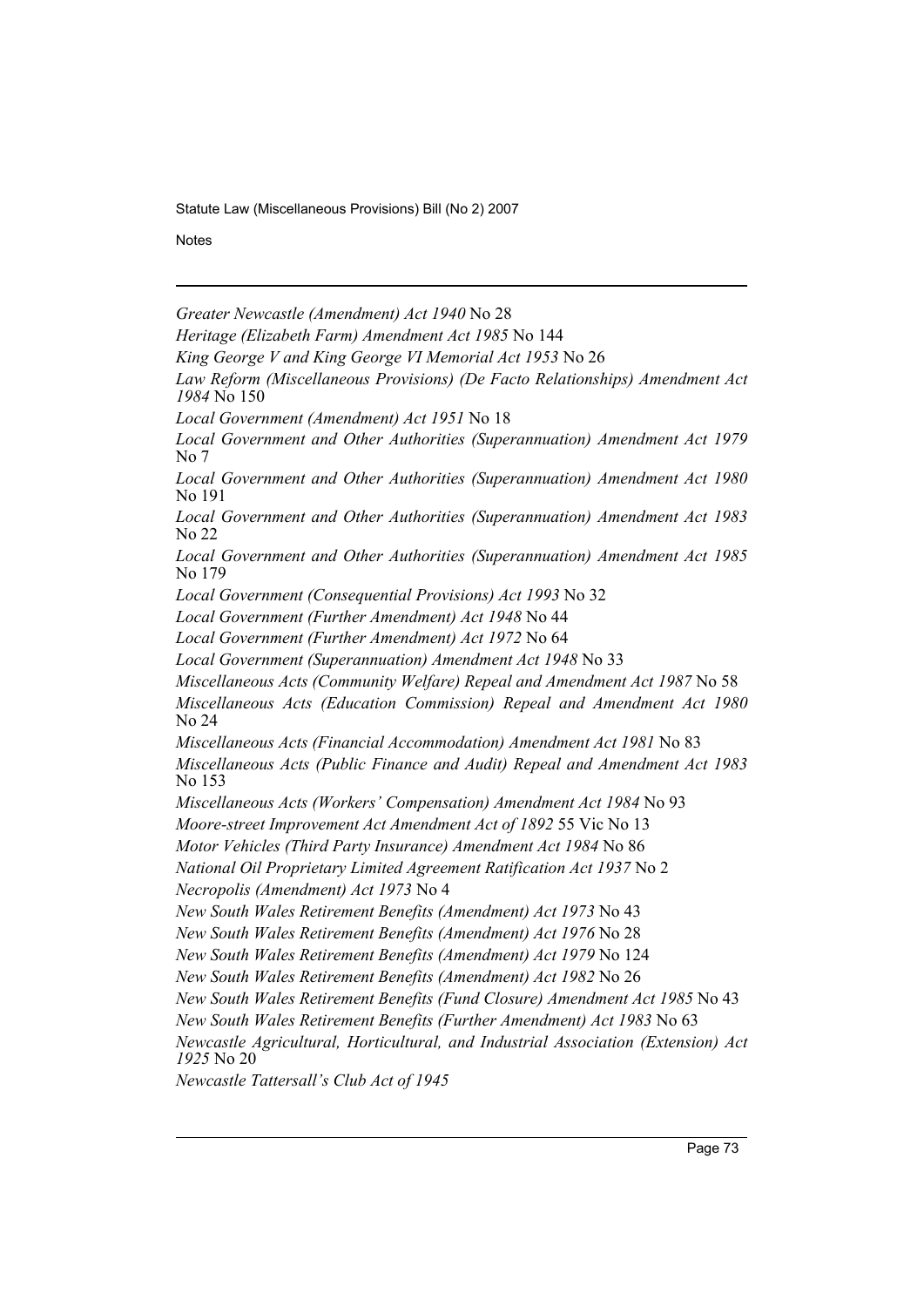*Greater Newcastle (Amendment) Act 1940* No 28

*Heritage (Elizabeth Farm) Amendment Act 1985* No 144

*King George V and King George VI Memorial Act 1953* No 26

*Law Reform (Miscellaneous Provisions) (De Facto Relationships) Amendment Act 1984* No 150

*Local Government (Amendment) Act 1951* No 18

*Local Government and Other Authorities (Superannuation) Amendment Act 1979* No 7

*Local Government and Other Authorities (Superannuation) Amendment Act 1980* No 191

*Local Government and Other Authorities (Superannuation) Amendment Act 1983* No 22

*Local Government and Other Authorities (Superannuation) Amendment Act 1985* No 179

*Local Government (Consequential Provisions) Act 1993* No 32

*Local Government (Further Amendment) Act 1948* No 44

*Local Government (Further Amendment) Act 1972* No 64

*Local Government (Superannuation) Amendment Act 1948* No 33

*Miscellaneous Acts (Community Welfare) Repeal and Amendment Act 1987* No 58

*Miscellaneous Acts (Education Commission) Repeal and Amendment Act 1980* No 24

*Miscellaneous Acts (Financial Accommodation) Amendment Act 1981* No 83

*Miscellaneous Acts (Public Finance and Audit) Repeal and Amendment Act 1983* No 153

*Miscellaneous Acts (Workers' Compensation) Amendment Act 1984* No 93

*Moore-street Improvement Act Amendment Act of 1892* 55 Vic No 13

*Motor Vehicles (Third Party Insurance) Amendment Act 1984* No 86

*National Oil Proprietary Limited Agreement Ratification Act 1937* No 2

*Necropolis (Amendment) Act 1973* No 4

*New South Wales Retirement Benefits (Amendment) Act 1973* No 43

*New South Wales Retirement Benefits (Amendment) Act 1976* No 28

*New South Wales Retirement Benefits (Amendment) Act 1979* No 124

*New South Wales Retirement Benefits (Amendment) Act 1982* No 26

*New South Wales Retirement Benefits (Fund Closure) Amendment Act 1985* No 43

*New South Wales Retirement Benefits (Further Amendment) Act 1983* No 63

*Newcastle Agricultural, Horticultural, and Industrial Association (Extension) Act 1925* No 20

*Newcastle Tattersall's Club Act of 1945*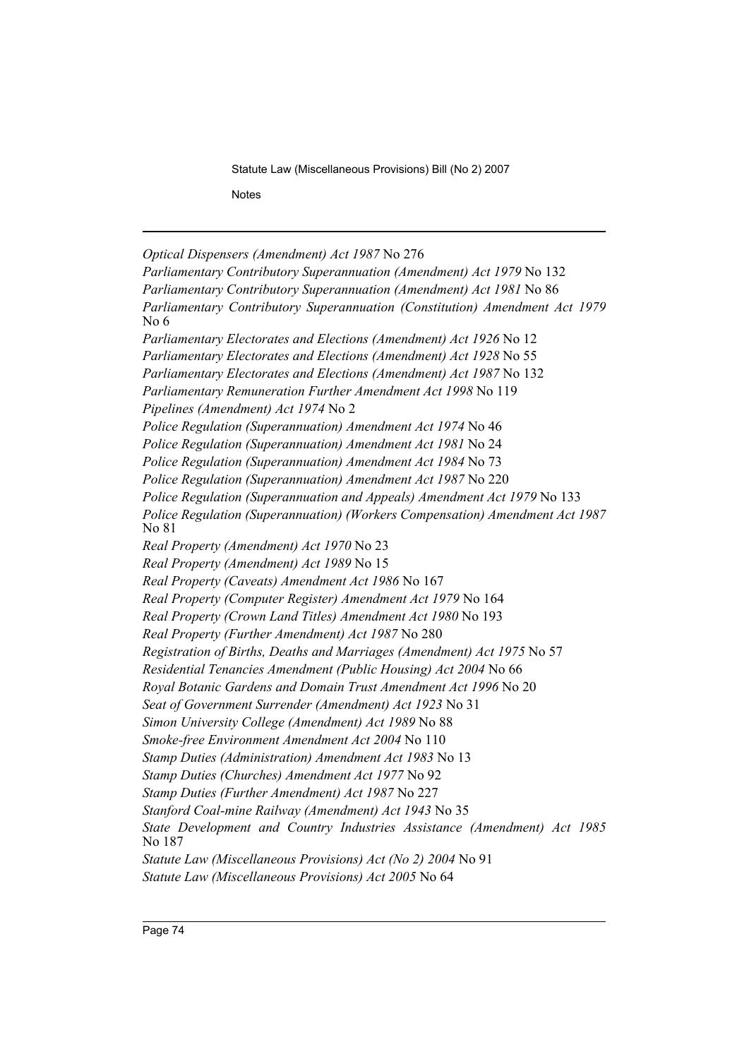*Optical Dispensers (Amendment) Act 1987* No 276

*Parliamentary Contributory Superannuation (Amendment) Act 1979* No 132

*Parliamentary Contributory Superannuation (Amendment) Act 1981* No 86

*Parliamentary Contributory Superannuation (Constitution) Amendment Act 1979* No 6

*Parliamentary Electorates and Elections (Amendment) Act 1926* No 12

*Parliamentary Electorates and Elections (Amendment) Act 1928* No 55

*Parliamentary Electorates and Elections (Amendment) Act 1987* No 132

*Parliamentary Remuneration Further Amendment Act 1998* No 119

*Pipelines (Amendment) Act 1974* No 2

*Police Regulation (Superannuation) Amendment Act 1974* No 46

*Police Regulation (Superannuation) Amendment Act 1981* No 24

*Police Regulation (Superannuation) Amendment Act 1984* No 73

*Police Regulation (Superannuation) Amendment Act 1987* No 220

*Police Regulation (Superannuation and Appeals) Amendment Act 1979* No 133

*Police Regulation (Superannuation) (Workers Compensation) Amendment Act 1987* No 81

*Real Property (Amendment) Act 1970* No 23

*Real Property (Amendment) Act 1989* No 15

*Real Property (Caveats) Amendment Act 1986* No 167

*Real Property (Computer Register) Amendment Act 1979* No 164

*Real Property (Crown Land Titles) Amendment Act 1980* No 193

*Real Property (Further Amendment) Act 1987* No 280

*Registration of Births, Deaths and Marriages (Amendment) Act 1975* No 57

*Residential Tenancies Amendment (Public Housing) Act 2004* No 66

*Royal Botanic Gardens and Domain Trust Amendment Act 1996* No 20

*Seat of Government Surrender (Amendment) Act 1923* No 31

*Simon University College (Amendment) Act 1989* No 88

*Smoke-free Environment Amendment Act 2004* No 110

*Stamp Duties (Administration) Amendment Act 1983* No 13

*Stamp Duties (Churches) Amendment Act 1977* No 92

*Stamp Duties (Further Amendment) Act 1987* No 227

*Stanford Coal-mine Railway (Amendment) Act 1943* No 35

*State Development and Country Industries Assistance (Amendment) Act 1985* No 187

*Statute Law (Miscellaneous Provisions) Act (No 2) 2004* No 91

*Statute Law (Miscellaneous Provisions) Act 2005* No 64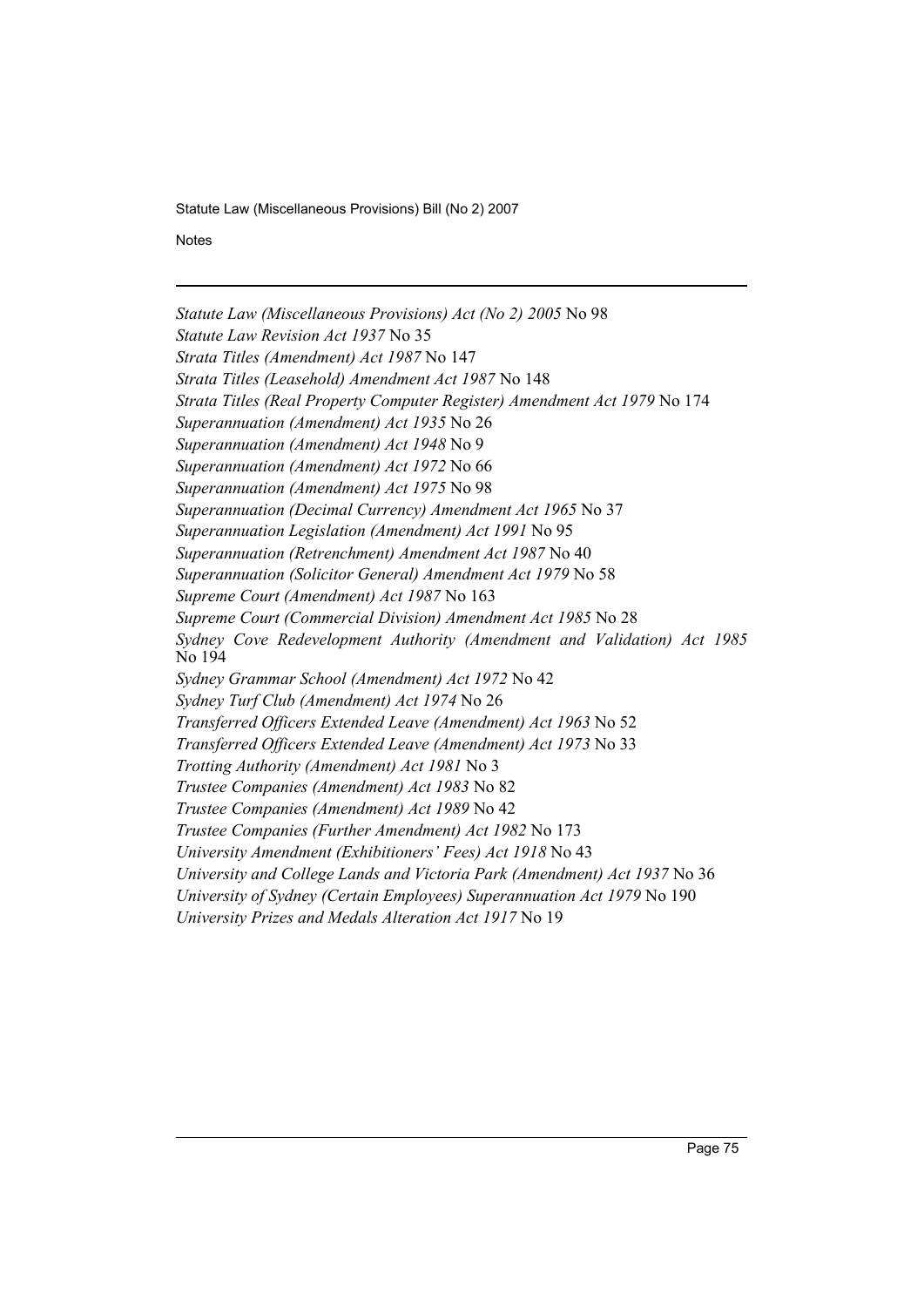*Statute Law (Miscellaneous Provisions) Act (No 2) 2005* No 98

*Statute Law Revision Act 1937* No 35

*Strata Titles (Amendment) Act 1987* No 147

*Strata Titles (Leasehold) Amendment Act 1987* No 148

*Strata Titles (Real Property Computer Register) Amendment Act 1979* No 174

*Superannuation (Amendment) Act 1935* No 26

*Superannuation (Amendment) Act 1948* No 9

*Superannuation (Amendment) Act 1972* No 66

*Superannuation (Amendment) Act 1975* No 98

*Superannuation (Decimal Currency) Amendment Act 1965* No 37

*Superannuation Legislation (Amendment) Act 1991* No 95

*Superannuation (Retrenchment) Amendment Act 1987* No 40

*Superannuation (Solicitor General) Amendment Act 1979* No 58

*Supreme Court (Amendment) Act 1987* No 163

*Supreme Court (Commercial Division) Amendment Act 1985* No 28

*Sydney Cove Redevelopment Authority (Amendment and Validation) Act 1985* No 194

*Sydney Grammar School (Amendment) Act 1972* No 42

*Sydney Turf Club (Amendment) Act 1974* No 26

*Transferred Officers Extended Leave (Amendment) Act 1963* No 52

*Transferred Officers Extended Leave (Amendment) Act 1973* No 33

*Trotting Authority (Amendment) Act 1981* No 3

*Trustee Companies (Amendment) Act 1983* No 82

*Trustee Companies (Amendment) Act 1989* No 42

*Trustee Companies (Further Amendment) Act 1982* No 173

*University Amendment (Exhibitioners' Fees) Act 1918* No 43

*University and College Lands and Victoria Park (Amendment) Act 1937* No 36

*University of Sydney (Certain Employees) Superannuation Act 1979* No 190

*University Prizes and Medals Alteration Act 1917* No 19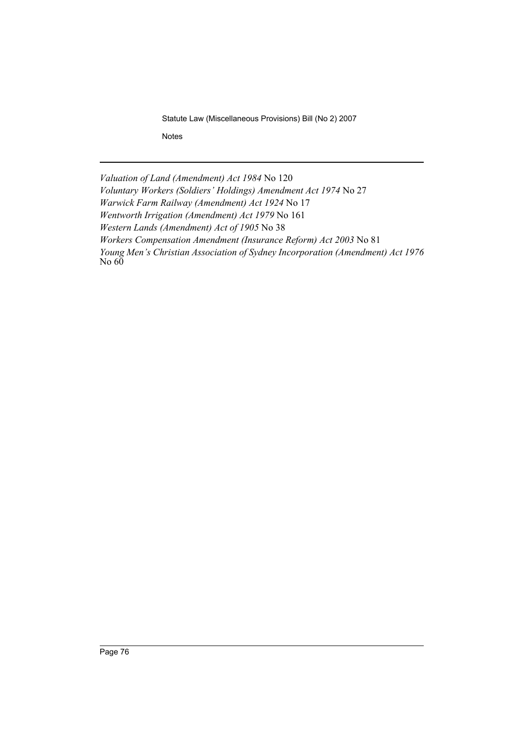*Valuation of Land (Amendment) Act 1984* No 120

*Voluntary Workers (Soldiers' Holdings) Amendment Act 1974* No 27

*Warwick Farm Railway (Amendment) Act 1924* No 17

*Wentworth Irrigation (Amendment) Act 1979* No 161

*Western Lands (Amendment) Act of 1905* No 38

*Workers Compensation Amendment (Insurance Reform) Act 2003* No 81

*Young Men's Christian Association of Sydney Incorporation (Amendment) Act 1976* No 60